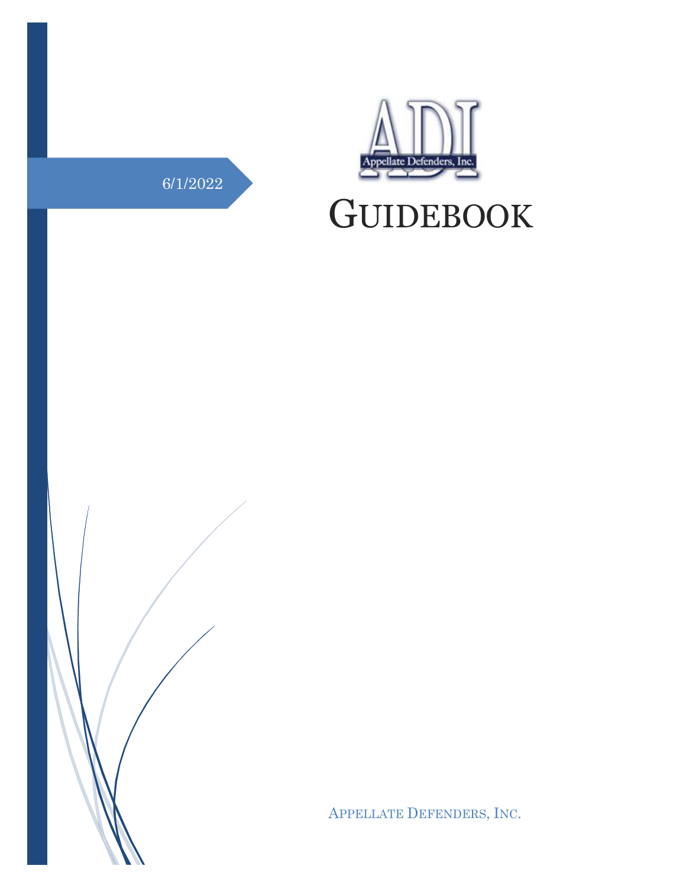6/1/2022

ADI

Appellate Defenders, Inc.

# GUIDEBOOK

APPELLATE DEFENDERS, INC.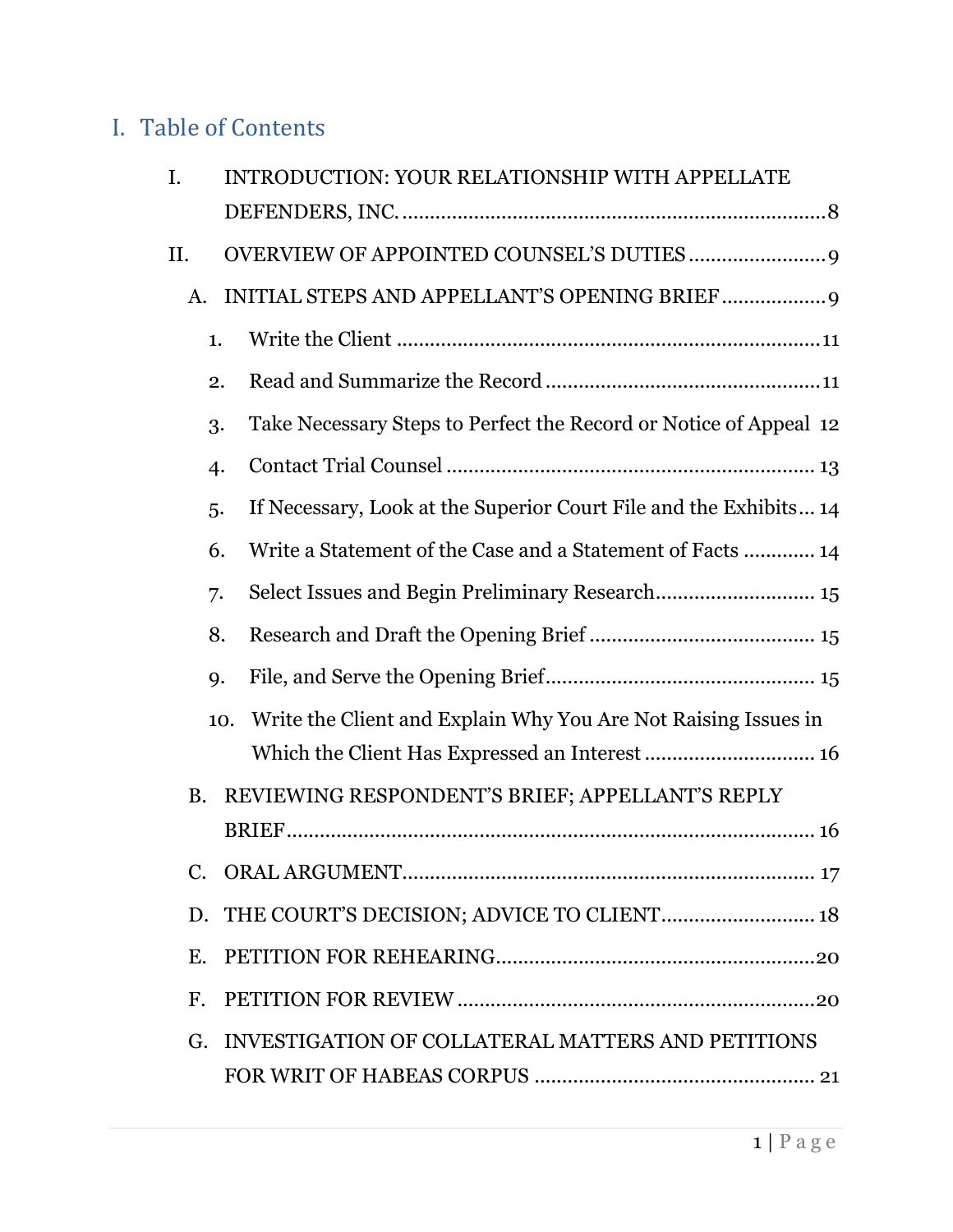# I. Table of Contents

I. INTRODUCTION: YOUR RELATIONSHIP WITH APPELLATE DEFENDERS, INC. .......... 8

II. OVERVIEW OF APPOINTED COUNSEL'S DUTIES .......... 9

- A. INITIAL STEPS AND APPELLANT'S OPENING BRIEF .......... 9
  1. Write the Client .......... 11
  2. Read and Summarize the Record .......... 11
  3. Take Necessary Steps to Perfect the Record or Notice of Appeal .......... 12
  4. Contact Trial Counsel .......... 13
  5. If Necessary, Look at the Superior Court File and the Exhibits .......... 14
  6. Write a Statement of the Case and a Statement of Facts .......... 14
  7. Select Issues and Begin Preliminary Research .......... 15
  8. Research and Draft the Opening Brief .......... 15
  9. File, and Serve the Opening Brief .......... 15
  10. Write the Client and Explain Why You Are Not Raising Issues in Which the Client Has Expressed an Interest .......... 16
- B. REVIEWING RESPONDENT'S BRIEF; APPELLANT'S REPLY BRIEF .......... 16
- C. ORAL ARGUMENT .......... 17
- D. THE COURT'S DECISION; ADVICE TO CLIENT .......... 18
- E. PETITION FOR REHEARING .......... 20
- F. PETITION FOR REVIEW .......... 20
- G. INVESTIGATION OF COLLATERAL MATTERS AND PETITIONS FOR WRIT OF HABEAS CORPUS .......... 21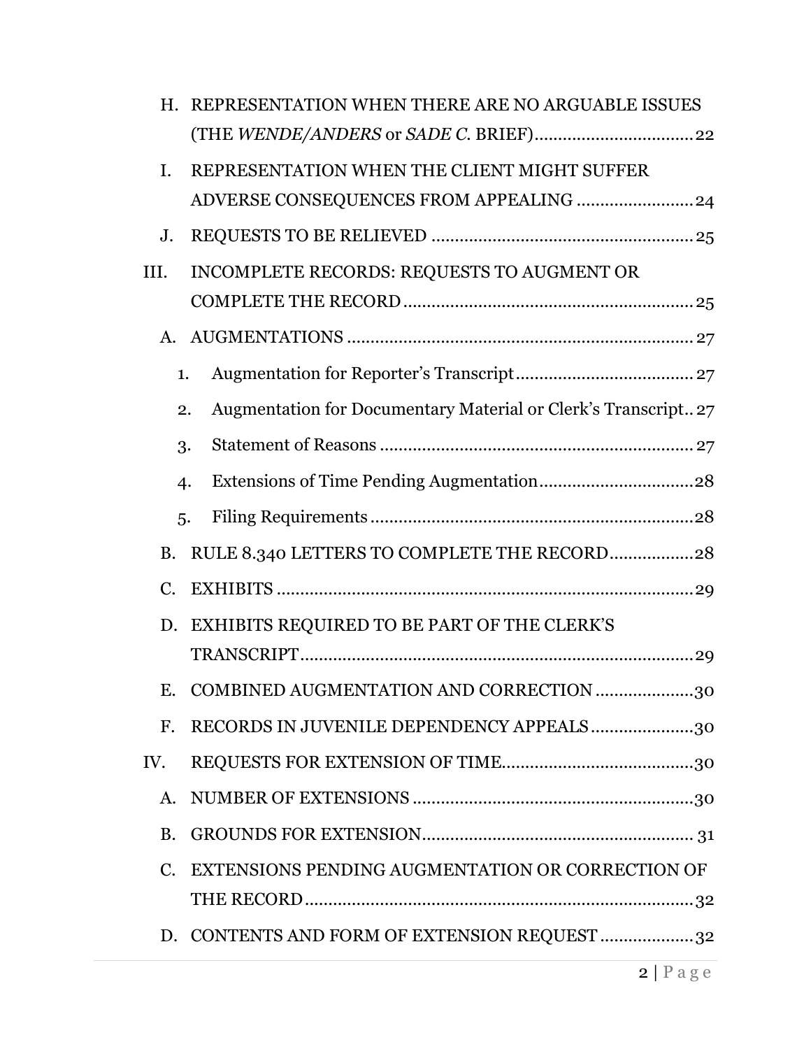- H. REPRESENTATION WHEN THERE ARE NO ARGUABLE ISSUES (THE *WENDE/ANDERS* or *SADE C.* BRIEF) ........ 22
- I. REPRESENTATION WHEN THE CLIENT MIGHT SUFFER ADVERSE CONSEQUENCES FROM APPEALING ........ 24
- J. REQUESTS TO BE RELIEVED ........ 25

III. INCOMPLETE RECORDS: REQUESTS TO AUGMENT OR COMPLETE THE RECORD ........ 25

- A. AUGMENTATIONS ........ 27
  1. Augmentation for Reporter's Transcript ........ 27
  2. Augmentation for Documentary Material or Clerk's Transcript.. 27
  3. Statement of Reasons ........ 27
  4. Extensions of Time Pending Augmentation ........ 28
  5. Filing Requirements ........ 28
- B. RULE 8.340 LETTERS TO COMPLETE THE RECORD ........ 28
- C. EXHIBITS ........ 29
- D. EXHIBITS REQUIRED TO BE PART OF THE CLERK'S TRANSCRIPT ........ 29
- E. COMBINED AUGMENTATION AND CORRECTION ........ 30
- F. RECORDS IN JUVENILE DEPENDENCY APPEALS ........ 30

IV. REQUESTS FOR EXTENSION OF TIME ........ 30

- A. NUMBER OF EXTENSIONS ........ 30
- B. GROUNDS FOR EXTENSION ........ 31
- C. EXTENSIONS PENDING AUGMENTATION OR CORRECTION OF THE RECORD ........ 32
- D. CONTENTS AND FORM OF EXTENSION REQUEST ........ 32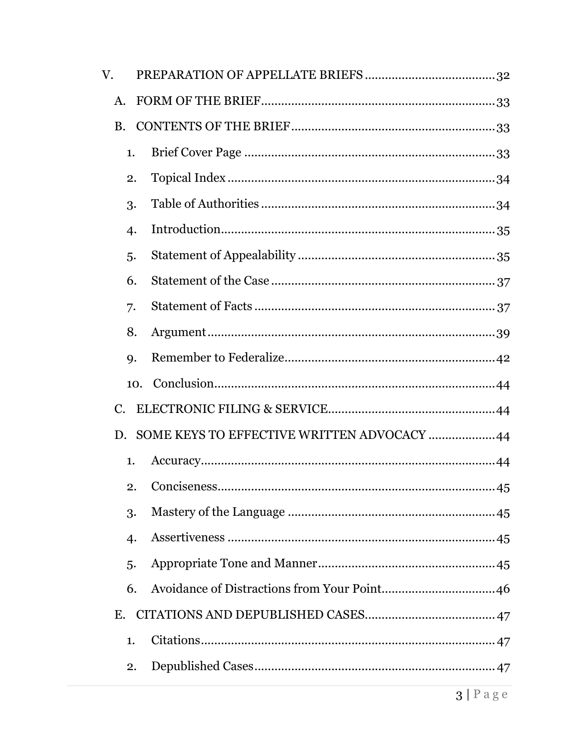V. PREPARATION OF APPELLATE BRIEFS ....................................... 32

A. FORM OF THE BRIEF ....................................... 33

B. CONTENTS OF THE BRIEF ....................................... 33

1. Brief Cover Page ....................................... 33
2. Topical Index ....................................... 34
3. Table of Authorities ....................................... 34
4. Introduction ....................................... 35
5. Statement of Appealability ....................................... 35
6. Statement of the Case ....................................... 37
7. Statement of Facts ....................................... 37
8. Argument ....................................... 39
9. Remember to Federalize ....................................... 42
10. Conclusion ....................................... 44

C. ELECTRONIC FILING & SERVICE ....................................... 44

D. SOME KEYS TO EFFECTIVE WRITTEN ADVOCACY ....................................... 44

1. Accuracy ....................................... 44
2. Conciseness ....................................... 45
3. Mastery of the Language ....................................... 45
4. Assertiveness ....................................... 45
5. Appropriate Tone and Manner ....................................... 45
6. Avoidance of Distractions from Your Point ....................................... 46

E. CITATIONS AND DEPUBLISHED CASES ....................................... 47

1. Citations ....................................... 47
2. Depublished Cases ....................................... 47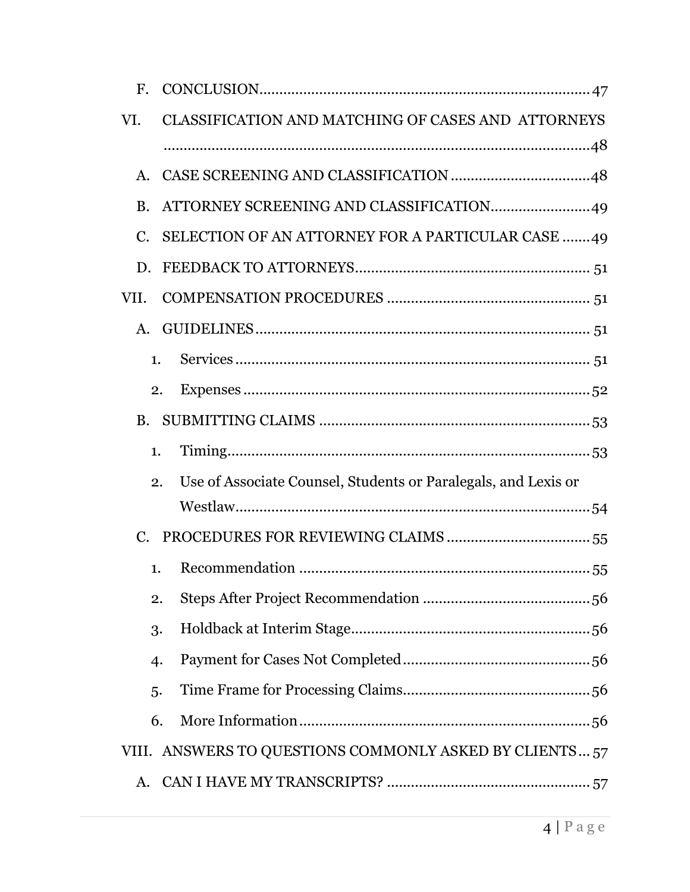F. CONCLUSION .......... 47

VI. CLASSIFICATION AND MATCHING OF CASES AND ATTORNEYS .......... 48

A. CASE SCREENING AND CLASSIFICATION .......... 48

B. ATTORNEY SCREENING AND CLASSIFICATION .......... 49

C. SELECTION OF AN ATTORNEY FOR A PARTICULAR CASE .......... 49

D. FEEDBACK TO ATTORNEYS .......... 51

VII. COMPENSATION PROCEDURES .......... 51

A. GUIDELINES .......... 51

1. Services .......... 51

2. Expenses .......... 52

B. SUBMITTING CLAIMS .......... 53

1. Timing .......... 53

2. Use of Associate Counsel, Students or Paralegals, and Lexis or Westlaw .......... 54

C. PROCEDURES FOR REVIEWING CLAIMS .......... 55

1. Recommendation .......... 55

2. Steps After Project Recommendation .......... 56

3. Holdback at Interim Stage .......... 56

4. Payment for Cases Not Completed .......... 56

5. Time Frame for Processing Claims .......... 56

6. More Information .......... 56

VIII. ANSWERS TO QUESTIONS COMMONLY ASKED BY CLIENTS .......... 57

A. CAN I HAVE MY TRANSCRIPTS? .......... 57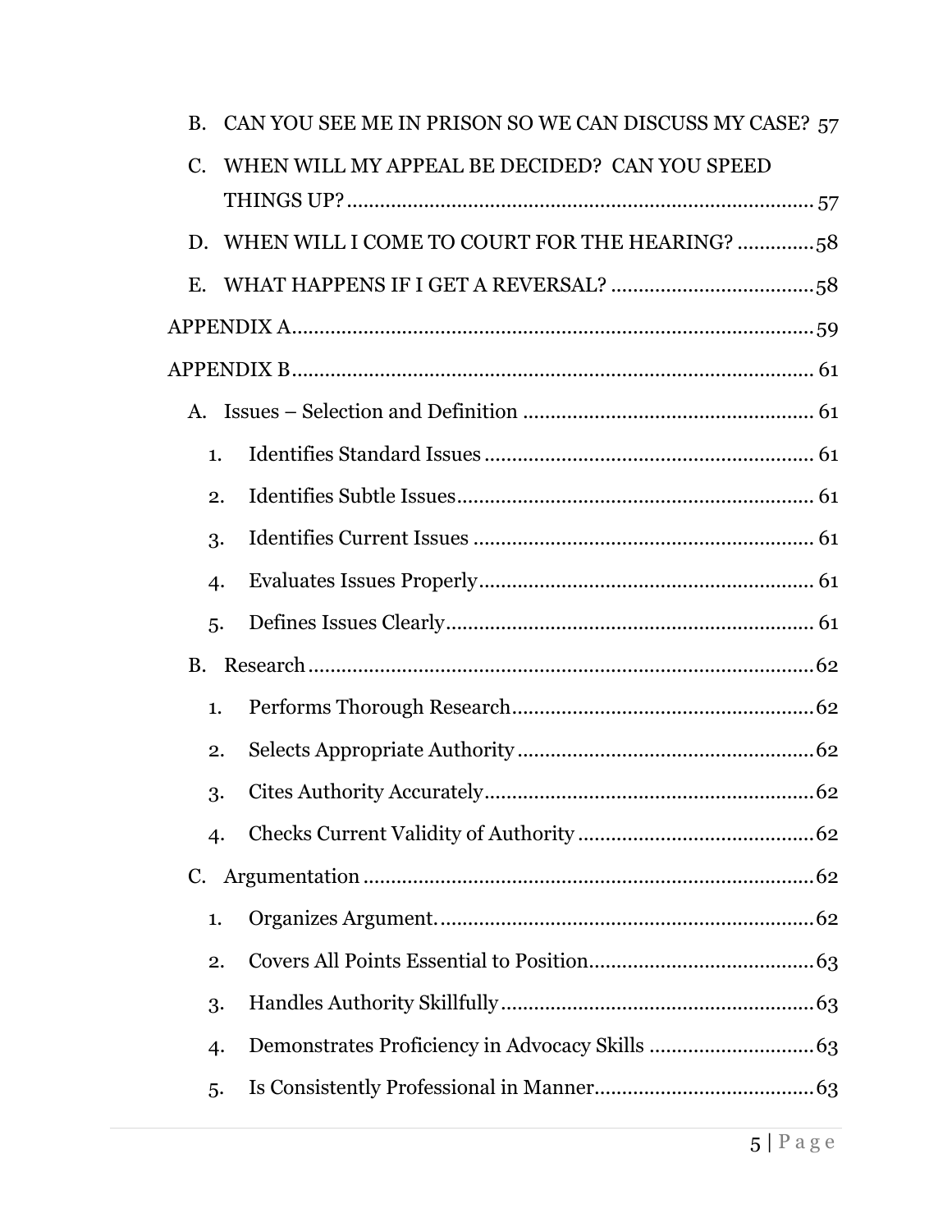B. CAN YOU SEE ME IN PRISON SO WE CAN DISCUSS MY CASE? 57

C. WHEN WILL MY APPEAL BE DECIDED? CAN YOU SPEED THINGS UP? ..... 57

D. WHEN WILL I COME TO COURT FOR THE HEARING? ..... 58

E. WHAT HAPPENS IF I GET A REVERSAL? ..... 58

APPENDIX A ..... 59

APPENDIX B ..... 61

A. Issues – Selection and Definition ..... 61

1. Identifies Standard Issues ..... 61
2. Identifies Subtle Issues ..... 61
3. Identifies Current Issues ..... 61
4. Evaluates Issues Properly ..... 61
5. Defines Issues Clearly ..... 61

B. Research ..... 62

1. Performs Thorough Research ..... 62
2. Selects Appropriate Authority ..... 62
3. Cites Authority Accurately ..... 62
4. Checks Current Validity of Authority ..... 62

C. Argumentation ..... 62

1. Organizes Argument. ..... 62
2. Covers All Points Essential to Position ..... 63
3. Handles Authority Skillfully ..... 63
4. Demonstrates Proficiency in Advocacy Skills ..... 63
5. Is Consistently Professional in Manner ..... 63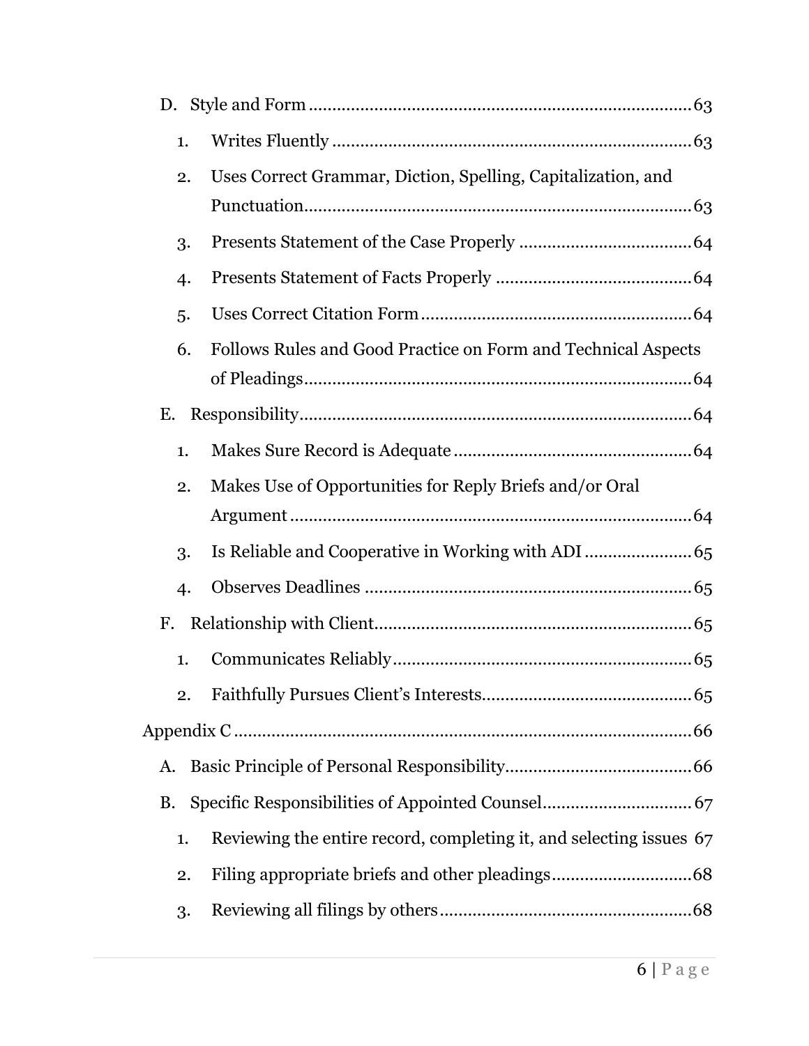- D. Style and Form ....................................................................................63
  - 1. Writes Fluently ..............................................................................63
  - 2. Uses Correct Grammar, Diction, Spelling, Capitalization, and Punctuation....................................................................................63
  - 3. Presents Statement of the Case Properly .......................................64
  - 4. Presents Statement of Facts Properly ............................................64
  - 5. Uses Correct Citation Form ...........................................................64
  - 6. Follows Rules and Good Practice on Form and Technical Aspects of Pleadings......................................................................................64
- E. Responsibility.......................................................................................64
  - 1. Makes Sure Record is Adequate .....................................................64
  - 2. Makes Use of Opportunities for Reply Briefs and/or Oral Argument .........................................................................................64
  - 3. Is Reliable and Cooperative in Working with ADI .........................65
  - 4. Observes Deadlines ........................................................................65
- F. Relationship with Client.......................................................................65
  - 1. Communicates Reliably..................................................................65
  - 2. Faithfully Pursues Client's Interests...............................................65

Appendix C ...................................................................................................66

- A. Basic Principle of Personal Responsibility..........................................66
- B. Specific Responsibilities of Appointed Counsel..................................67
  - 1. Reviewing the entire record, completing it, and selecting issues 67
  - 2. Filing appropriate briefs and other pleadings................................68
  - 3. Reviewing all filings by others ........................................................68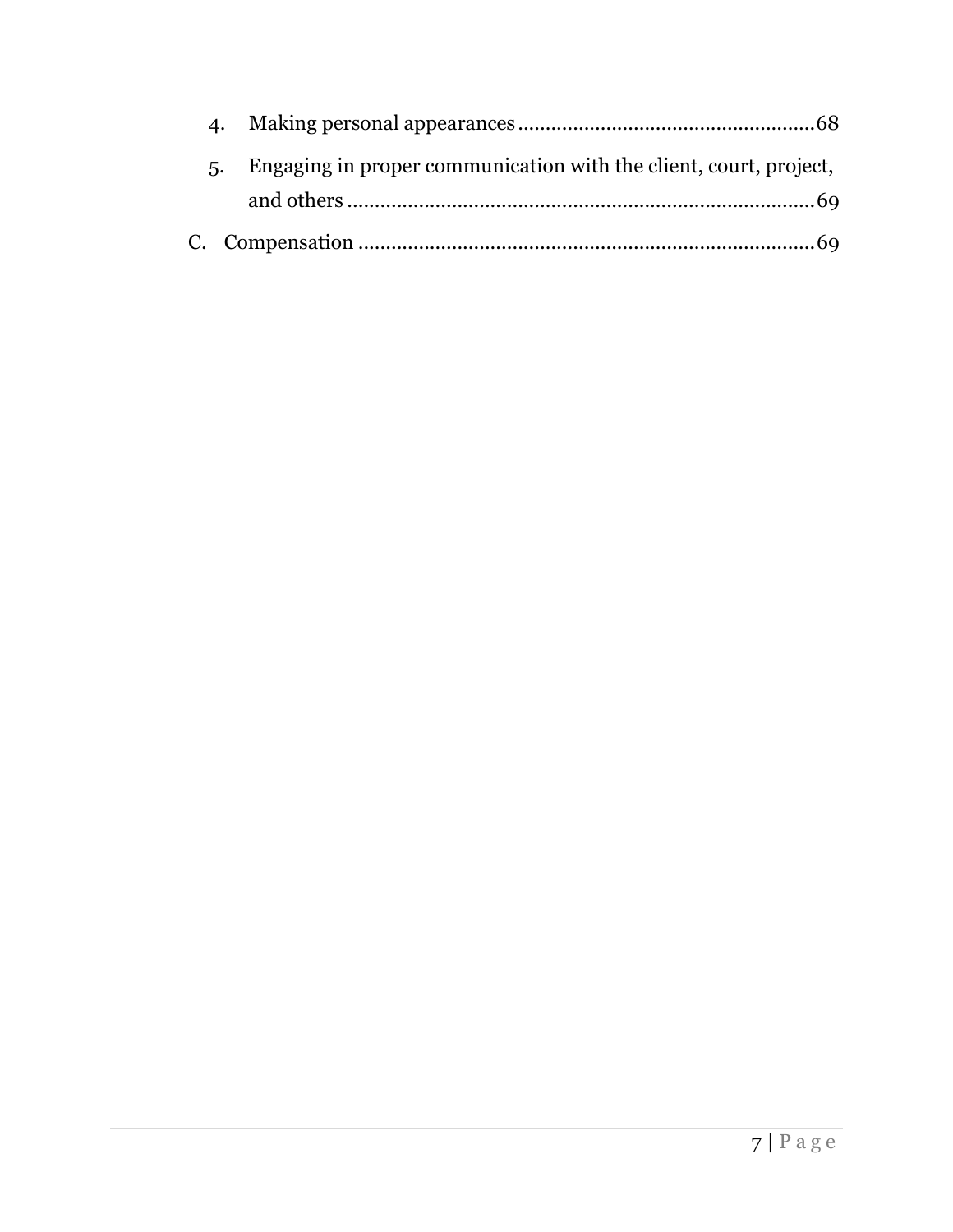4. Making personal appearances ..................................................... 68
5. Engaging in proper communication with the client, court, project, and others ..................................................................................... 69

C. Compensation .................................................................................. 69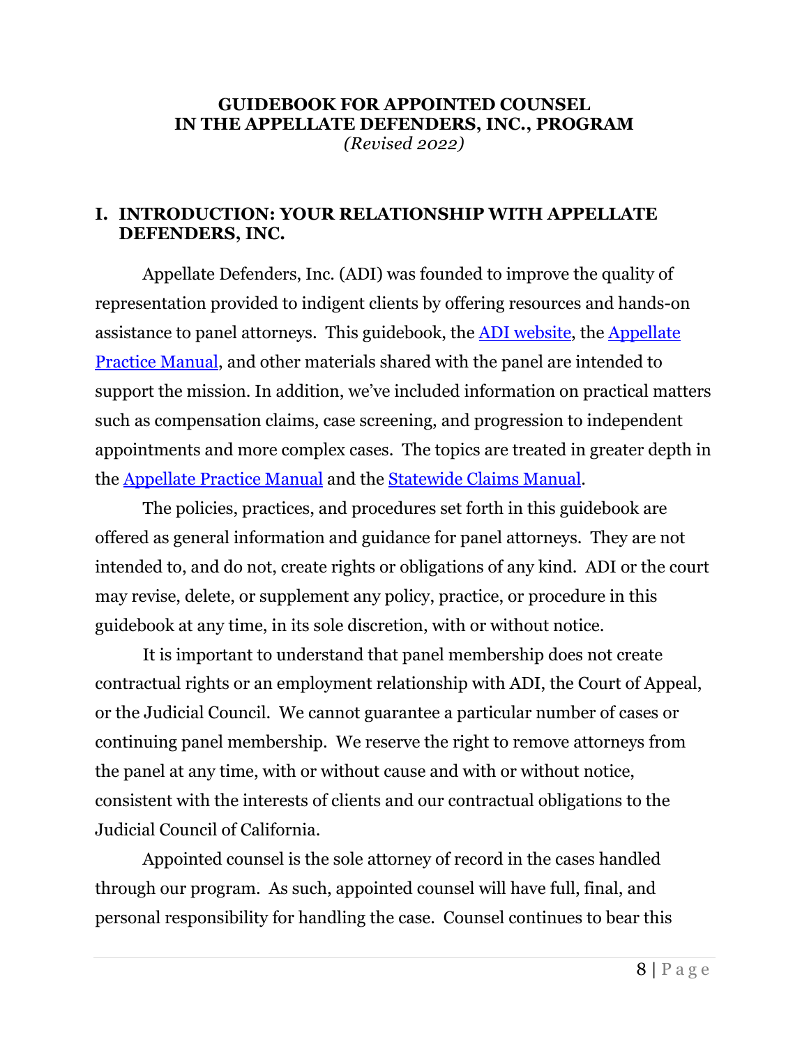**GUIDEBOOK FOR APPOINTED COUNSEL IN THE APPELLATE DEFENDERS, INC., PROGRAM**
*(Revised 2022)*

## I. INTRODUCTION: YOUR RELATIONSHIP WITH APPELLATE DEFENDERS, INC.

Appellate Defenders, Inc. (ADI) was founded to improve the quality of representation provided to indigent clients by offering resources and hands-on assistance to panel attorneys. This guidebook, the ADI website, the Appellate Practice Manual, and other materials shared with the panel are intended to support the mission. In addition, we've included information on practical matters such as compensation claims, case screening, and progression to independent appointments and more complex cases. The topics are treated in greater depth in the Appellate Practice Manual and the Statewide Claims Manual.

The policies, practices, and procedures set forth in this guidebook are offered as general information and guidance for panel attorneys. They are not intended to, and do not, create rights or obligations of any kind. ADI or the court may revise, delete, or supplement any policy, practice, or procedure in this guidebook at any time, in its sole discretion, with or without notice.

It is important to understand that panel membership does not create contractual rights or an employment relationship with ADI, the Court of Appeal, or the Judicial Council. We cannot guarantee a particular number of cases or continuing panel membership. We reserve the right to remove attorneys from the panel at any time, with or without cause and with or without notice, consistent with the interests of clients and our contractual obligations to the Judicial Council of California.

Appointed counsel is the sole attorney of record in the cases handled through our program. As such, appointed counsel will have full, final, and personal responsibility for handling the case. Counsel continues to bear this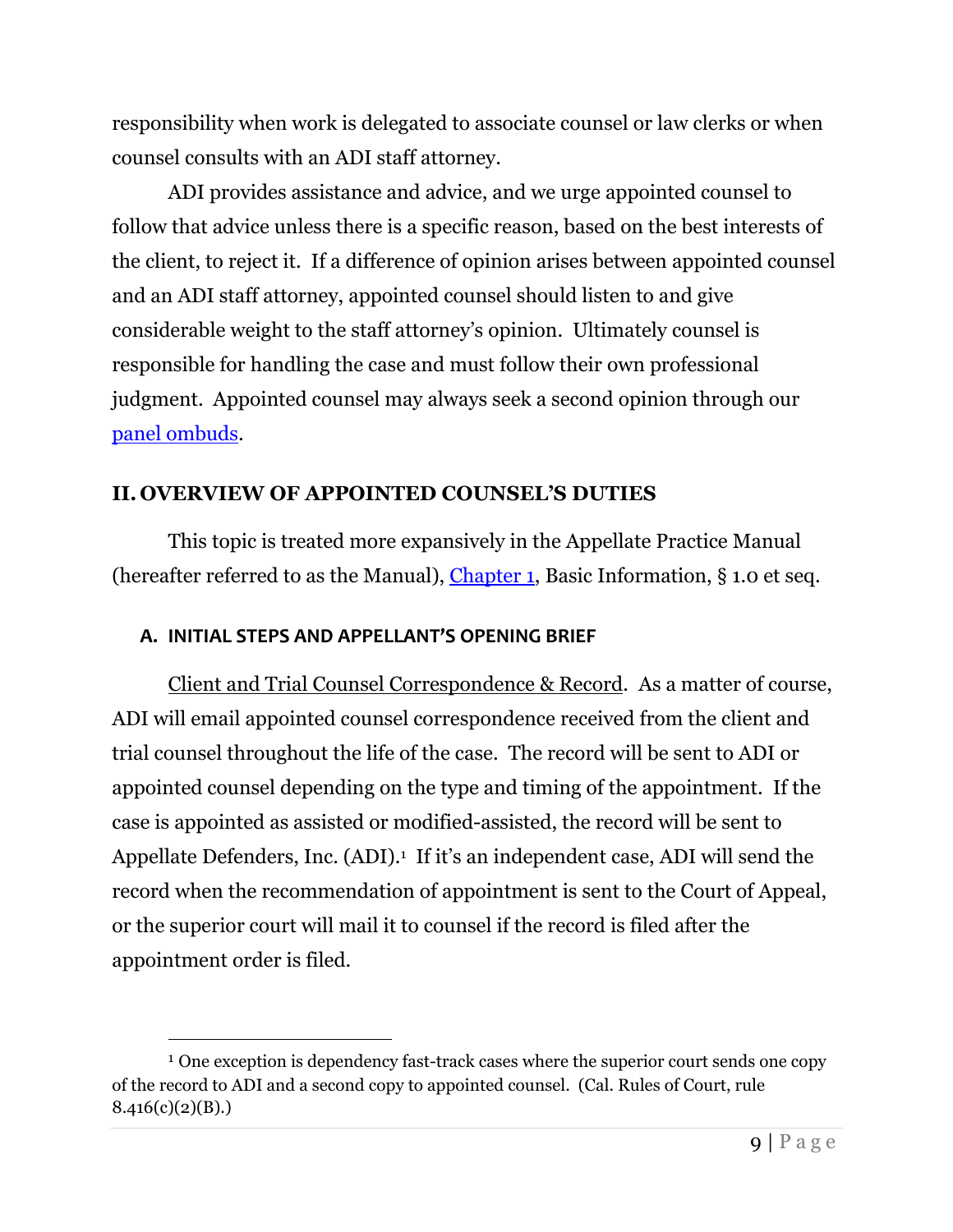responsibility when work is delegated to associate counsel or law clerks or when counsel consults with an ADI staff attorney.

ADI provides assistance and advice, and we urge appointed counsel to follow that advice unless there is a specific reason, based on the best interests of the client, to reject it. If a difference of opinion arises between appointed counsel and an ADI staff attorney, appointed counsel should listen to and give considerable weight to the staff attorney's opinion. Ultimately counsel is responsible for handling the case and must follow their own professional judgment. Appointed counsel may always seek a second opinion through our panel ombuds.

## II. OVERVIEW OF APPOINTED COUNSEL'S DUTIES

This topic is treated more expansively in the Appellate Practice Manual (hereafter referred to as the Manual), Chapter 1, Basic Information, § 1.0 et seq.

### A. INITIAL STEPS AND APPELLANT'S OPENING BRIEF

Client and Trial Counsel Correspondence & Record. As a matter of course, ADI will email appointed counsel correspondence received from the client and trial counsel throughout the life of the case. The record will be sent to ADI or appointed counsel depending on the type and timing of the appointment. If the case is appointed as assisted or modified-assisted, the record will be sent to Appellate Defenders, Inc. (ADI).[1] If it's an independent case, ADI will send the record when the recommendation of appointment is sent to the Court of Appeal, or the superior court will mail it to counsel if the record is filed after the appointment order is filed.

[1] One exception is dependency fast-track cases where the superior court sends one copy of the record to ADI and a second copy to appointed counsel. (Cal. Rules of Court, rule 8.416(c)(2)(B).)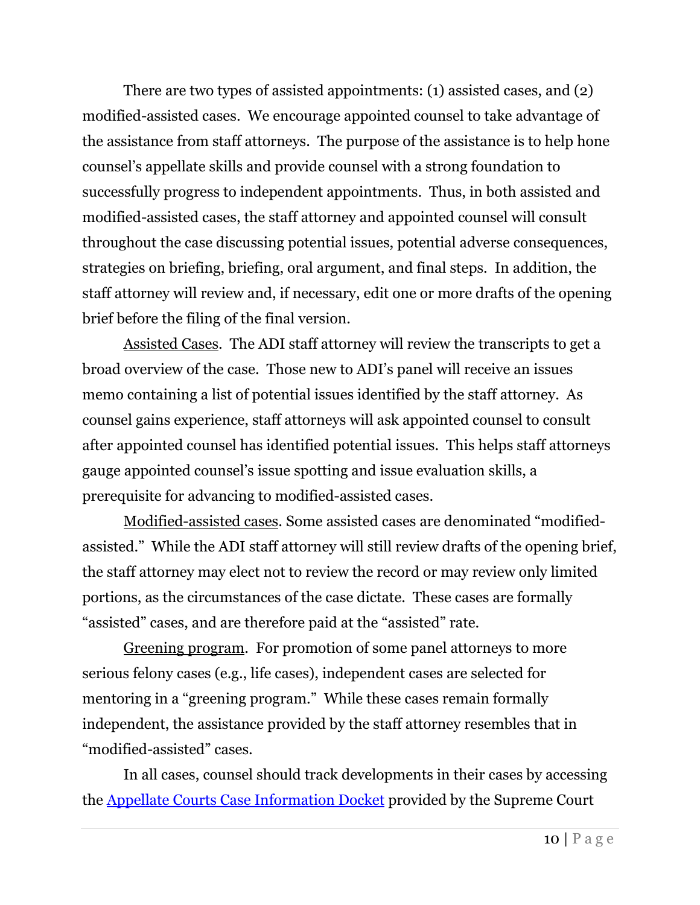There are two types of assisted appointments: (1) assisted cases, and (2) modified-assisted cases. We encourage appointed counsel to take advantage of the assistance from staff attorneys. The purpose of the assistance is to help hone counsel's appellate skills and provide counsel with a strong foundation to successfully progress to independent appointments. Thus, in both assisted and modified-assisted cases, the staff attorney and appointed counsel will consult throughout the case discussing potential issues, potential adverse consequences, strategies on briefing, briefing, oral argument, and final steps. In addition, the staff attorney will review and, if necessary, edit one or more drafts of the opening brief before the filing of the final version.

<u>Assisted Cases</u>. The ADI staff attorney will review the transcripts to get a broad overview of the case. Those new to ADI's panel will receive an issues memo containing a list of potential issues identified by the staff attorney. As counsel gains experience, staff attorneys will ask appointed counsel to consult after appointed counsel has identified potential issues. This helps staff attorneys gauge appointed counsel's issue spotting and issue evaluation skills, a prerequisite for advancing to modified-assisted cases.

<u>Modified-assisted cases</u>. Some assisted cases are denominated "modified-assisted." While the ADI staff attorney will still review drafts of the opening brief, the staff attorney may elect not to review the record or may review only limited portions, as the circumstances of the case dictate. These cases are formally "assisted" cases, and are therefore paid at the "assisted" rate.

<u>Greening program</u>. For promotion of some panel attorneys to more serious felony cases (e.g., life cases), independent cases are selected for mentoring in a "greening program." While these cases remain formally independent, the assistance provided by the staff attorney resembles that in "modified-assisted" cases.

In all cases, counsel should track developments in their cases by accessing the [Appellate Courts Case Information Docket] provided by the Supreme Court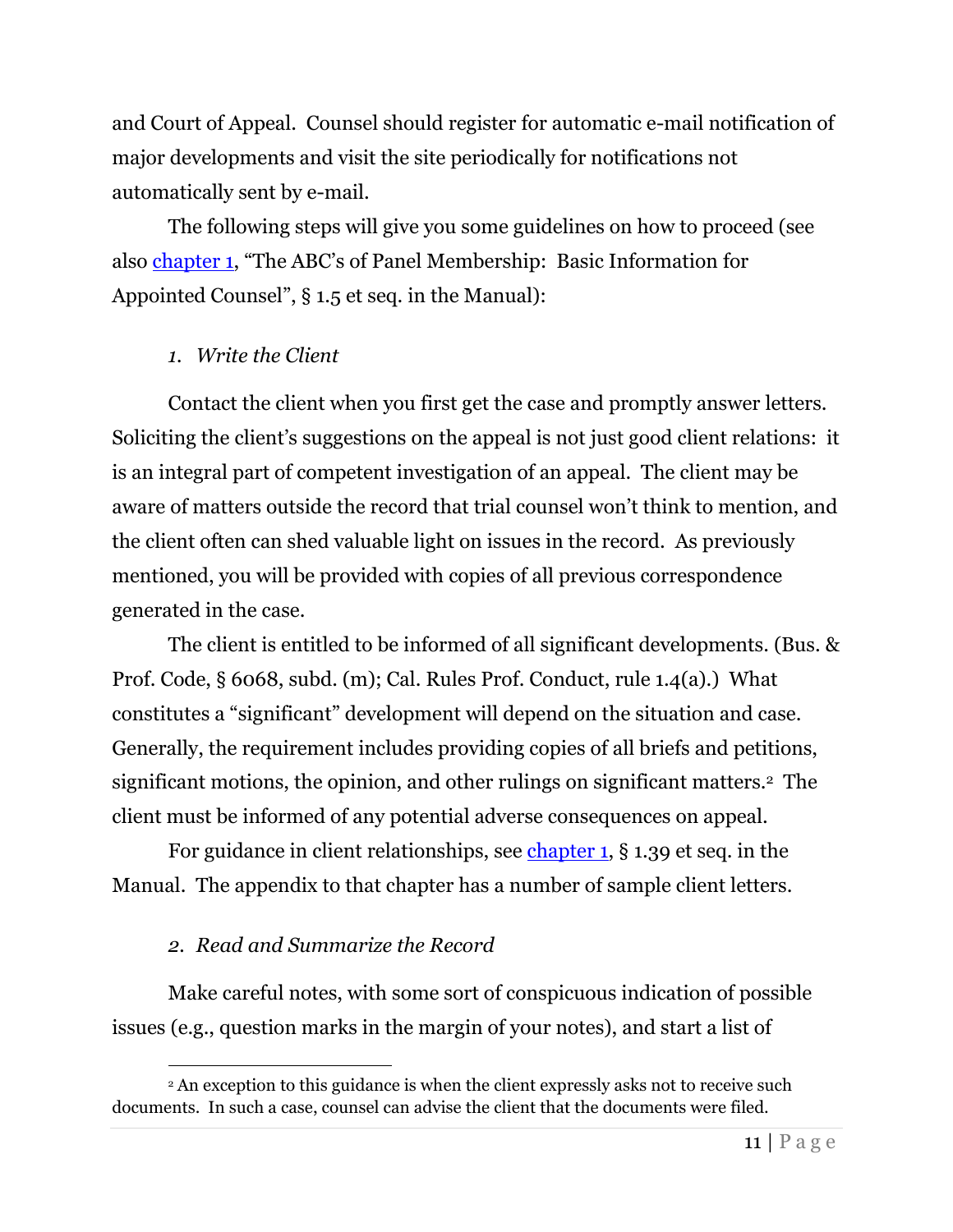and Court of Appeal. Counsel should register for automatic e-mail notification of major developments and visit the site periodically for notifications not automatically sent by e-mail.

The following steps will give you some guidelines on how to proceed (see also [chapter 1](), "The ABC's of Panel Membership: Basic Information for Appointed Counsel", § 1.5 et seq. in the Manual):

### *1. Write the Client*

Contact the client when you first get the case and promptly answer letters. Soliciting the client's suggestions on the appeal is not just good client relations: it is an integral part of competent investigation of an appeal. The client may be aware of matters outside the record that trial counsel won't think to mention, and the client often can shed valuable light on issues in the record. As previously mentioned, you will be provided with copies of all previous correspondence generated in the case.

The client is entitled to be informed of all significant developments. (Bus. & Prof. Code, § 6068, subd. (m); Cal. Rules Prof. Conduct, rule 1.4(a).) What constitutes a "significant" development will depend on the situation and case. Generally, the requirement includes providing copies of all briefs and petitions, significant motions, the opinion, and other rulings on significant matters.[2] The client must be informed of any potential adverse consequences on appeal.

For guidance in client relationships, see [chapter 1](), § 1.39 et seq. in the Manual. The appendix to that chapter has a number of sample client letters.

### *2. Read and Summarize the Record*

Make careful notes, with some sort of conspicuous indication of possible issues (e.g., question marks in the margin of your notes), and start a list of

---

[2] An exception to this guidance is when the client expressly asks not to receive such documents. In such a case, counsel can advise the client that the documents were filed.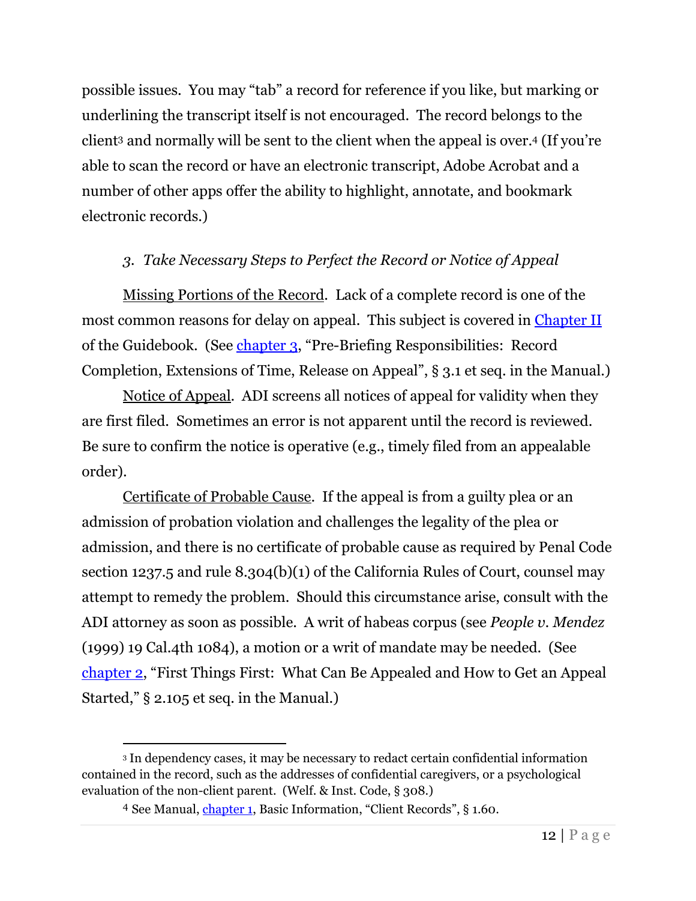possible issues. You may "tab" a record for reference if you like, but marking or underlining the transcript itself is not encouraged. The record belongs to the client[3] and normally will be sent to the client when the appeal is over.[4] (If you're able to scan the record or have an electronic transcript, Adobe Acrobat and a number of other apps offer the ability to highlight, annotate, and bookmark electronic records.)

### *3. Take Necessary Steps to Perfect the Record or Notice of Appeal*

Missing Portions of the Record. Lack of a complete record is one of the most common reasons for delay on appeal. This subject is covered in [Chapter II](#) of the Guidebook. (See [chapter 3](#), "Pre-Briefing Responsibilities: Record Completion, Extensions of Time, Release on Appeal", § 3.1 et seq. in the Manual.)

Notice of Appeal. ADI screens all notices of appeal for validity when they are first filed. Sometimes an error is not apparent until the record is reviewed. Be sure to confirm the notice is operative (e.g., timely filed from an appealable order).

Certificate of Probable Cause. If the appeal is from a guilty plea or an admission of probation violation and challenges the legality of the plea or admission, and there is no certificate of probable cause as required by Penal Code section 1237.5 and rule 8.304(b)(1) of the California Rules of Court, counsel may attempt to remedy the problem. Should this circumstance arise, consult with the ADI attorney as soon as possible. A writ of habeas corpus (see *People v. Mendez* (1999) 19 Cal.4th 1084), a motion or a writ of mandate may be needed. (See [chapter 2](#), "First Things First: What Can Be Appealed and How to Get an Appeal Started," § 2.105 et seq. in the Manual.)

---

[3] In dependency cases, it may be necessary to redact certain confidential information contained in the record, such as the addresses of confidential caregivers, or a psychological evaluation of the non-client parent. (Welf. & Inst. Code, § 308.)

[4] See Manual, [chapter 1](#), Basic Information, "Client Records", § 1.60.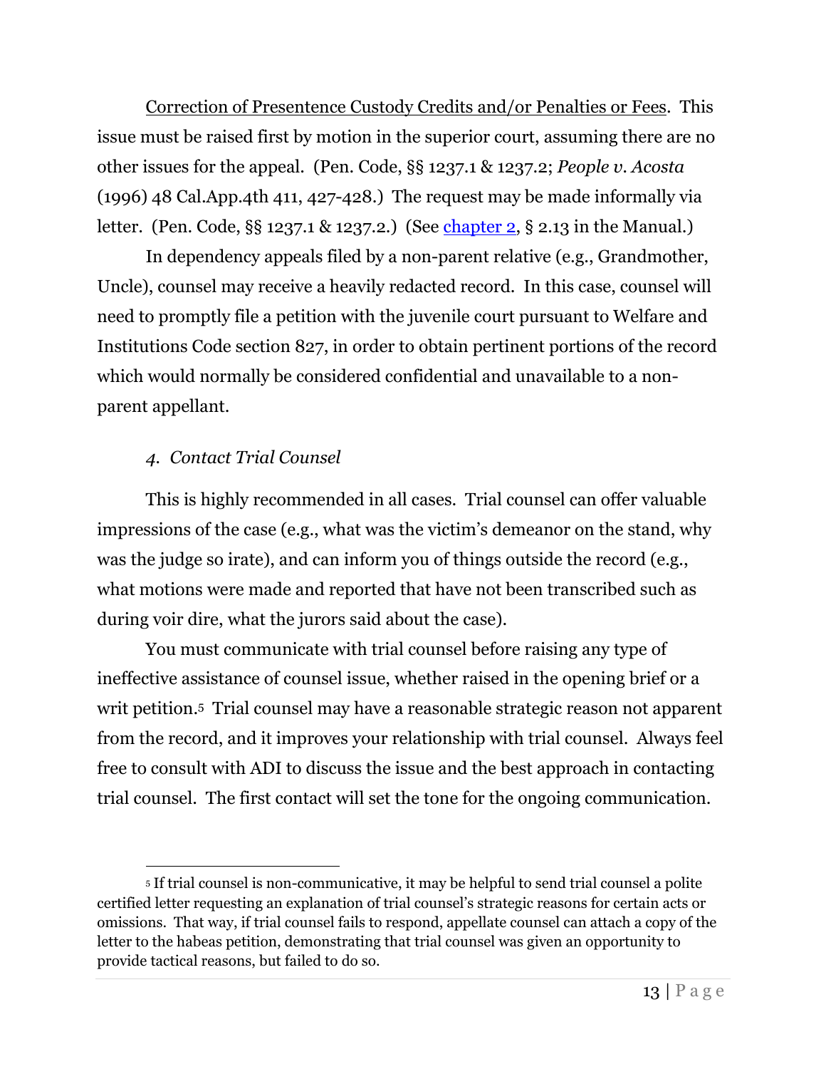Correction of Presentence Custody Credits and/or Penalties or Fees. This issue must be raised first by motion in the superior court, assuming there are no other issues for the appeal. (Pen. Code, §§ 1237.1 & 1237.2; *People v. Acosta* (1996) 48 Cal.App.4th 411, 427-428.) The request may be made informally via letter. (Pen. Code, §§ 1237.1 & 1237.2.) (See chapter 2, § 2.13 in the Manual.)

In dependency appeals filed by a non-parent relative (e.g., Grandmother, Uncle), counsel may receive a heavily redacted record. In this case, counsel will need to promptly file a petition with the juvenile court pursuant to Welfare and Institutions Code section 827, in order to obtain pertinent portions of the record which would normally be considered confidential and unavailable to a non-parent appellant.

### *4. Contact Trial Counsel*

This is highly recommended in all cases. Trial counsel can offer valuable impressions of the case (e.g., what was the victim's demeanor on the stand, why was the judge so irate), and can inform you of things outside the record (e.g., what motions were made and reported that have not been transcribed such as during voir dire, what the jurors said about the case).

You must communicate with trial counsel before raising any type of ineffective assistance of counsel issue, whether raised in the opening brief or a writ petition.[5] Trial counsel may have a reasonable strategic reason not apparent from the record, and it improves your relationship with trial counsel. Always feel free to consult with ADI to discuss the issue and the best approach in contacting trial counsel. The first contact will set the tone for the ongoing communication.

---

[5] If trial counsel is non-communicative, it may be helpful to send trial counsel a polite certified letter requesting an explanation of trial counsel's strategic reasons for certain acts or omissions. That way, if trial counsel fails to respond, appellate counsel can attach a copy of the letter to the habeas petition, demonstrating that trial counsel was given an opportunity to provide tactical reasons, but failed to do so.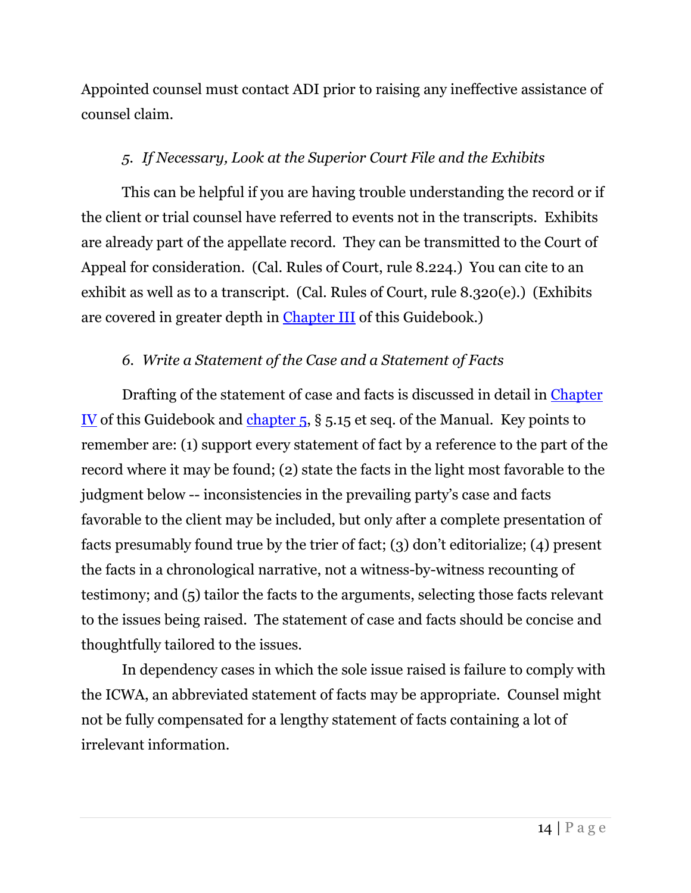Appointed counsel must contact ADI prior to raising any ineffective assistance of counsel claim.

*5. If Necessary, Look at the Superior Court File and the Exhibits*

This can be helpful if you are having trouble understanding the record or if the client or trial counsel have referred to events not in the transcripts. Exhibits are already part of the appellate record. They can be transmitted to the Court of Appeal for consideration. (Cal. Rules of Court, rule 8.224.) You can cite to an exhibit as well as to a transcript. (Cal. Rules of Court, rule 8.320(e).) (Exhibits are covered in greater depth in Chapter III of this Guidebook.)

*6. Write a Statement of the Case and a Statement of Facts*

Drafting of the statement of case and facts is discussed in detail in Chapter IV of this Guidebook and chapter 5, § 5.15 et seq. of the Manual. Key points to remember are: (1) support every statement of fact by a reference to the part of the record where it may be found; (2) state the facts in the light most favorable to the judgment below -- inconsistencies in the prevailing party's case and facts favorable to the client may be included, but only after a complete presentation of facts presumably found true by the trier of fact; (3) don't editorialize; (4) present the facts in a chronological narrative, not a witness-by-witness recounting of testimony; and (5) tailor the facts to the arguments, selecting those facts relevant to the issues being raised. The statement of case and facts should be concise and thoughtfully tailored to the issues.

In dependency cases in which the sole issue raised is failure to comply with the ICWA, an abbreviated statement of facts may be appropriate. Counsel might not be fully compensated for a lengthy statement of facts containing a lot of irrelevant information.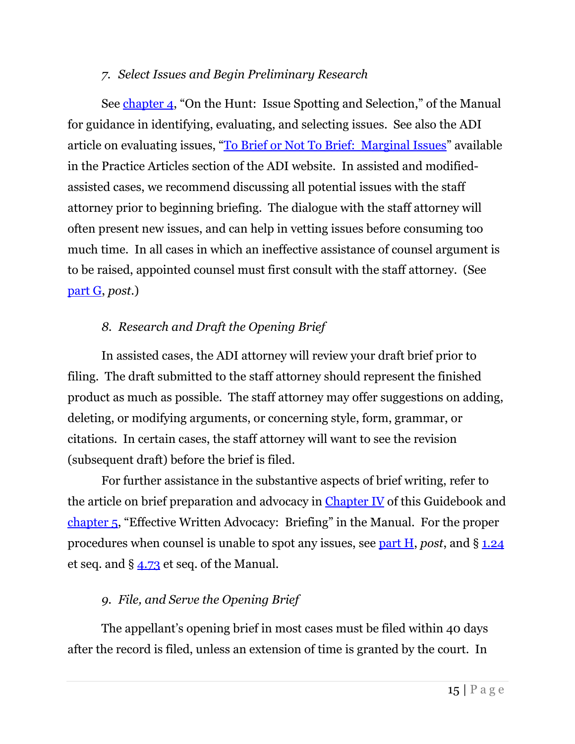*7. Select Issues and Begin Preliminary Research*

See chapter 4, "On the Hunt: Issue Spotting and Selection," of the Manual for guidance in identifying, evaluating, and selecting issues. See also the ADI article on evaluating issues, "To Brief or Not To Brief: Marginal Issues" available in the Practice Articles section of the ADI website. In assisted and modified-assisted cases, we recommend discussing all potential issues with the staff attorney prior to beginning briefing. The dialogue with the staff attorney will often present new issues, and can help in vetting issues before consuming too much time. In all cases in which an ineffective assistance of counsel argument is to be raised, appointed counsel must first consult with the staff attorney. (See part G, *post*.)

*8. Research and Draft the Opening Brief*

In assisted cases, the ADI attorney will review your draft brief prior to filing. The draft submitted to the staff attorney should represent the finished product as much as possible. The staff attorney may offer suggestions on adding, deleting, or modifying arguments, or concerning style, form, grammar, or citations. In certain cases, the staff attorney will want to see the revision (subsequent draft) before the brief is filed.

For further assistance in the substantive aspects of brief writing, refer to the article on brief preparation and advocacy in Chapter IV of this Guidebook and chapter 5, "Effective Written Advocacy: Briefing" in the Manual. For the proper procedures when counsel is unable to spot any issues, see part H, *post*, and § 1.24 et seq. and § 4.73 et seq. of the Manual.

*9. File, and Serve the Opening Brief*

The appellant's opening brief in most cases must be filed within 40 days after the record is filed, unless an extension of time is granted by the court. In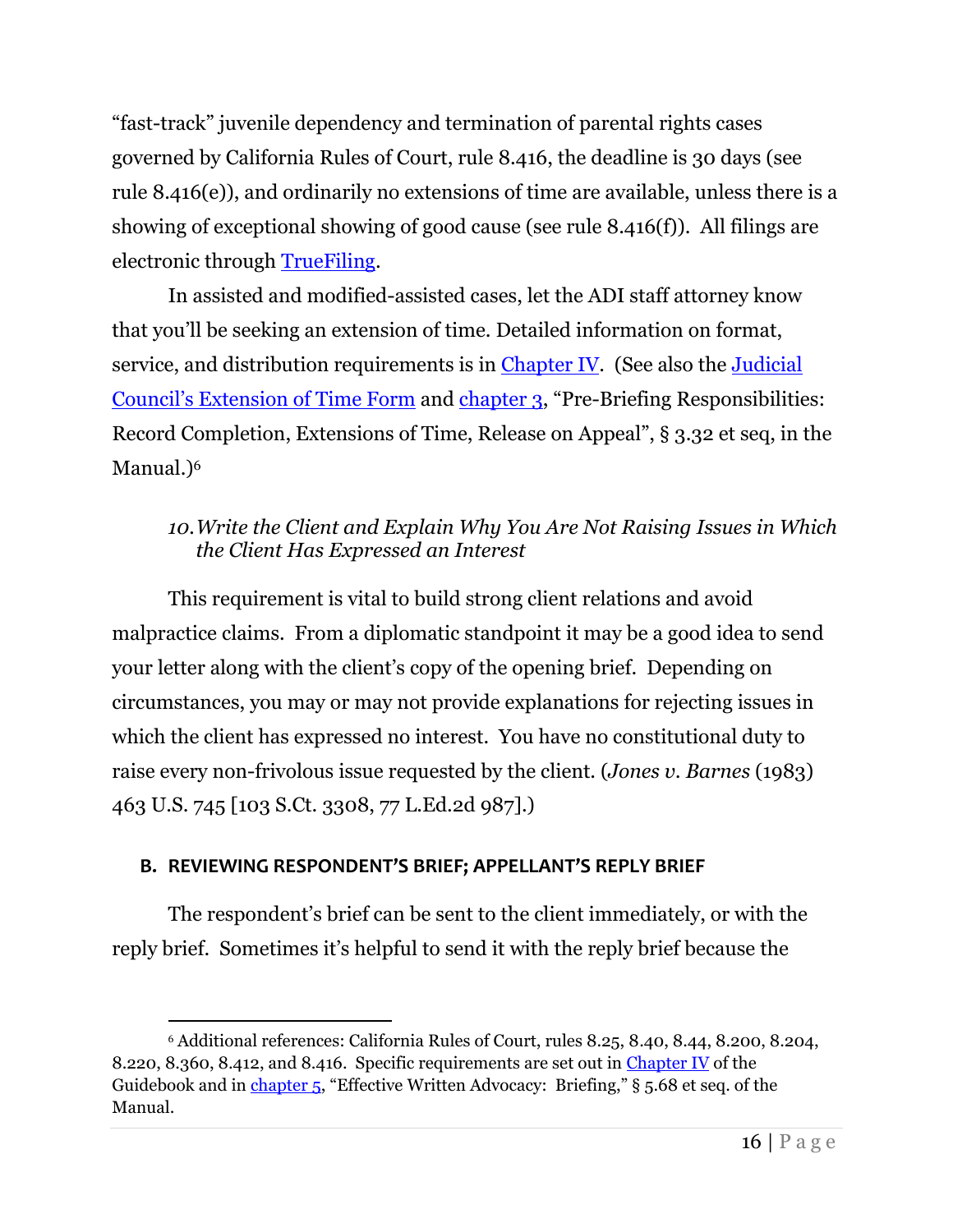"fast-track" juvenile dependency and termination of parental rights cases governed by California Rules of Court, rule 8.416, the deadline is 30 days (see rule 8.416(e)), and ordinarily no extensions of time are available, unless there is a showing of exceptional showing of good cause (see rule 8.416(f)). All filings are electronic through TrueFiling.

In assisted and modified-assisted cases, let the ADI staff attorney know that you'll be seeking an extension of time. Detailed information on format, service, and distribution requirements is in Chapter IV. (See also the Judicial Council's Extension of Time Form and chapter 3, "Pre-Briefing Responsibilities: Record Completion, Extensions of Time, Release on Appeal", § 3.32 et seq, in the Manual.)[6]

#### *10. Write the Client and Explain Why You Are Not Raising Issues in Which the Client Has Expressed an Interest*

This requirement is vital to build strong client relations and avoid malpractice claims. From a diplomatic standpoint it may be a good idea to send your letter along with the client's copy of the opening brief. Depending on circumstances, you may or may not provide explanations for rejecting issues in which the client has expressed no interest. You have no constitutional duty to raise every non-frivolous issue requested by the client. (*Jones v. Barnes* (1983) 463 U.S. 745 [103 S.Ct. 3308, 77 L.Ed.2d 987].)

### B. REVIEWING RESPONDENT'S BRIEF; APPELLANT'S REPLY BRIEF

The respondent's brief can be sent to the client immediately, or with the reply brief. Sometimes it's helpful to send it with the reply brief because the

---

[6] Additional references: California Rules of Court, rules 8.25, 8.40, 8.44, 8.200, 8.204, 8.220, 8.360, 8.412, and 8.416. Specific requirements are set out in Chapter IV of the Guidebook and in chapter 5, "Effective Written Advocacy: Briefing," § 5.68 et seq. of the Manual.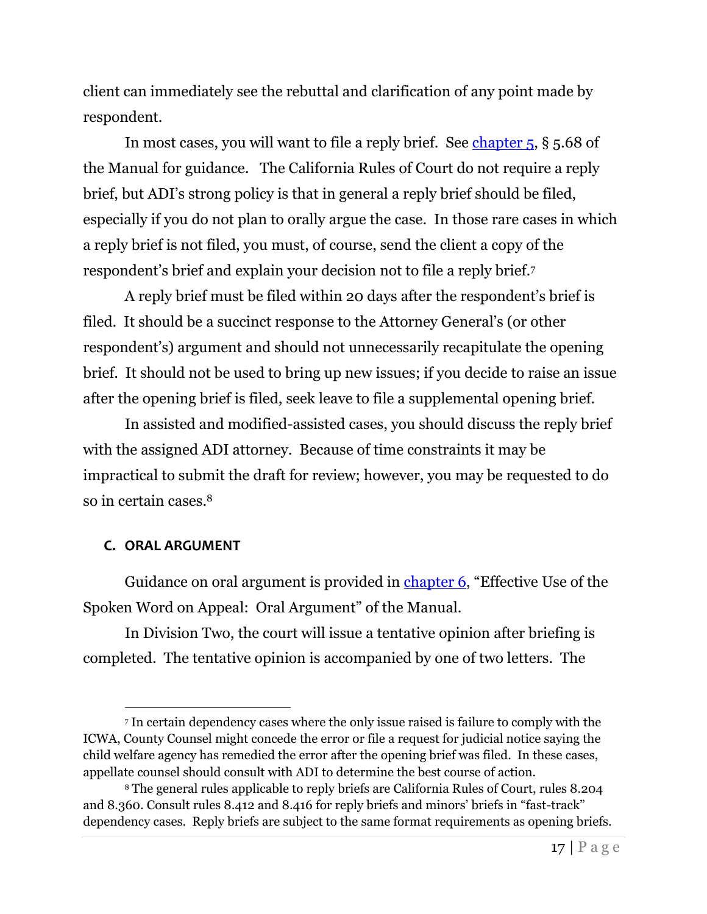client can immediately see the rebuttal and clarification of any point made by respondent.

In most cases, you will want to file a reply brief. See [chapter 5](), § 5.68 of the Manual for guidance. The California Rules of Court do not require a reply brief, but ADI's strong policy is that in general a reply brief should be filed, especially if you do not plan to orally argue the case. In those rare cases in which a reply brief is not filed, you must, of course, send the client a copy of the respondent's brief and explain your decision not to file a reply brief.[7]

A reply brief must be filed within 20 days after the respondent's brief is filed. It should be a succinct response to the Attorney General's (or other respondent's) argument and should not unnecessarily recapitulate the opening brief. It should not be used to bring up new issues; if you decide to raise an issue after the opening brief is filed, seek leave to file a supplemental opening brief.

In assisted and modified-assisted cases, you should discuss the reply brief with the assigned ADI attorney. Because of time constraints it may be impractical to submit the draft for review; however, you may be requested to do so in certain cases.[8]

### C. ORAL ARGUMENT

Guidance on oral argument is provided in [chapter 6](), "Effective Use of the Spoken Word on Appeal: Oral Argument" of the Manual.

In Division Two, the court will issue a tentative opinion after briefing is completed. The tentative opinion is accompanied by one of two letters. The

---

[7] In certain dependency cases where the only issue raised is failure to comply with the ICWA, County Counsel might concede the error or file a request for judicial notice saying the child welfare agency has remedied the error after the opening brief was filed. In these cases, appellate counsel should consult with ADI to determine the best course of action.

[8] The general rules applicable to reply briefs are California Rules of Court, rules 8.204 and 8.360. Consult rules 8.412 and 8.416 for reply briefs and minors' briefs in "fast-track" dependency cases. Reply briefs are subject to the same format requirements as opening briefs.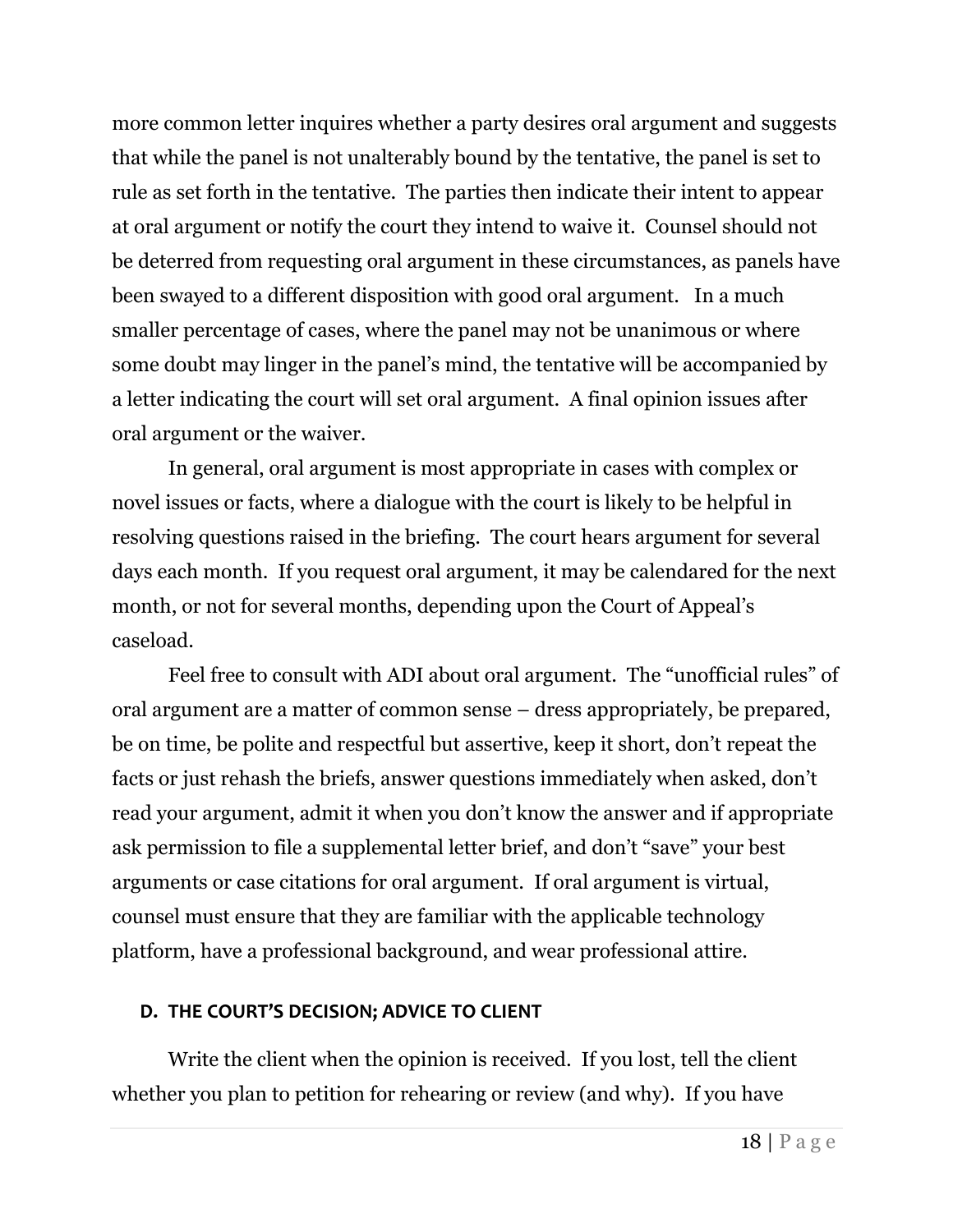more common letter inquires whether a party desires oral argument and suggests that while the panel is not unalterably bound by the tentative, the panel is set to rule as set forth in the tentative. The parties then indicate their intent to appear at oral argument or notify the court they intend to waive it. Counsel should not be deterred from requesting oral argument in these circumstances, as panels have been swayed to a different disposition with good oral argument. In a much smaller percentage of cases, where the panel may not be unanimous or where some doubt may linger in the panel's mind, the tentative will be accompanied by a letter indicating the court will set oral argument. A final opinion issues after oral argument or the waiver.

In general, oral argument is most appropriate in cases with complex or novel issues or facts, where a dialogue with the court is likely to be helpful in resolving questions raised in the briefing. The court hears argument for several days each month. If you request oral argument, it may be calendared for the next month, or not for several months, depending upon the Court of Appeal's caseload.

Feel free to consult with ADI about oral argument. The "unofficial rules" of oral argument are a matter of common sense – dress appropriately, be prepared, be on time, be polite and respectful but assertive, keep it short, don't repeat the facts or just rehash the briefs, answer questions immediately when asked, don't read your argument, admit it when you don't know the answer and if appropriate ask permission to file a supplemental letter brief, and don't "save" your best arguments or case citations for oral argument. If oral argument is virtual, counsel must ensure that they are familiar with the applicable technology platform, have a professional background, and wear professional attire.

### D. THE COURT'S DECISION; ADVICE TO CLIENT

Write the client when the opinion is received. If you lost, tell the client whether you plan to petition for rehearing or review (and why). If you have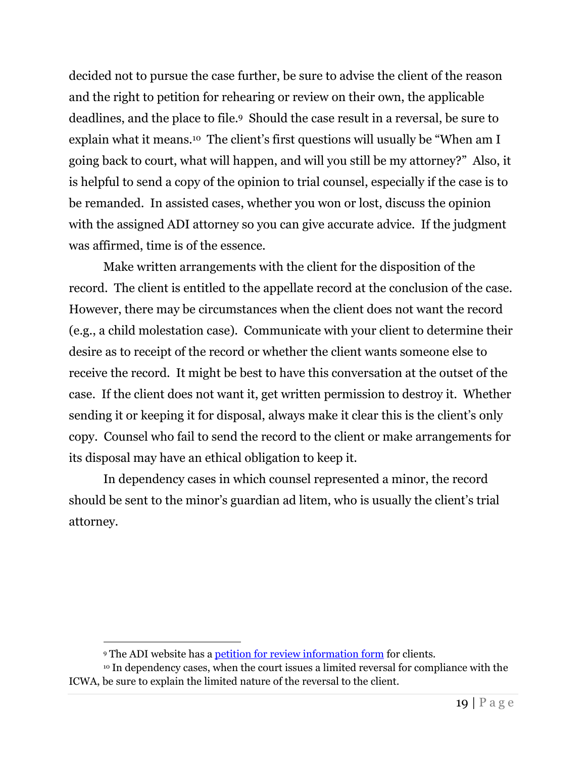decided not to pursue the case further, be sure to advise the client of the reason and the right to petition for rehearing or review on their own, the applicable deadlines, and the place to file.[9] Should the case result in a reversal, be sure to explain what it means.[10] The client's first questions will usually be "When am I going back to court, what will happen, and will you still be my attorney?" Also, it is helpful to send a copy of the opinion to trial counsel, especially if the case is to be remanded. In assisted cases, whether you won or lost, discuss the opinion with the assigned ADI attorney so you can give accurate advice. If the judgment was affirmed, time is of the essence.

Make written arrangements with the client for the disposition of the record. The client is entitled to the appellate record at the conclusion of the case. However, there may be circumstances when the client does not want the record (e.g., a child molestation case). Communicate with your client to determine their desire as to receipt of the record or whether the client wants someone else to receive the record. It might be best to have this conversation at the outset of the case. If the client does not want it, get written permission to destroy it. Whether sending it or keeping it for disposal, always make it clear this is the client's only copy. Counsel who fail to send the record to the client or make arrangements for its disposal may have an ethical obligation to keep it.

In dependency cases in which counsel represented a minor, the record should be sent to the minor's guardian ad litem, who is usually the client's trial attorney.

---

[9] The ADI website has a petition for review information form for clients.

[10] In dependency cases, when the court issues a limited reversal for compliance with the ICWA, be sure to explain the limited nature of the reversal to the client.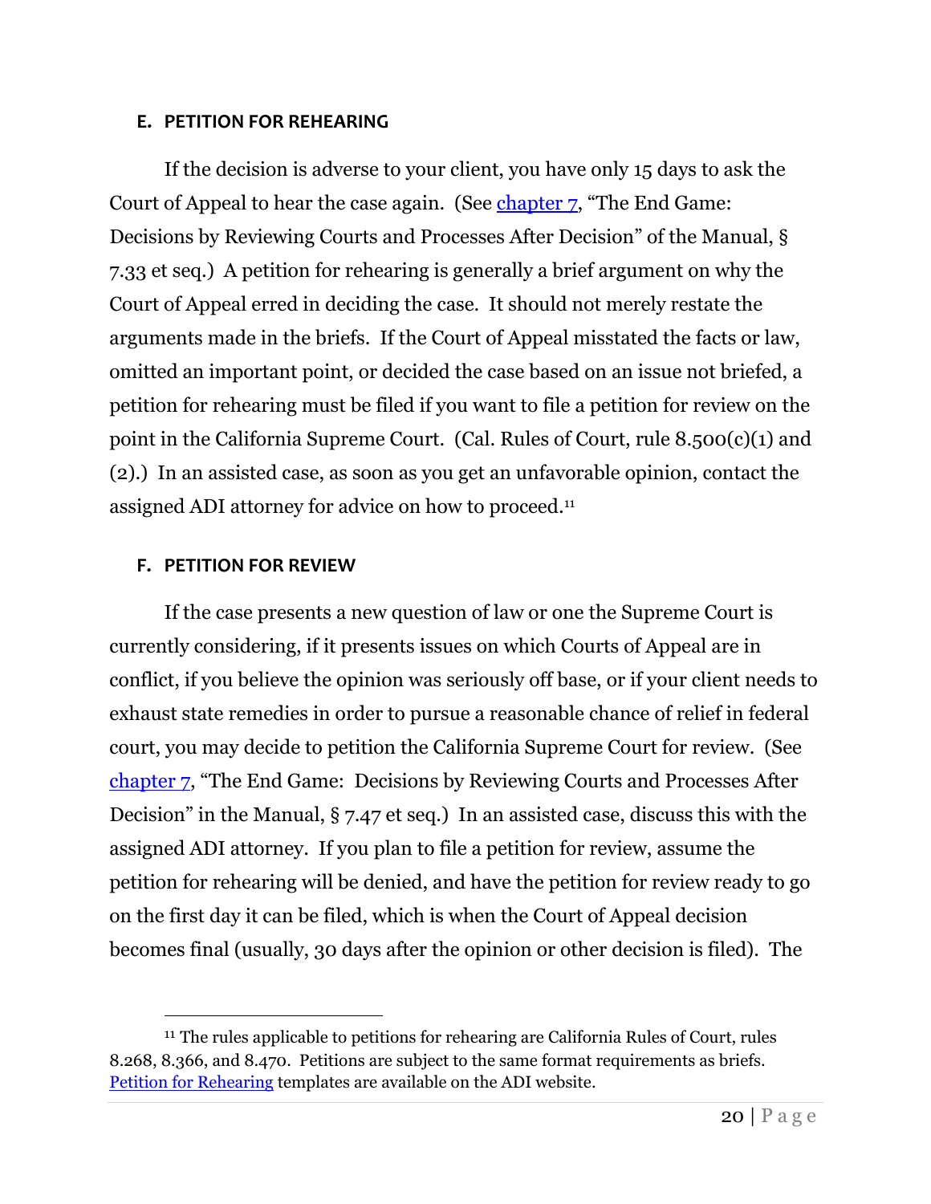## E. PETITION FOR REHEARING

If the decision is adverse to your client, you have only 15 days to ask the Court of Appeal to hear the case again. (See chapter 7, "The End Game: Decisions by Reviewing Courts and Processes After Decision" of the Manual, § 7.33 et seq.) A petition for rehearing is generally a brief argument on why the Court of Appeal erred in deciding the case. It should not merely restate the arguments made in the briefs. If the Court of Appeal misstated the facts or law, omitted an important point, or decided the case based on an issue not briefed, a petition for rehearing must be filed if you want to file a petition for review on the point in the California Supreme Court. (Cal. Rules of Court, rule 8.500(c)(1) and (2).) In an assisted case, as soon as you get an unfavorable opinion, contact the assigned ADI attorney for advice on how to proceed.[11]

## F. PETITION FOR REVIEW

If the case presents a new question of law or one the Supreme Court is currently considering, if it presents issues on which Courts of Appeal are in conflict, if you believe the opinion was seriously off base, or if your client needs to exhaust state remedies in order to pursue a reasonable chance of relief in federal court, you may decide to petition the California Supreme Court for review. (See chapter 7, "The End Game: Decisions by Reviewing Courts and Processes After Decision" in the Manual, § 7.47 et seq.) In an assisted case, discuss this with the assigned ADI attorney. If you plan to file a petition for review, assume the petition for rehearing will be denied, and have the petition for review ready to go on the first day it can be filed, which is when the Court of Appeal decision becomes final (usually, 30 days after the opinion or other decision is filed). The

---

[11] The rules applicable to petitions for rehearing are California Rules of Court, rules 8.268, 8.366, and 8.470. Petitions are subject to the same format requirements as briefs. Petition for Rehearing templates are available on the ADI website.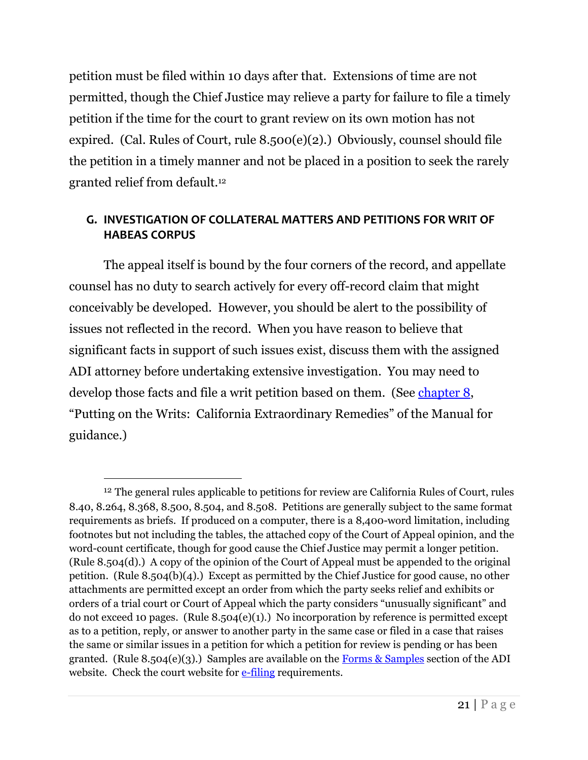petition must be filed within 10 days after that. Extensions of time are not permitted, though the Chief Justice may relieve a party for failure to file a timely petition if the time for the court to grant review on its own motion has not expired. (Cal. Rules of Court, rule 8.500(e)(2).) Obviously, counsel should file the petition in a timely manner and not be placed in a position to seek the rarely granted relief from default.[12]

### G. INVESTIGATION OF COLLATERAL MATTERS AND PETITIONS FOR WRIT OF HABEAS CORPUS

The appeal itself is bound by the four corners of the record, and appellate counsel has no duty to search actively for every off-record claim that might conceivably be developed. However, you should be alert to the possibility of issues not reflected in the record. When you have reason to believe that significant facts in support of such issues exist, discuss them with the assigned ADI attorney before undertaking extensive investigation. You may need to develop those facts and file a writ petition based on them. (See chapter 8, "Putting on the Writs: California Extraordinary Remedies" of the Manual for guidance.)

---

[12] The general rules applicable to petitions for review are California Rules of Court, rules 8.40, 8.264, 8.368, 8.500, 8.504, and 8.508. Petitions are generally subject to the same format requirements as briefs. If produced on a computer, there is a 8,400-word limitation, including footnotes but not including the tables, the attached copy of the Court of Appeal opinion, and the word-count certificate, though for good cause the Chief Justice may permit a longer petition. (Rule 8.504(d).) A copy of the opinion of the Court of Appeal must be appended to the original petition. (Rule 8.504(b)(4).) Except as permitted by the Chief Justice for good cause, no other attachments are permitted except an order from which the party seeks relief and exhibits or orders of a trial court or Court of Appeal which the party considers "unusually significant" and do not exceed 10 pages. (Rule 8.504(e)(1).) No incorporation by reference is permitted except as to a petition, reply, or answer to another party in the same case or filed in a case that raises the same or similar issues in a petition for which a petition for review is pending or has been granted. (Rule 8.504(e)(3).) Samples are available on the Forms & Samples section of the ADI website. Check the court website for e-filing requirements.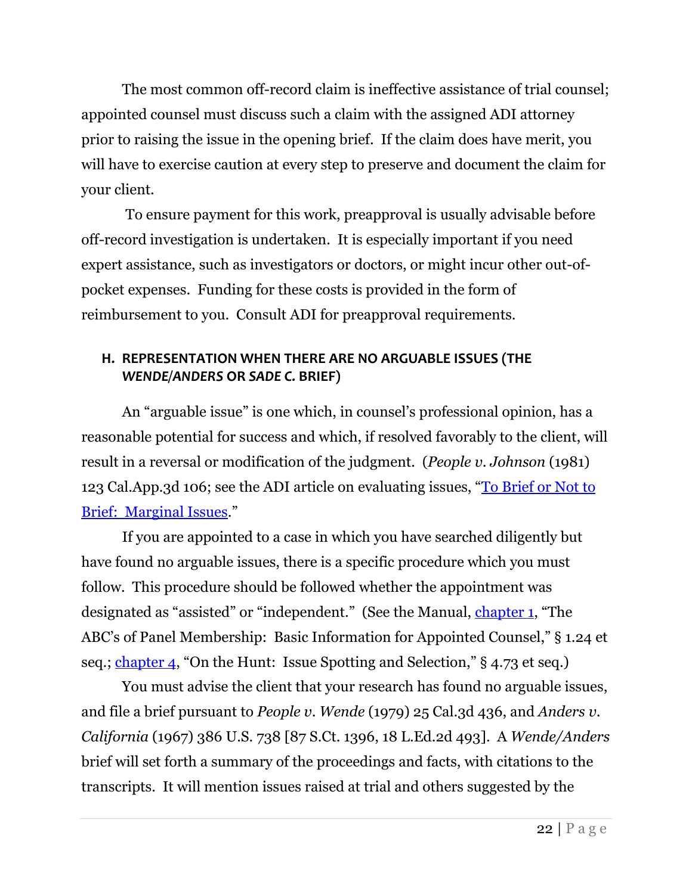The most common off-record claim is ineffective assistance of trial counsel; appointed counsel must discuss such a claim with the assigned ADI attorney prior to raising the issue in the opening brief. If the claim does have merit, you will have to exercise caution at every step to preserve and document the claim for your client.

To ensure payment for this work, preapproval is usually advisable before off-record investigation is undertaken. It is especially important if you need expert assistance, such as investigators or doctors, or might incur other out-of-pocket expenses. Funding for these costs is provided in the form of reimbursement to you. Consult ADI for preapproval requirements.

### H. REPRESENTATION WHEN THERE ARE NO ARGUABLE ISSUES (THE *WENDE/ANDERS* OR *SADE C.* BRIEF)

An "arguable issue" is one which, in counsel's professional opinion, has a reasonable potential for success and which, if resolved favorably to the client, will result in a reversal or modification of the judgment. (*People v. Johnson* (1981) 123 Cal.App.3d 106; see the ADI article on evaluating issues, "To Brief or Not to Brief: Marginal Issues.")

If you are appointed to a case in which you have searched diligently but have found no arguable issues, there is a specific procedure which you must follow. This procedure should be followed whether the appointment was designated as "assisted" or "independent." (See the Manual, chapter 1, "The ABC's of Panel Membership: Basic Information for Appointed Counsel," § 1.24 et seq.; chapter 4, "On the Hunt: Issue Spotting and Selection," § 4.73 et seq.)

You must advise the client that your research has found no arguable issues, and file a brief pursuant to *People v. Wende* (1979) 25 Cal.3d 436, and *Anders v. California* (1967) 386 U.S. 738 [87 S.Ct. 1396, 18 L.Ed.2d 493]. A *Wende/Anders* brief will set forth a summary of the proceedings and facts, with citations to the transcripts. It will mention issues raised at trial and others suggested by the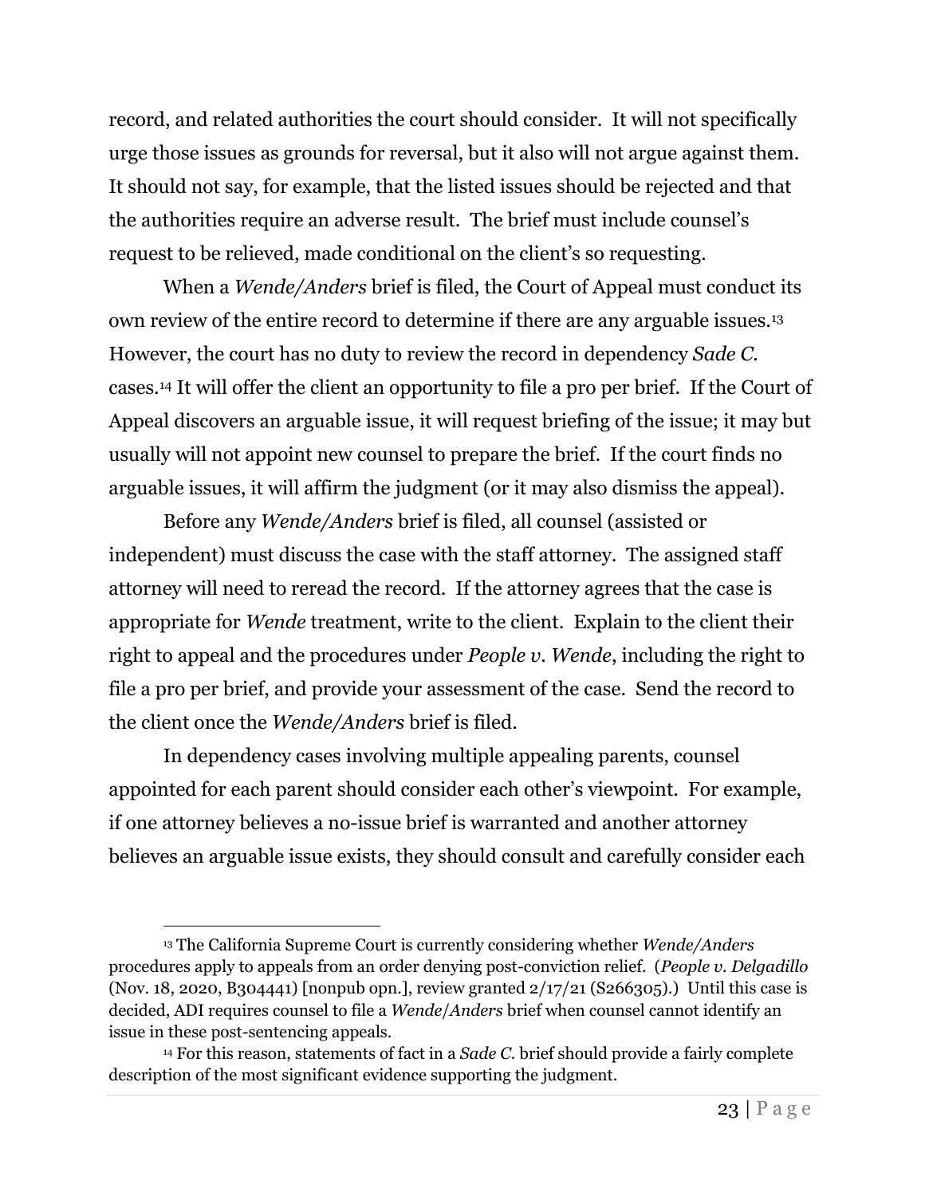record, and related authorities the court should consider. It will not specifically urge those issues as grounds for reversal, but it also will not argue against them. It should not say, for example, that the listed issues should be rejected and that the authorities require an adverse result. The brief must include counsel's request to be relieved, made conditional on the client's so requesting.

When a *Wende/Anders* brief is filed, the Court of Appeal must conduct its own review of the entire record to determine if there are any arguable issues.[13] However, the court has no duty to review the record in dependency *Sade C.* cases.[14] It will offer the client an opportunity to file a pro per brief. If the Court of Appeal discovers an arguable issue, it will request briefing of the issue; it may but usually will not appoint new counsel to prepare the brief. If the court finds no arguable issues, it will affirm the judgment (or it may also dismiss the appeal).

Before any *Wende/Anders* brief is filed, all counsel (assisted or independent) must discuss the case with the staff attorney. The assigned staff attorney will need to reread the record. If the attorney agrees that the case is appropriate for *Wende* treatment, write to the client. Explain to the client their right to appeal and the procedures under *People v. Wende*, including the right to file a pro per brief, and provide your assessment of the case. Send the record to the client once the *Wende/Anders* brief is filed.

In dependency cases involving multiple appealing parents, counsel appointed for each parent should consider each other's viewpoint. For example, if one attorney believes a no-issue brief is warranted and another attorney believes an arguable issue exists, they should consult and carefully consider each

---

[13] The California Supreme Court is currently considering whether *Wende/Anders* procedures apply to appeals from an order denying post-conviction relief. (*People v. Delgadillo* (Nov. 18, 2020, B304441) [nonpub opn.], review granted 2/17/21 (S266305).) Until this case is decided, ADI requires counsel to file a *Wende/Anders* brief when counsel cannot identify an issue in these post-sentencing appeals.

[14] For this reason, statements of fact in a *Sade C.* brief should provide a fairly complete description of the most significant evidence supporting the judgment.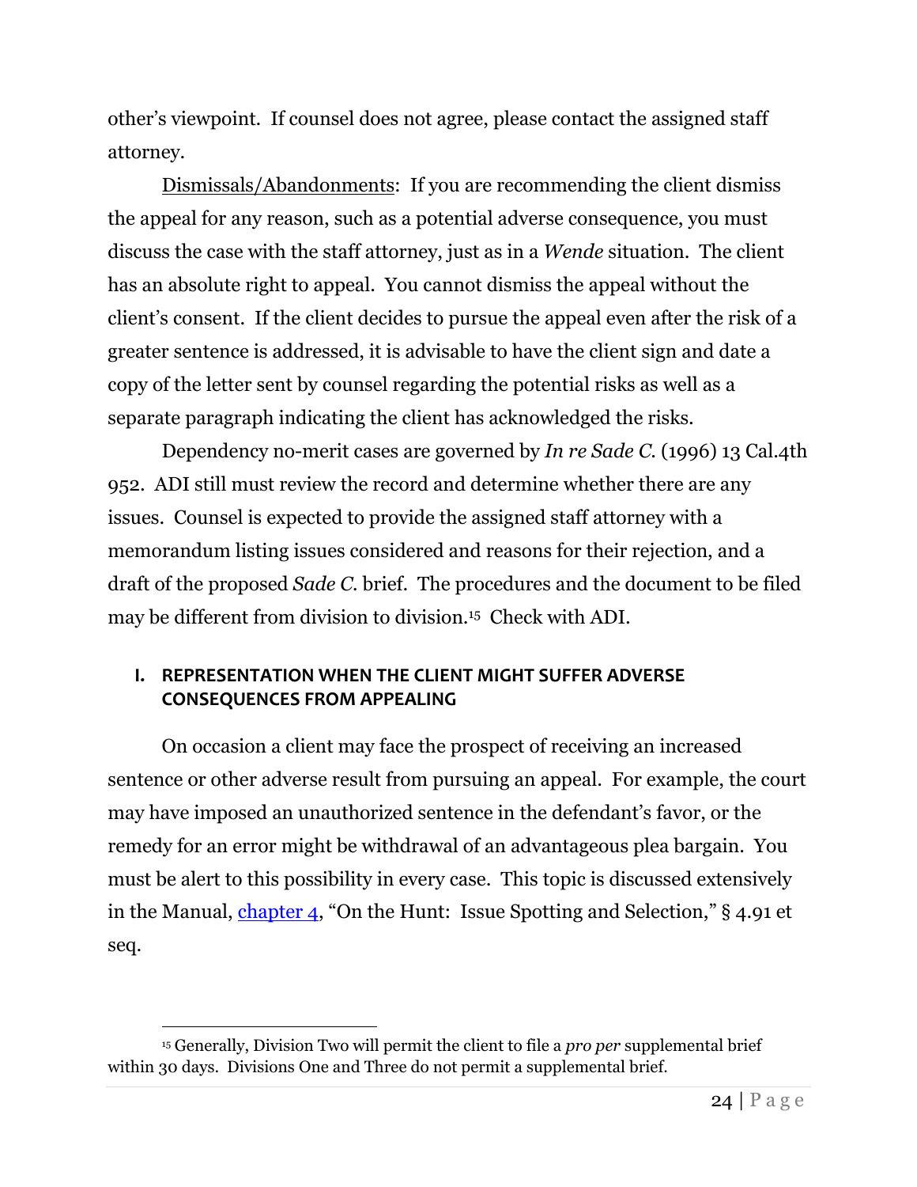other's viewpoint. If counsel does not agree, please contact the assigned staff attorney.

Dismissals/Abandonments: If you are recommending the client dismiss the appeal for any reason, such as a potential adverse consequence, you must discuss the case with the staff attorney, just as in a *Wende* situation. The client has an absolute right to appeal. You cannot dismiss the appeal without the client's consent. If the client decides to pursue the appeal even after the risk of a greater sentence is addressed, it is advisable to have the client sign and date a copy of the letter sent by counsel regarding the potential risks as well as a separate paragraph indicating the client has acknowledged the risks.

Dependency no-merit cases are governed by *In re Sade C.* (1996) 13 Cal.4th 952. ADI still must review the record and determine whether there are any issues. Counsel is expected to provide the assigned staff attorney with a memorandum listing issues considered and reasons for their rejection, and a draft of the proposed *Sade C.* brief. The procedures and the document to be filed may be different from division to division.[15] Check with ADI.

### I. REPRESENTATION WHEN THE CLIENT MIGHT SUFFER ADVERSE CONSEQUENCES FROM APPEALING

On occasion a client may face the prospect of receiving an increased sentence or other adverse result from pursuing an appeal. For example, the court may have imposed an unauthorized sentence in the defendant's favor, or the remedy for an error might be withdrawal of an advantageous plea bargain. You must be alert to this possibility in every case. This topic is discussed extensively in the Manual, chapter 4, "On the Hunt: Issue Spotting and Selection," § 4.91 et seq.

[15] Generally, Division Two will permit the client to file a *pro per* supplemental brief within 30 days. Divisions One and Three do not permit a supplemental brief.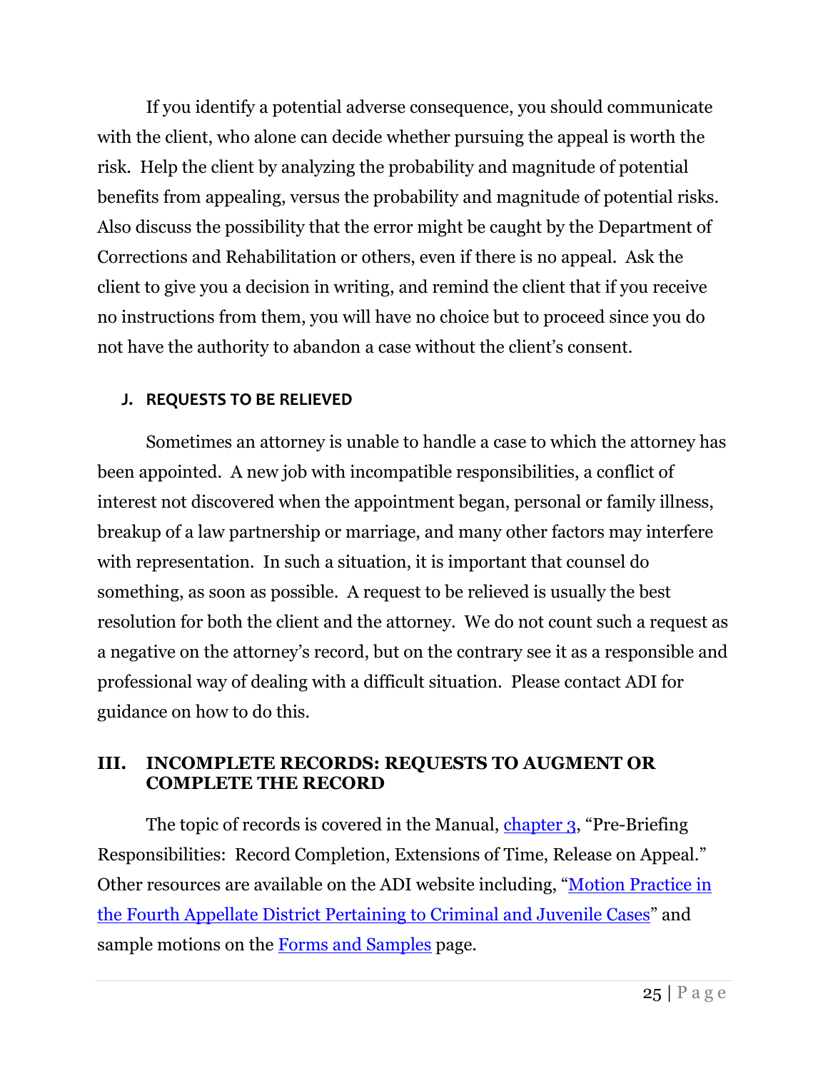If you identify a potential adverse consequence, you should communicate with the client, who alone can decide whether pursuing the appeal is worth the risk. Help the client by analyzing the probability and magnitude of potential benefits from appealing, versus the probability and magnitude of potential risks. Also discuss the possibility that the error might be caught by the Department of Corrections and Rehabilitation or others, even if there is no appeal. Ask the client to give you a decision in writing, and remind the client that if you receive no instructions from them, you will have no choice but to proceed since you do not have the authority to abandon a case without the client's consent.

### J. REQUESTS TO BE RELIEVED

Sometimes an attorney is unable to handle a case to which the attorney has been appointed. A new job with incompatible responsibilities, a conflict of interest not discovered when the appointment began, personal or family illness, breakup of a law partnership or marriage, and many other factors may interfere with representation. In such a situation, it is important that counsel do something, as soon as possible. A request to be relieved is usually the best resolution for both the client and the attorney. We do not count such a request as a negative on the attorney's record, but on the contrary see it as a responsible and professional way of dealing with a difficult situation. Please contact ADI for guidance on how to do this.

## III. INCOMPLETE RECORDS: REQUESTS TO AUGMENT OR COMPLETE THE RECORD

The topic of records is covered in the Manual, chapter 3, "Pre-Briefing Responsibilities: Record Completion, Extensions of Time, Release on Appeal." Other resources are available on the ADI website including, "Motion Practice in the Fourth Appellate District Pertaining to Criminal and Juvenile Cases" and sample motions on the Forms and Samples page.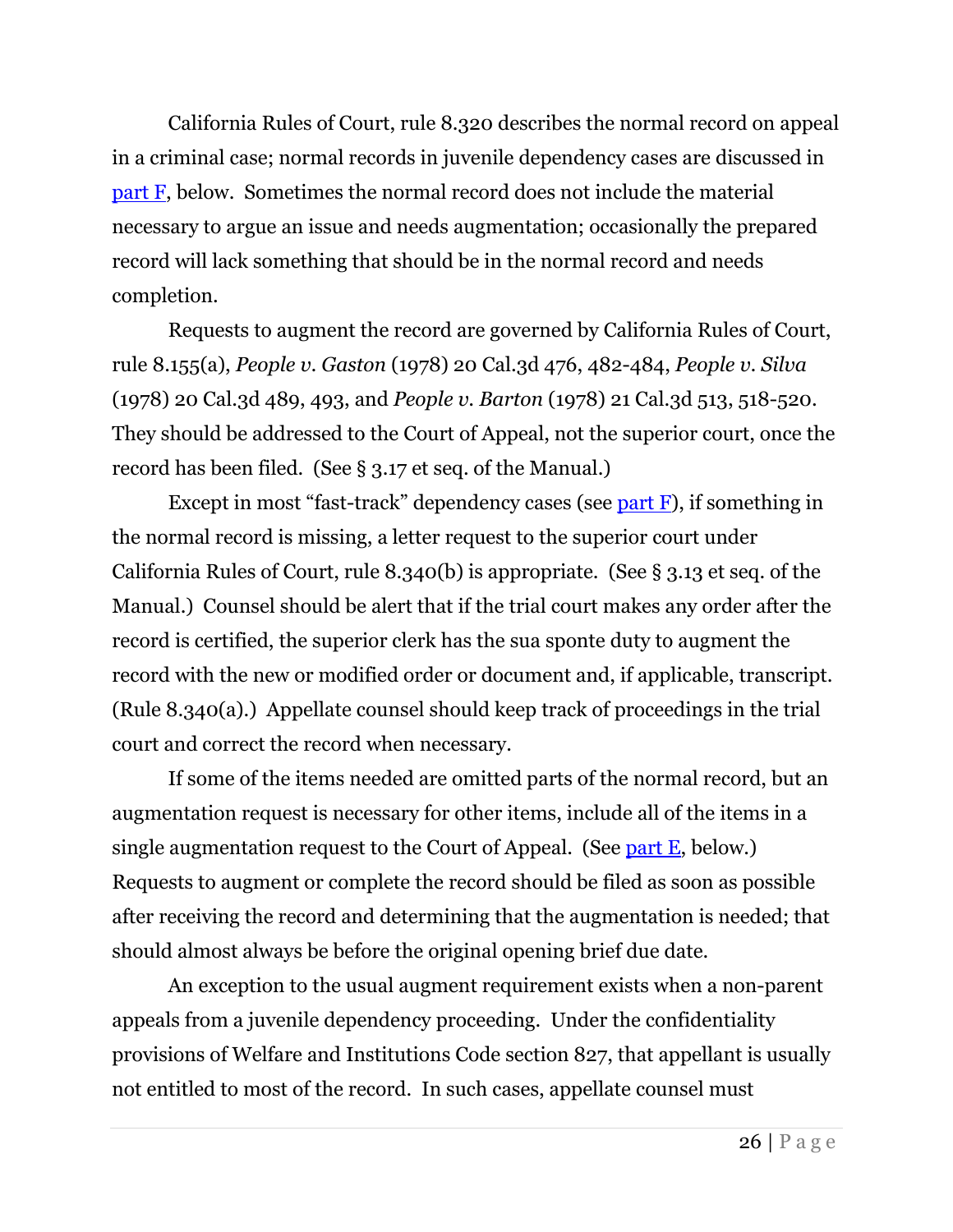California Rules of Court, rule 8.320 describes the normal record on appeal in a criminal case; normal records in juvenile dependency cases are discussed in part F, below. Sometimes the normal record does not include the material necessary to argue an issue and needs augmentation; occasionally the prepared record will lack something that should be in the normal record and needs completion.

Requests to augment the record are governed by California Rules of Court, rule 8.155(a), *People v. Gaston* (1978) 20 Cal.3d 476, 482-484, *People v. Silva* (1978) 20 Cal.3d 489, 493, and *People v. Barton* (1978) 21 Cal.3d 513, 518-520. They should be addressed to the Court of Appeal, not the superior court, once the record has been filed. (See § 3.17 et seq. of the Manual.)

Except in most "fast-track" dependency cases (see part F), if something in the normal record is missing, a letter request to the superior court under California Rules of Court, rule 8.340(b) is appropriate. (See § 3.13 et seq. of the Manual.) Counsel should be alert that if the trial court makes any order after the record is certified, the superior clerk has the sua sponte duty to augment the record with the new or modified order or document and, if applicable, transcript. (Rule 8.340(a).) Appellate counsel should keep track of proceedings in the trial court and correct the record when necessary.

If some of the items needed are omitted parts of the normal record, but an augmentation request is necessary for other items, include all of the items in a single augmentation request to the Court of Appeal. (See part E, below.) Requests to augment or complete the record should be filed as soon as possible after receiving the record and determining that the augmentation is needed; that should almost always be before the original opening brief due date.

An exception to the usual augment requirement exists when a non-parent appeals from a juvenile dependency proceeding. Under the confidentiality provisions of Welfare and Institutions Code section 827, that appellant is usually not entitled to most of the record. In such cases, appellate counsel must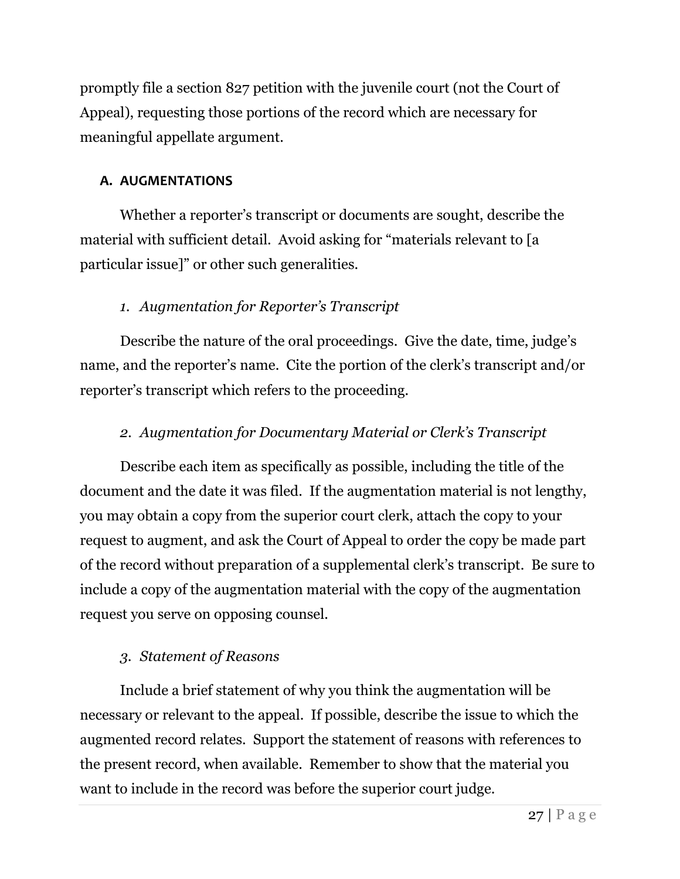promptly file a section 827 petition with the juvenile court (not the Court of Appeal), requesting those portions of the record which are necessary for meaningful appellate argument.

### A. AUGMENTATIONS

Whether a reporter's transcript or documents are sought, describe the material with sufficient detail. Avoid asking for "materials relevant to [a particular issue]" or other such generalities.

#### *1. Augmentation for Reporter's Transcript*

Describe the nature of the oral proceedings. Give the date, time, judge's name, and the reporter's name. Cite the portion of the clerk's transcript and/or reporter's transcript which refers to the proceeding.

#### *2. Augmentation for Documentary Material or Clerk's Transcript*

Describe each item as specifically as possible, including the title of the document and the date it was filed. If the augmentation material is not lengthy, you may obtain a copy from the superior court clerk, attach the copy to your request to augment, and ask the Court of Appeal to order the copy be made part of the record without preparation of a supplemental clerk's transcript. Be sure to include a copy of the augmentation material with the copy of the augmentation request you serve on opposing counsel.

#### *3. Statement of Reasons*

Include a brief statement of why you think the augmentation will be necessary or relevant to the appeal. If possible, describe the issue to which the augmented record relates. Support the statement of reasons with references to the present record, when available. Remember to show that the material you want to include in the record was before the superior court judge.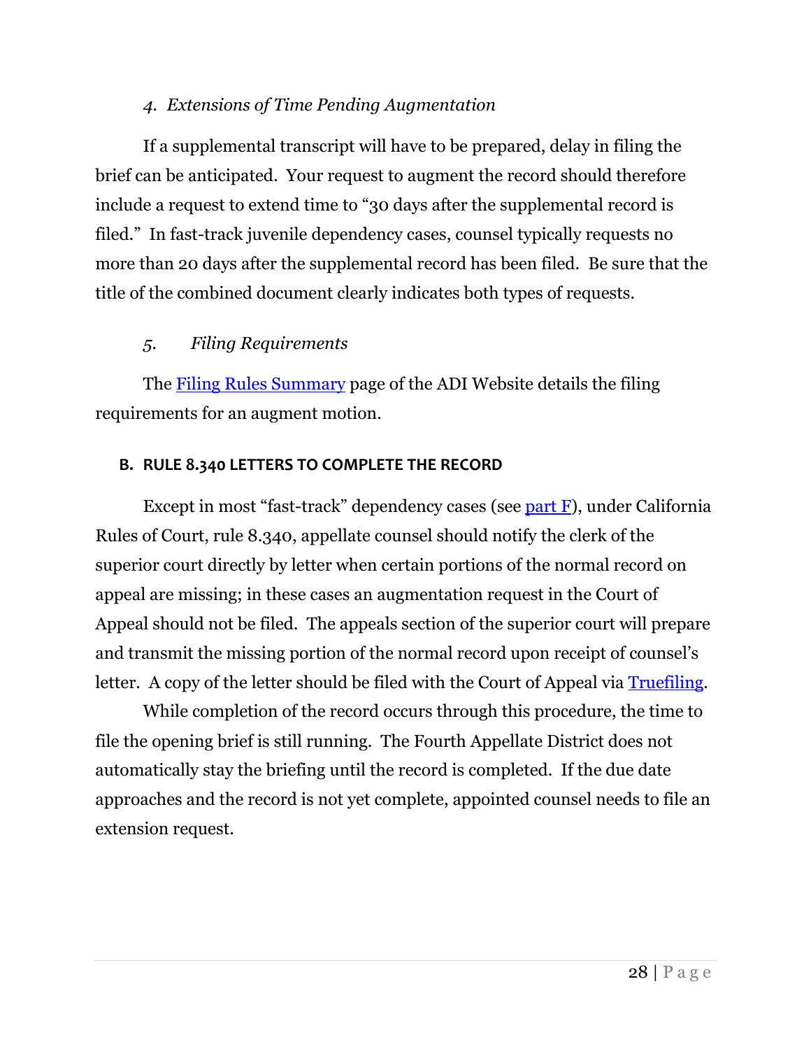*4. Extensions of Time Pending Augmentation*

If a supplemental transcript will have to be prepared, delay in filing the brief can be anticipated. Your request to augment the record should therefore include a request to extend time to "30 days after the supplemental record is filed." In fast-track juvenile dependency cases, counsel typically requests no more than 20 days after the supplemental record has been filed. Be sure that the title of the combined document clearly indicates both types of requests.

*5. Filing Requirements*

The Filing Rules Summary page of the ADI Website details the filing requirements for an augment motion.

### B. RULE 8.340 LETTERS TO COMPLETE THE RECORD

Except in most "fast-track" dependency cases (see part F), under California Rules of Court, rule 8.340, appellate counsel should notify the clerk of the superior court directly by letter when certain portions of the normal record on appeal are missing; in these cases an augmentation request in the Court of Appeal should not be filed. The appeals section of the superior court will prepare and transmit the missing portion of the normal record upon receipt of counsel's letter. A copy of the letter should be filed with the Court of Appeal via Truefiling.

While completion of the record occurs through this procedure, the time to file the opening brief is still running. The Fourth Appellate District does not automatically stay the briefing until the record is completed. If the due date approaches and the record is not yet complete, appointed counsel needs to file an extension request.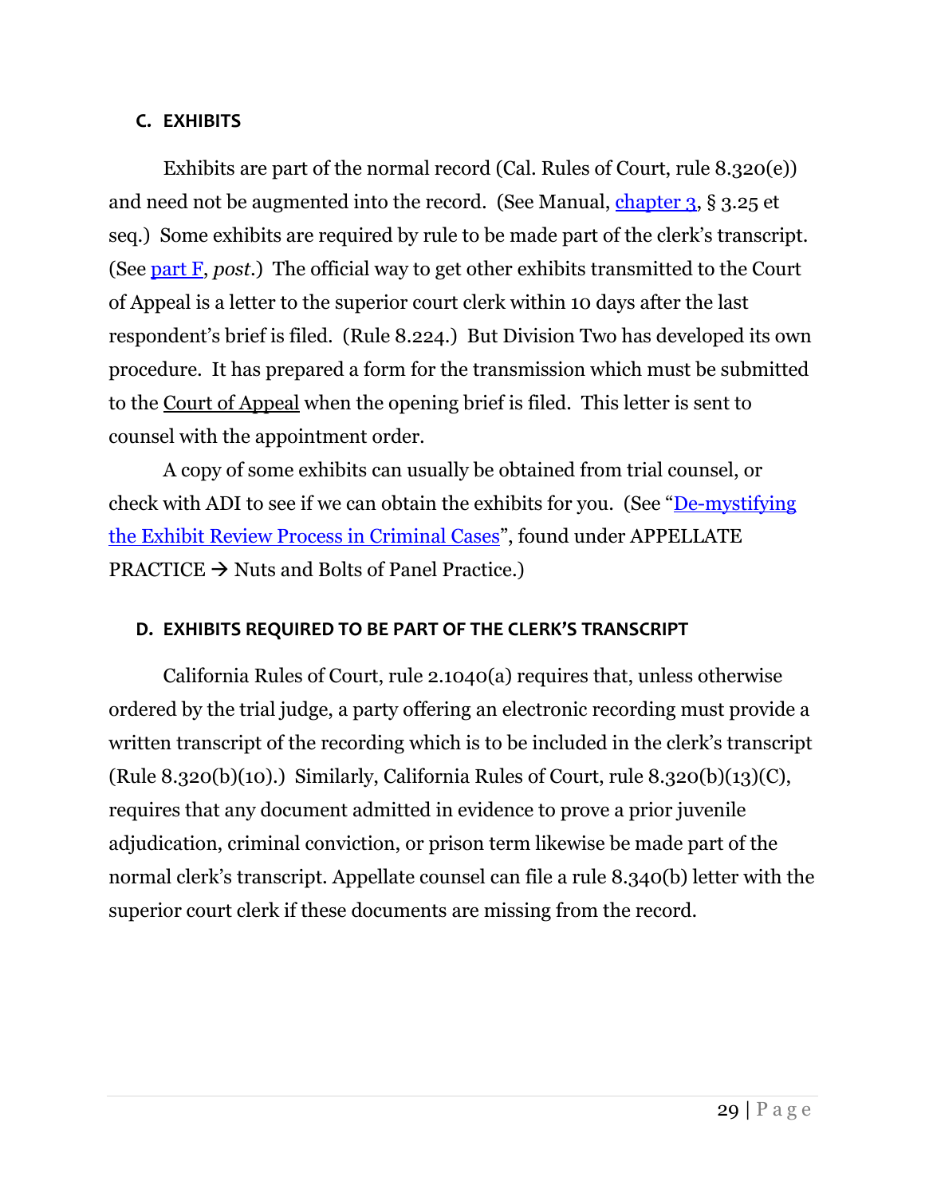### C. EXHIBITS

Exhibits are part of the normal record (Cal. Rules of Court, rule 8.320(e)) and need not be augmented into the record. (See Manual, [chapter 3](), § 3.25 et seq.) Some exhibits are required by rule to be made part of the clerk's transcript. (See [part F](), *post*.) The official way to get other exhibits transmitted to the Court of Appeal is a letter to the superior court clerk within 10 days after the last respondent's brief is filed. (Rule 8.224.) But Division Two has developed its own procedure. It has prepared a form for the transmission which must be submitted to the Court of Appeal when the opening brief is filed. This letter is sent to counsel with the appointment order.

A copy of some exhibits can usually be obtained from trial counsel, or check with ADI to see if we can obtain the exhibits for you. (See "[De-mystifying the Exhibit Review Process in Criminal Cases]()", found under APPELLATE PRACTICE → Nuts and Bolts of Panel Practice.)

### D. EXHIBITS REQUIRED TO BE PART OF THE CLERK'S TRANSCRIPT

California Rules of Court, rule 2.1040(a) requires that, unless otherwise ordered by the trial judge, a party offering an electronic recording must provide a written transcript of the recording which is to be included in the clerk's transcript (Rule 8.320(b)(10).) Similarly, California Rules of Court, rule 8.320(b)(13)(C), requires that any document admitted in evidence to prove a prior juvenile adjudication, criminal conviction, or prison term likewise be made part of the normal clerk's transcript. Appellate counsel can file a rule 8.340(b) letter with the superior court clerk if these documents are missing from the record.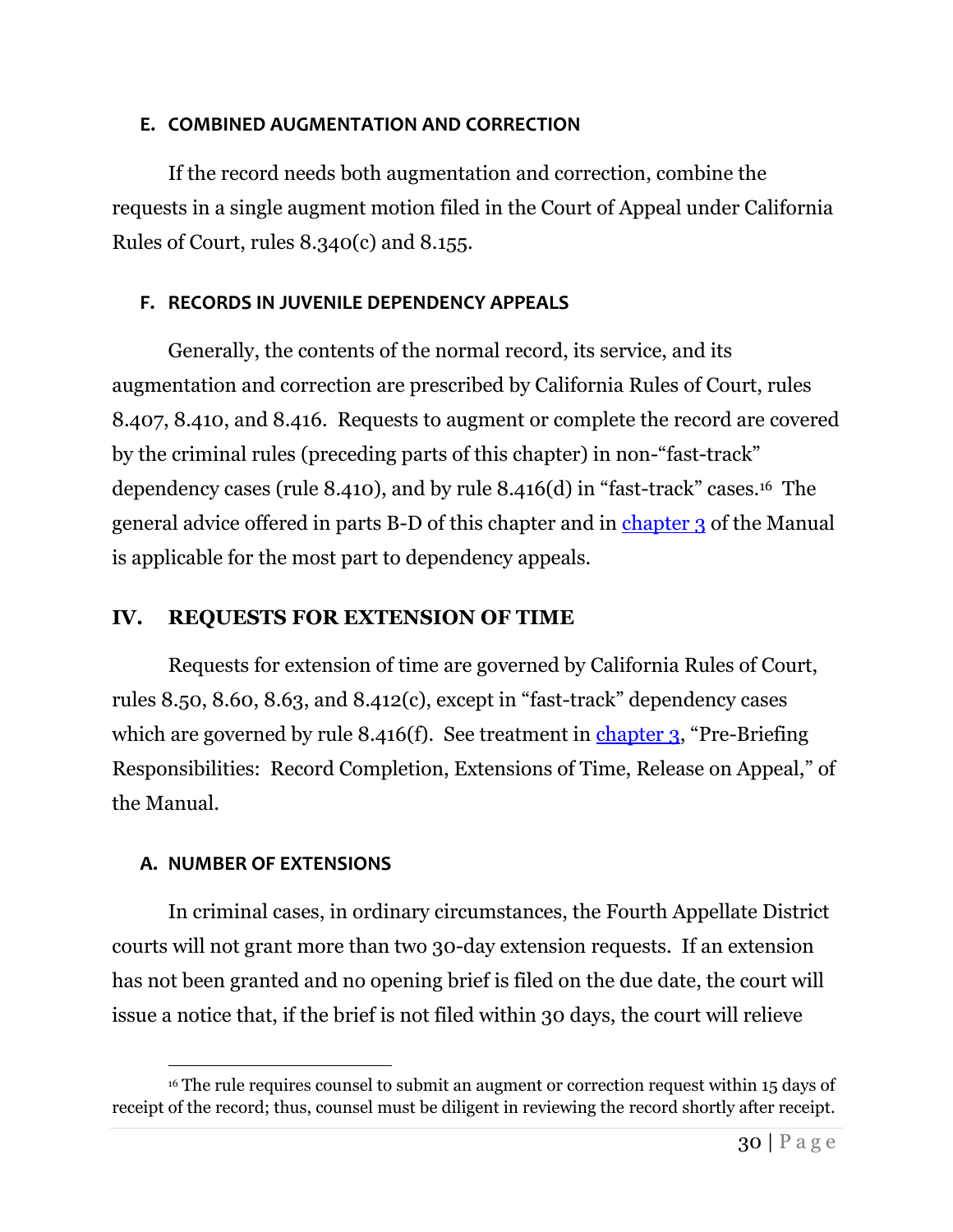### E. COMBINED AUGMENTATION AND CORRECTION

If the record needs both augmentation and correction, combine the requests in a single augment motion filed in the Court of Appeal under California Rules of Court, rules 8.340(c) and 8.155.

### F. RECORDS IN JUVENILE DEPENDENCY APPEALS

Generally, the contents of the normal record, its service, and its augmentation and correction are prescribed by California Rules of Court, rules 8.407, 8.410, and 8.416. Requests to augment or complete the record are covered by the criminal rules (preceding parts of this chapter) in non-"fast-track" dependency cases (rule 8.410), and by rule 8.416(d) in "fast-track" cases.[16] The general advice offered in parts B-D of this chapter and in chapter 3 of the Manual is applicable for the most part to dependency appeals.

## IV. REQUESTS FOR EXTENSION OF TIME

Requests for extension of time are governed by California Rules of Court, rules 8.50, 8.60, 8.63, and 8.412(c), except in "fast-track" dependency cases which are governed by rule 8.416(f). See treatment in chapter 3, "Pre-Briefing Responsibilities: Record Completion, Extensions of Time, Release on Appeal," of the Manual.

### A. NUMBER OF EXTENSIONS

In criminal cases, in ordinary circumstances, the Fourth Appellate District courts will not grant more than two 30-day extension requests. If an extension has not been granted and no opening brief is filed on the due date, the court will issue a notice that, if the brief is not filed within 30 days, the court will relieve

[16] The rule requires counsel to submit an augment or correction request within 15 days of receipt of the record; thus, counsel must be diligent in reviewing the record shortly after receipt.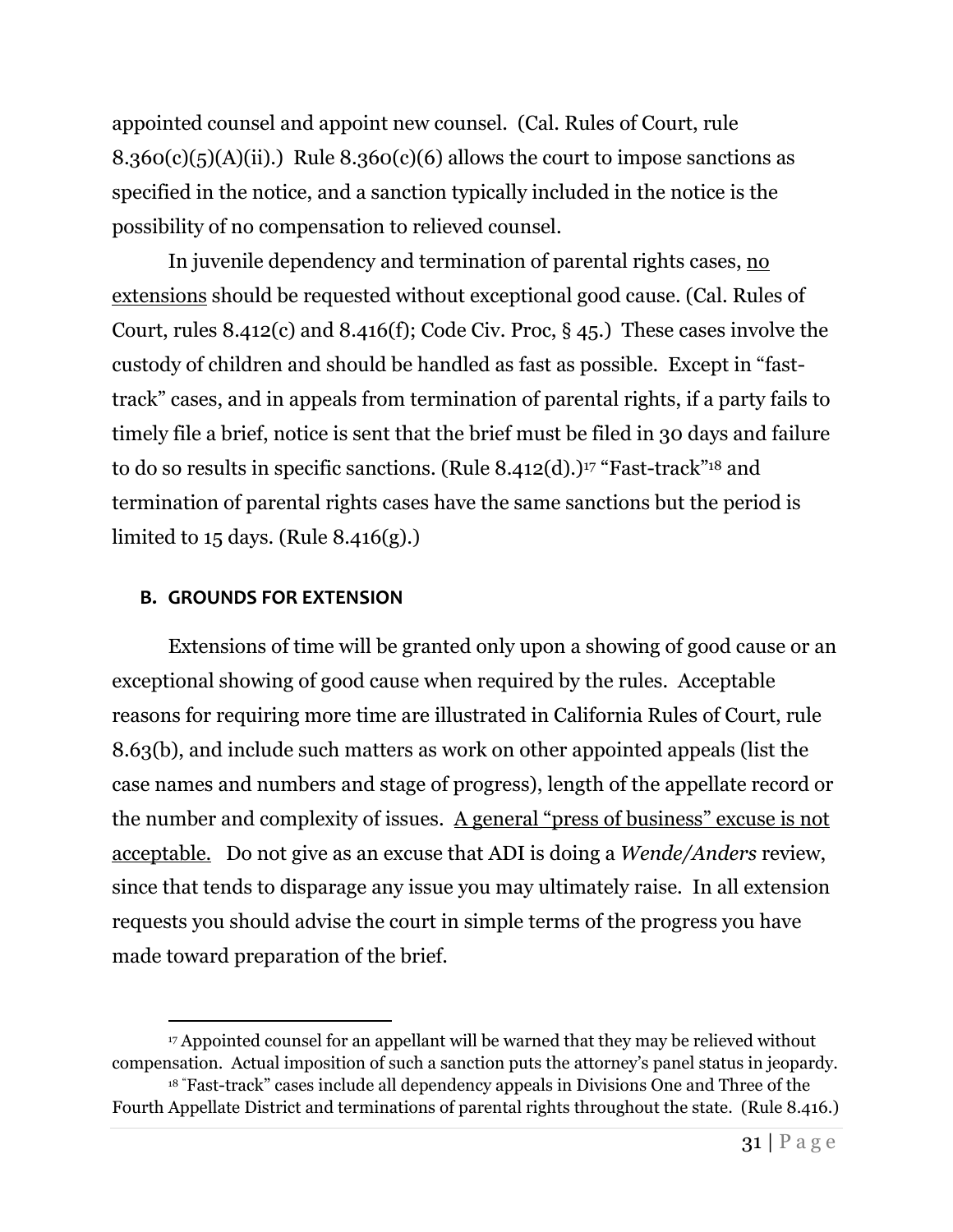appointed counsel and appoint new counsel. (Cal. Rules of Court, rule 8.360(c)(5)(A)(ii).) Rule 8.360(c)(6) allows the court to impose sanctions as specified in the notice, and a sanction typically included in the notice is the possibility of no compensation to relieved counsel.

In juvenile dependency and termination of parental rights cases, <u>no extensions</u> should be requested without exceptional good cause. (Cal. Rules of Court, rules 8.412(c) and 8.416(f); Code Civ. Proc, § 45.) These cases involve the custody of children and should be handled as fast as possible. Except in "fast-track" cases, and in appeals from termination of parental rights, if a party fails to timely file a brief, notice is sent that the brief must be filed in 30 days and failure to do so results in specific sanctions. (Rule 8.412(d).)[17] "Fast-track"[18] and termination of parental rights cases have the same sanctions but the period is limited to 15 days. (Rule 8.416(g).)

## B. GROUNDS FOR EXTENSION

Extensions of time will be granted only upon a showing of good cause or an exceptional showing of good cause when required by the rules. Acceptable reasons for requiring more time are illustrated in California Rules of Court, rule 8.63(b), and include such matters as work on other appointed appeals (list the case names and numbers and stage of progress), length of the appellate record or the number and complexity of issues. <u>A general "press of business" excuse is not acceptable.</u> Do not give as an excuse that ADI is doing a *Wende/Anders* review, since that tends to disparage any issue you may ultimately raise. In all extension requests you should advise the court in simple terms of the progress you have made toward preparation of the brief.

---

[17] Appointed counsel for an appellant will be warned that they may be relieved without compensation. Actual imposition of such a sanction puts the attorney's panel status in jeopardy.

[18] "Fast-track" cases include all dependency appeals in Divisions One and Three of the Fourth Appellate District and terminations of parental rights throughout the state. (Rule 8.416.)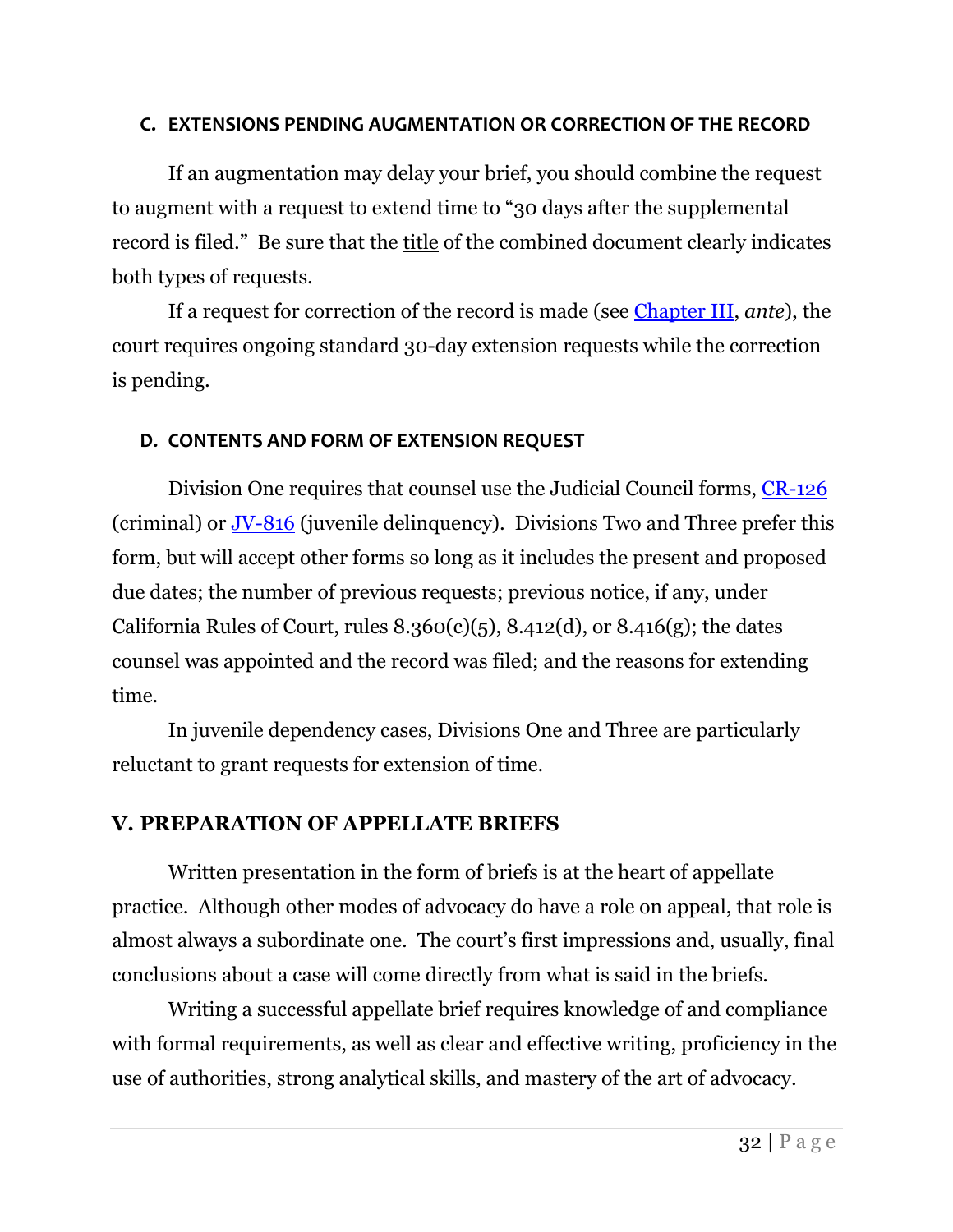### C. EXTENSIONS PENDING AUGMENTATION OR CORRECTION OF THE RECORD

If an augmentation may delay your brief, you should combine the request to augment with a request to extend time to "30 days after the supplemental record is filed." Be sure that the title of the combined document clearly indicates both types of requests.

If a request for correction of the record is made (see Chapter III, *ante*), the court requires ongoing standard 30-day extension requests while the correction is pending.

### D. CONTENTS AND FORM OF EXTENSION REQUEST

Division One requires that counsel use the Judicial Council forms, CR-126 (criminal) or JV-816 (juvenile delinquency). Divisions Two and Three prefer this form, but will accept other forms so long as it includes the present and proposed due dates; the number of previous requests; previous notice, if any, under California Rules of Court, rules 8.360(c)(5), 8.412(d), or 8.416(g); the dates counsel was appointed and the record was filed; and the reasons for extending time.

In juvenile dependency cases, Divisions One and Three are particularly reluctant to grant requests for extension of time.

## V. PREPARATION OF APPELLATE BRIEFS

Written presentation in the form of briefs is at the heart of appellate practice. Although other modes of advocacy do have a role on appeal, that role is almost always a subordinate one. The court's first impressions and, usually, final conclusions about a case will come directly from what is said in the briefs.

Writing a successful appellate brief requires knowledge of and compliance with formal requirements, as well as clear and effective writing, proficiency in the use of authorities, strong analytical skills, and mastery of the art of advocacy.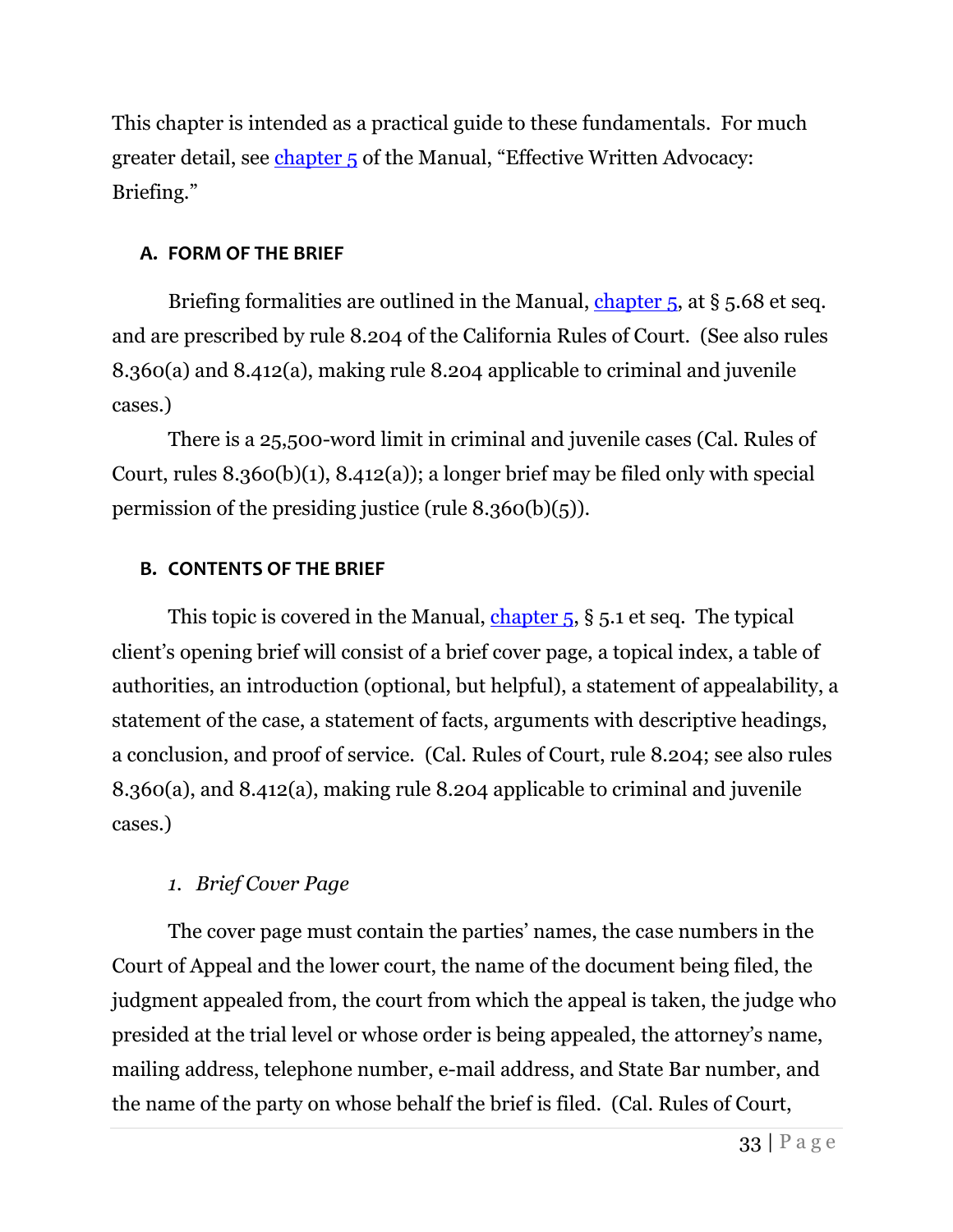This chapter is intended as a practical guide to these fundamentals. For much greater detail, see [chapter 5](#) of the Manual, "Effective Written Advocacy: Briefing."

### A. FORM OF THE BRIEF

Briefing formalities are outlined in the Manual, [chapter 5](#), at § 5.68 et seq. and are prescribed by rule 8.204 of the California Rules of Court. (See also rules 8.360(a) and 8.412(a), making rule 8.204 applicable to criminal and juvenile cases.)

There is a 25,500-word limit in criminal and juvenile cases (Cal. Rules of Court, rules 8.360(b)(1), 8.412(a)); a longer brief may be filed only with special permission of the presiding justice (rule 8.360(b)(5)).

### B. CONTENTS OF THE BRIEF

This topic is covered in the Manual, [chapter 5](#), § 5.1 et seq. The typical client's opening brief will consist of a brief cover page, a topical index, a table of authorities, an introduction (optional, but helpful), a statement of appealability, a statement of the case, a statement of facts, arguments with descriptive headings, a conclusion, and proof of service. (Cal. Rules of Court, rule 8.204; see also rules 8.360(a), and 8.412(a), making rule 8.204 applicable to criminal and juvenile cases.)

#### *1. Brief Cover Page*

The cover page must contain the parties' names, the case numbers in the Court of Appeal and the lower court, the name of the document being filed, the judgment appealed from, the court from which the appeal is taken, the judge who presided at the trial level or whose order is being appealed, the attorney's name, mailing address, telephone number, e-mail address, and State Bar number, and the name of the party on whose behalf the brief is filed. (Cal. Rules of Court,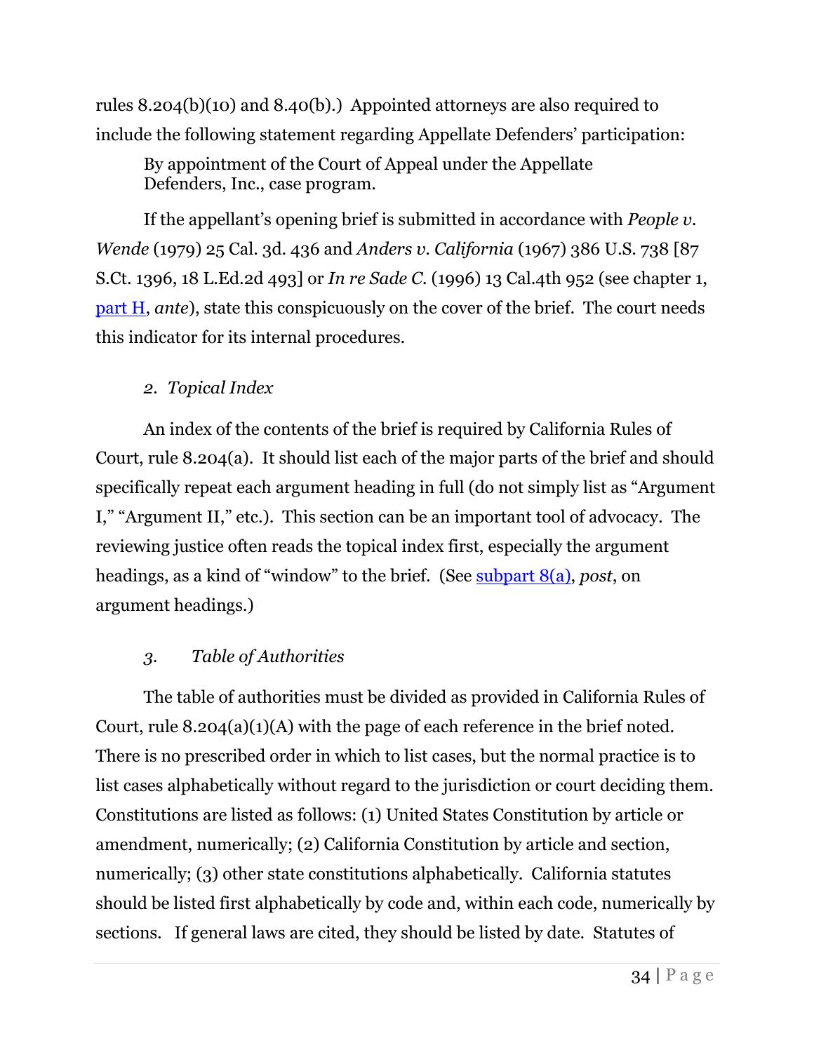rules 8.204(b)(10) and 8.40(b).) Appointed attorneys are also required to include the following statement regarding Appellate Defenders' participation:

> By appointment of the Court of Appeal under the Appellate Defenders, Inc., case program.

If the appellant's opening brief is submitted in accordance with *People v. Wende* (1979) 25 Cal. 3d. 436 and *Anders v. California* (1967) 386 U.S. 738 [87 S.Ct. 1396, 18 L.Ed.2d 493] or *In re Sade C.* (1996) 13 Cal.4th 952 (see chapter 1, part H, *ante*), state this conspicuously on the cover of the brief. The court needs this indicator for its internal procedures.

### *2. Topical Index*

An index of the contents of the brief is required by California Rules of Court, rule 8.204(a). It should list each of the major parts of the brief and should specifically repeat each argument heading in full (do not simply list as "Argument I," "Argument II," etc.). This section can be an important tool of advocacy. The reviewing justice often reads the topical index first, especially the argument headings, as a kind of "window" to the brief. (See subpart 8(a), *post*, on argument headings.)

### *3. Table of Authorities*

The table of authorities must be divided as provided in California Rules of Court, rule 8.204(a)(1)(A) with the page of each reference in the brief noted. There is no prescribed order in which to list cases, but the normal practice is to list cases alphabetically without regard to the jurisdiction or court deciding them. Constitutions are listed as follows: (1) United States Constitution by article or amendment, numerically; (2) California Constitution by article and section, numerically; (3) other state constitutions alphabetically. California statutes should be listed first alphabetically by code and, within each code, numerically by sections. If general laws are cited, they should be listed by date. Statutes of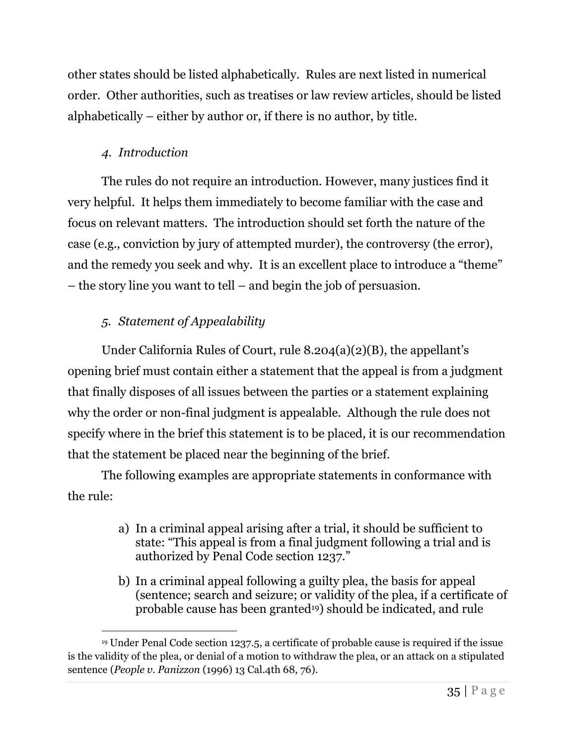other states should be listed alphabetically. Rules are next listed in numerical order. Other authorities, such as treatises or law review articles, should be listed alphabetically – either by author or, if there is no author, by title.

### *4. Introduction*

The rules do not require an introduction. However, many justices find it very helpful. It helps them immediately to become familiar with the case and focus on relevant matters. The introduction should set forth the nature of the case (e.g., conviction by jury of attempted murder), the controversy (the error), and the remedy you seek and why. It is an excellent place to introduce a "theme" – the story line you want to tell – and begin the job of persuasion.

### *5. Statement of Appealability*

Under California Rules of Court, rule 8.204(a)(2)(B), the appellant's opening brief must contain either a statement that the appeal is from a judgment that finally disposes of all issues between the parties or a statement explaining why the order or non-final judgment is appealable. Although the rule does not specify where in the brief this statement is to be placed, it is our recommendation that the statement be placed near the beginning of the brief.

The following examples are appropriate statements in conformance with the rule:

a) In a criminal appeal arising after a trial, it should be sufficient to state: "This appeal is from a final judgment following a trial and is authorized by Penal Code section 1237."

b) In a criminal appeal following a guilty plea, the basis for appeal (sentence; search and seizure; or validity of the plea, if a certificate of probable cause has been granted[19]) should be indicated, and rule

---

[19] Under Penal Code section 1237.5, a certificate of probable cause is required if the issue is the validity of the plea, or denial of a motion to withdraw the plea, or an attack on a stipulated sentence (*People v. Panizzon* (1996) 13 Cal.4th 68, 76).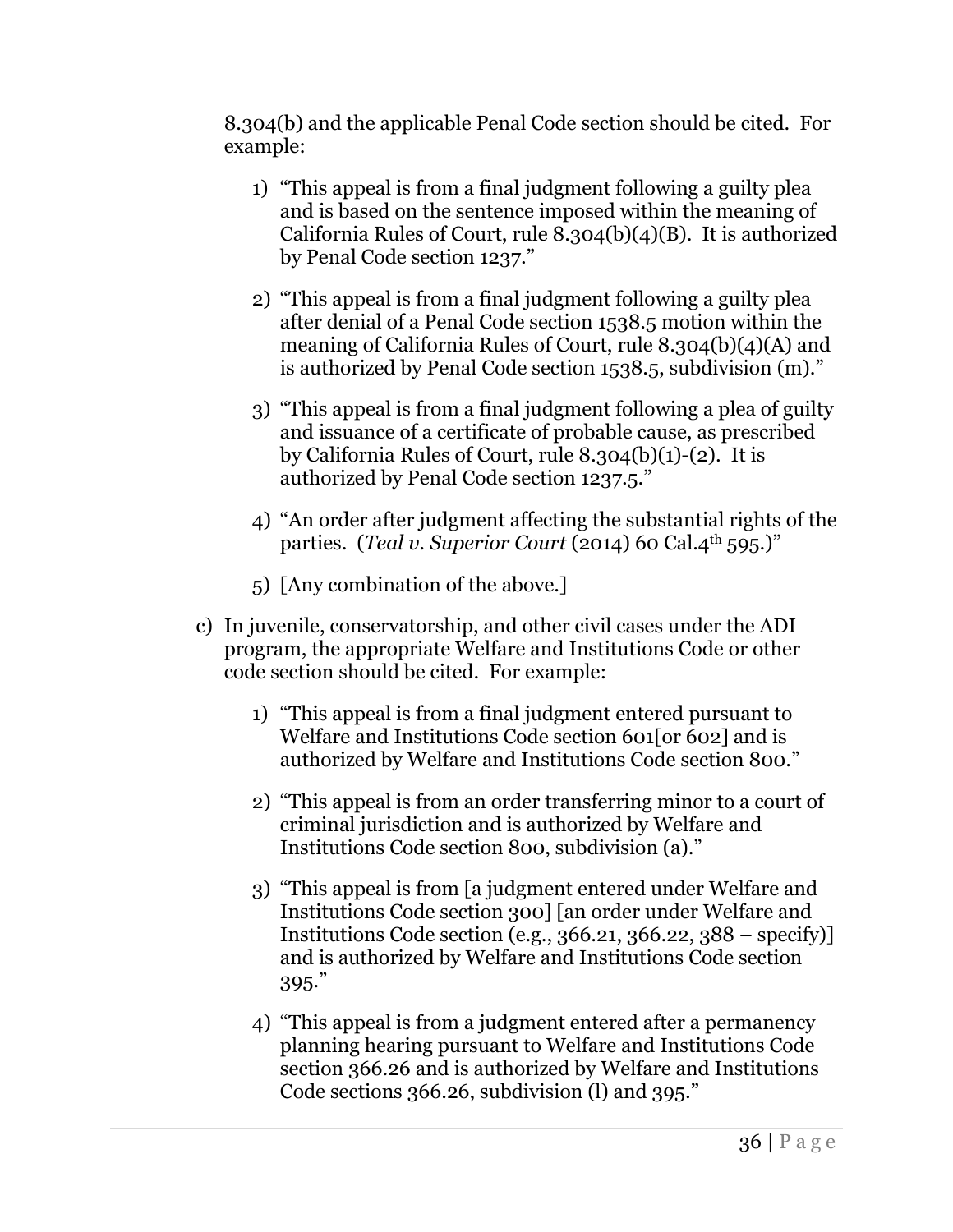8.304(b) and the applicable Penal Code section should be cited. For example:

1) "This appeal is from a final judgment following a guilty plea and is based on the sentence imposed within the meaning of California Rules of Court, rule 8.304(b)(4)(B). It is authorized by Penal Code section 1237."

2) "This appeal is from a final judgment following a guilty plea after denial of a Penal Code section 1538.5 motion within the meaning of California Rules of Court, rule 8.304(b)(4)(A) and is authorized by Penal Code section 1538.5, subdivision (m)."

3) "This appeal is from a final judgment following a plea of guilty and issuance of a certificate of probable cause, as prescribed by California Rules of Court, rule 8.304(b)(1)-(2). It is authorized by Penal Code section 1237.5."

4) "An order after judgment affecting the substantial rights of the parties. (*Teal v. Superior Court* (2014) 60 Cal.4th 595.)"

5) [Any combination of the above.]

c) In juvenile, conservatorship, and other civil cases under the ADI program, the appropriate Welfare and Institutions Code or other code section should be cited. For example:

1) "This appeal is from a final judgment entered pursuant to Welfare and Institutions Code section 601[or 602] and is authorized by Welfare and Institutions Code section 800."

2) "This appeal is from an order transferring minor to a court of criminal jurisdiction and is authorized by Welfare and Institutions Code section 800, subdivision (a)."

3) "This appeal is from [a judgment entered under Welfare and Institutions Code section 300] [an order under Welfare and Institutions Code section (e.g., 366.21, 366.22, 388 – specify)] and is authorized by Welfare and Institutions Code section 395."

4) "This appeal is from a judgment entered after a permanency planning hearing pursuant to Welfare and Institutions Code section 366.26 and is authorized by Welfare and Institutions Code sections 366.26, subdivision (l) and 395."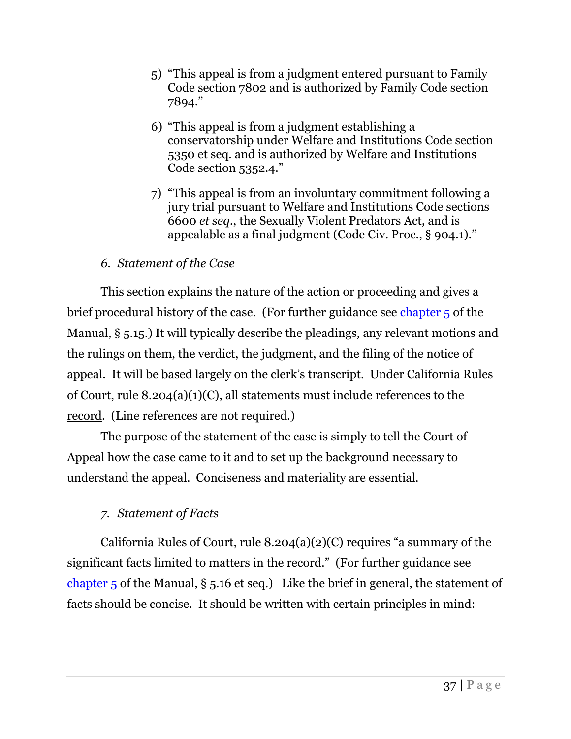5) "This appeal is from a judgment entered pursuant to Family Code section 7802 and is authorized by Family Code section 7894."

6) "This appeal is from a judgment establishing a conservatorship under Welfare and Institutions Code section 5350 et seq. and is authorized by Welfare and Institutions Code section 5352.4."

7) "This appeal is from an involuntary commitment following a jury trial pursuant to Welfare and Institutions Code sections 6600 *et seq*., the Sexually Violent Predators Act, and is appealable as a final judgment (Code Civ. Proc., § 904.1)."

*6. Statement of the Case*

This section explains the nature of the action or proceeding and gives a brief procedural history of the case. (For further guidance see [chapter 5]() of the Manual, § 5.15.) It will typically describe the pleadings, any relevant motions and the rulings on them, the verdict, the judgment, and the filing of the notice of appeal. It will be based largely on the clerk's transcript. Under California Rules of Court, rule 8.204(a)(1)(C), <u>all statements must include references to the record</u>. (Line references are not required.)

The purpose of the statement of the case is simply to tell the Court of Appeal how the case came to it and to set up the background necessary to understand the appeal. Conciseness and materiality are essential.

*7. Statement of Facts*

California Rules of Court, rule 8.204(a)(2)(C) requires "a summary of the significant facts limited to matters in the record." (For further guidance see [chapter 5]() of the Manual, § 5.16 et seq.) Like the brief in general, the statement of facts should be concise. It should be written with certain principles in mind: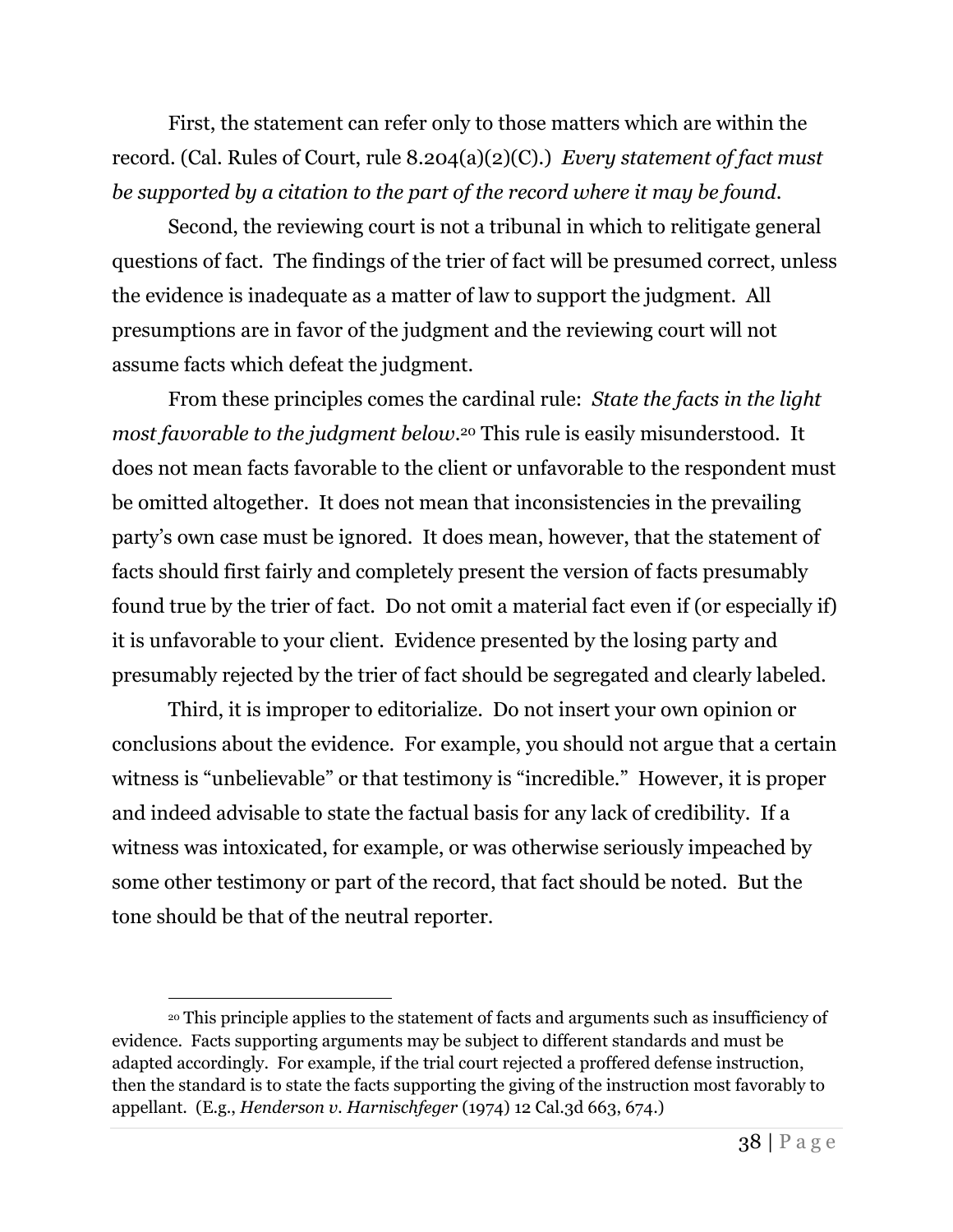First, the statement can refer only to those matters which are within the record. (Cal. Rules of Court, rule 8.204(a)(2)(C).) *Every statement of fact must be supported by a citation to the part of the record where it may be found.*

Second, the reviewing court is not a tribunal in which to relitigate general questions of fact. The findings of the trier of fact will be presumed correct, unless the evidence is inadequate as a matter of law to support the judgment. All presumptions are in favor of the judgment and the reviewing court will not assume facts which defeat the judgment.

From these principles comes the cardinal rule: *State the facts in the light most favorable to the judgment below.*[20] This rule is easily misunderstood. It does not mean facts favorable to the client or unfavorable to the respondent must be omitted altogether. It does not mean that inconsistencies in the prevailing party's own case must be ignored. It does mean, however, that the statement of facts should first fairly and completely present the version of facts presumably found true by the trier of fact. Do not omit a material fact even if (or especially if) it is unfavorable to your client. Evidence presented by the losing party and presumably rejected by the trier of fact should be segregated and clearly labeled.

Third, it is improper to editorialize. Do not insert your own opinion or conclusions about the evidence. For example, you should not argue that a certain witness is "unbelievable" or that testimony is "incredible." However, it is proper and indeed advisable to state the factual basis for any lack of credibility. If a witness was intoxicated, for example, or was otherwise seriously impeached by some other testimony or part of the record, that fact should be noted. But the tone should be that of the neutral reporter.

---

[20] This principle applies to the statement of facts and arguments such as insufficiency of evidence. Facts supporting arguments may be subject to different standards and must be adapted accordingly. For example, if the trial court rejected a proffered defense instruction, then the standard is to state the facts supporting the giving of the instruction most favorably to appellant. (E.g., *Henderson v. Harnischfeger* (1974) 12 Cal.3d 663, 674.)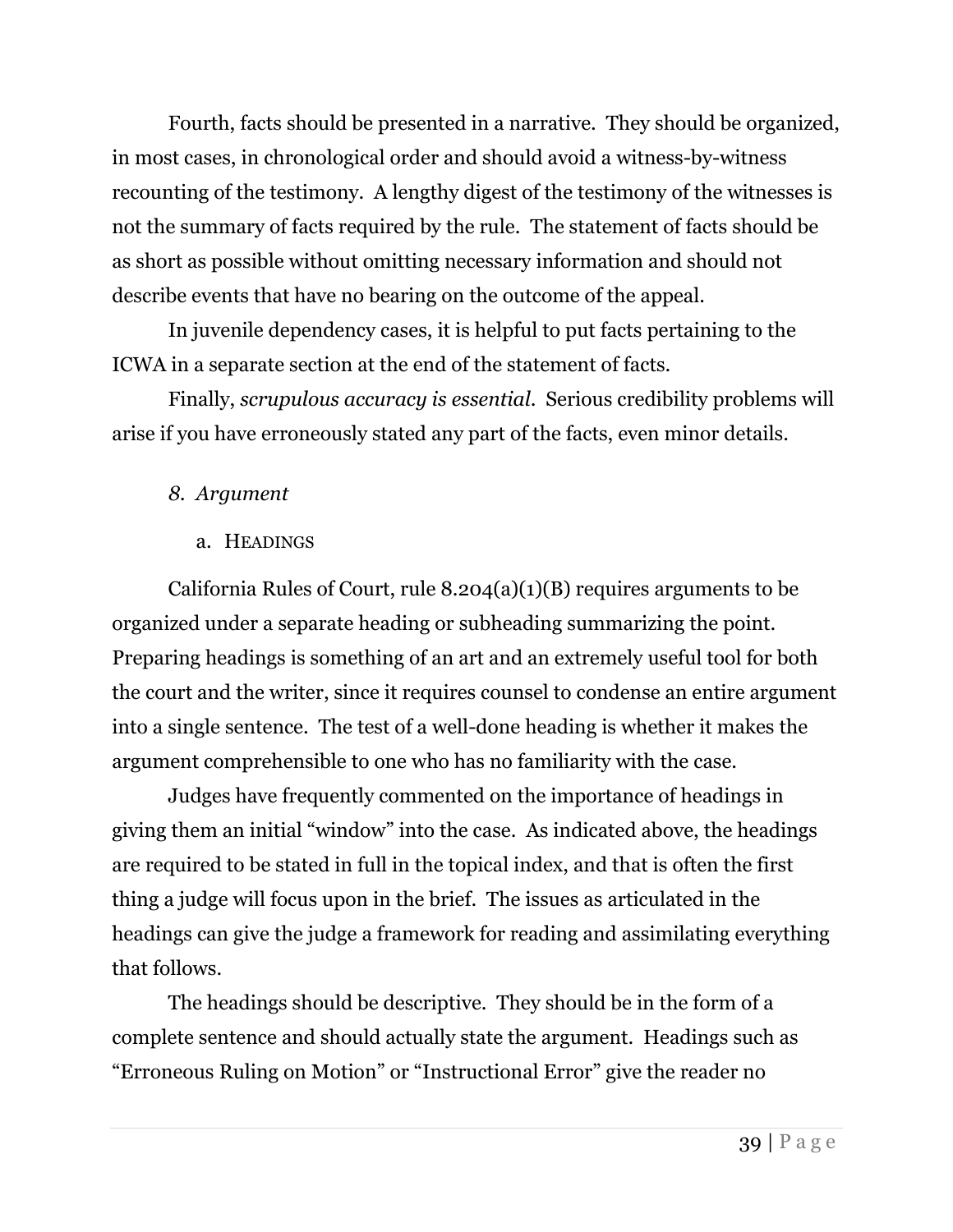Fourth, facts should be presented in a narrative. They should be organized, in most cases, in chronological order and should avoid a witness-by-witness recounting of the testimony. A lengthy digest of the testimony of the witnesses is not the summary of facts required by the rule. The statement of facts should be as short as possible without omitting necessary information and should not describe events that have no bearing on the outcome of the appeal.

In juvenile dependency cases, it is helpful to put facts pertaining to the ICWA in a separate section at the end of the statement of facts.

Finally, *scrupulous accuracy is essential*. Serious credibility problems will arise if you have erroneously stated any part of the facts, even minor details.

### *8. Argument*

#### a. HEADINGS

California Rules of Court, rule 8.204(a)(1)(B) requires arguments to be organized under a separate heading or subheading summarizing the point. Preparing headings is something of an art and an extremely useful tool for both the court and the writer, since it requires counsel to condense an entire argument into a single sentence. The test of a well-done heading is whether it makes the argument comprehensible to one who has no familiarity with the case.

Judges have frequently commented on the importance of headings in giving them an initial "window" into the case. As indicated above, the headings are required to be stated in full in the topical index, and that is often the first thing a judge will focus upon in the brief. The issues as articulated in the headings can give the judge a framework for reading and assimilating everything that follows.

The headings should be descriptive. They should be in the form of a complete sentence and should actually state the argument. Headings such as "Erroneous Ruling on Motion" or "Instructional Error" give the reader no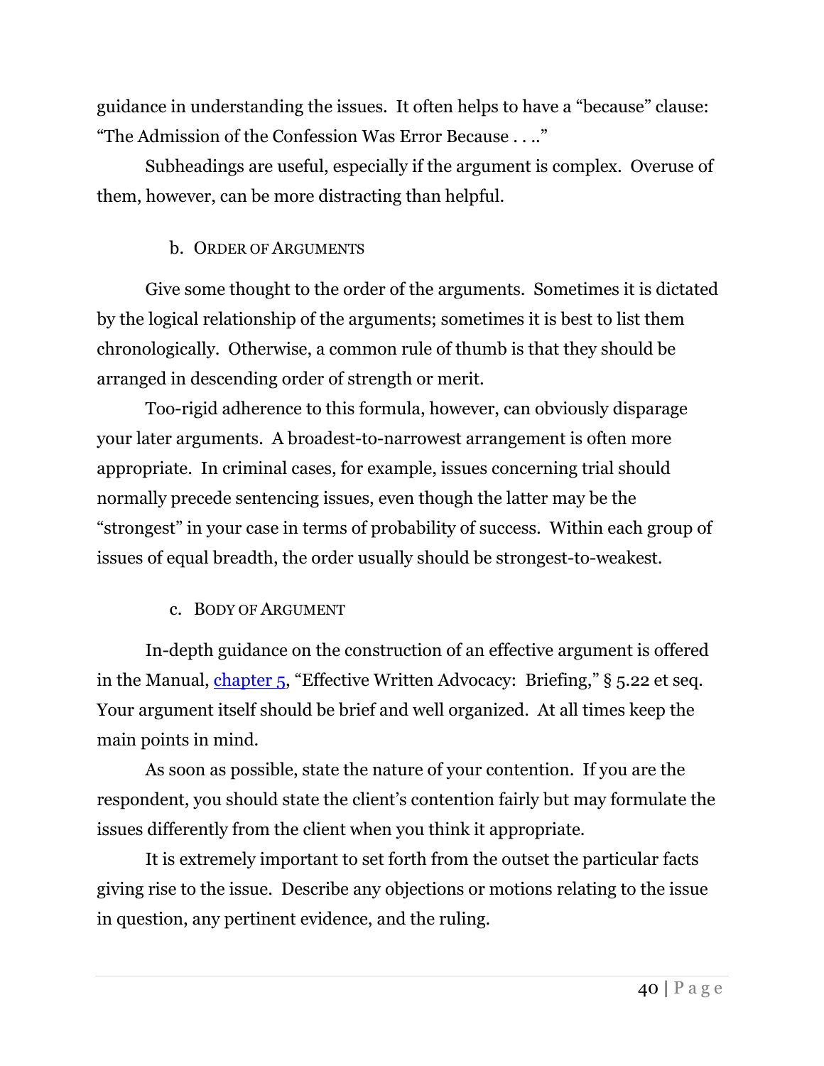guidance in understanding the issues. It often helps to have a "because" clause: "The Admission of the Confession Was Error Because . . .."

Subheadings are useful, especially if the argument is complex. Overuse of them, however, can be more distracting than helpful.

#### b. Order of Arguments

Give some thought to the order of the arguments. Sometimes it is dictated by the logical relationship of the arguments; sometimes it is best to list them chronologically. Otherwise, a common rule of thumb is that they should be arranged in descending order of strength or merit.

Too-rigid adherence to this formula, however, can obviously disparage your later arguments. A broadest-to-narrowest arrangement is often more appropriate. In criminal cases, for example, issues concerning trial should normally precede sentencing issues, even though the latter may be the "strongest" in your case in terms of probability of success. Within each group of issues of equal breadth, the order usually should be strongest-to-weakest.

#### c. Body of Argument

In-depth guidance on the construction of an effective argument is offered in the Manual, chapter 5, "Effective Written Advocacy: Briefing," § 5.22 et seq. Your argument itself should be brief and well organized. At all times keep the main points in mind.

As soon as possible, state the nature of your contention. If you are the respondent, you should state the client's contention fairly but may formulate the issues differently from the client when you think it appropriate.

It is extremely important to set forth from the outset the particular facts giving rise to the issue. Describe any objections or motions relating to the issue in question, any pertinent evidence, and the ruling.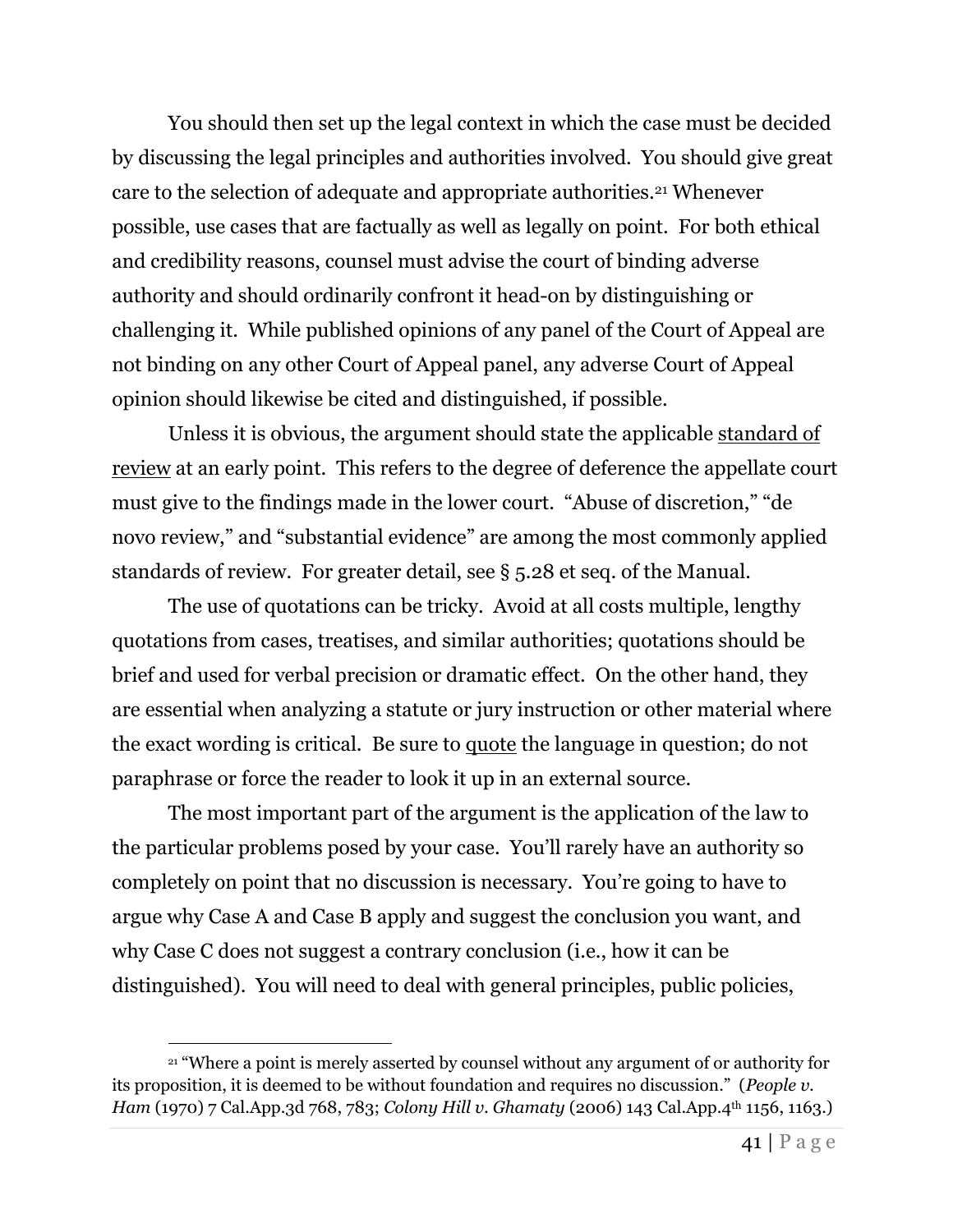You should then set up the legal context in which the case must be decided by discussing the legal principles and authorities involved. You should give great care to the selection of adequate and appropriate authorities.[21] Whenever possible, use cases that are factually as well as legally on point. For both ethical and credibility reasons, counsel must advise the court of binding adverse authority and should ordinarily confront it head-on by distinguishing or challenging it. While published opinions of any panel of the Court of Appeal are not binding on any other Court of Appeal panel, any adverse Court of Appeal opinion should likewise be cited and distinguished, if possible.

Unless it is obvious, the argument should state the applicable <u>standard of review</u> at an early point. This refers to the degree of deference the appellate court must give to the findings made in the lower court. "Abuse of discretion," "de novo review," and "substantial evidence" are among the most commonly applied standards of review. For greater detail, see § 5.28 et seq. of the Manual.

The use of quotations can be tricky. Avoid at all costs multiple, lengthy quotations from cases, treatises, and similar authorities; quotations should be brief and used for verbal precision or dramatic effect. On the other hand, they are essential when analyzing a statute or jury instruction or other material where the exact wording is critical. Be sure to <u>quote</u> the language in question; do not paraphrase or force the reader to look it up in an external source.

The most important part of the argument is the application of the law to the particular problems posed by your case. You'll rarely have an authority so completely on point that no discussion is necessary. You're going to have to argue why Case A and Case B apply and suggest the conclusion you want, and why Case C does not suggest a contrary conclusion (i.e., how it can be distinguished). You will need to deal with general principles, public policies,

---

[21] "Where a point is merely asserted by counsel without any argument of or authority for its proposition, it is deemed to be without foundation and requires no discussion." (*People v. Ham* (1970) 7 Cal.App.3d 768, 783; *Colony Hill v. Ghamaty* (2006) 143 Cal.App.4th 1156, 1163.)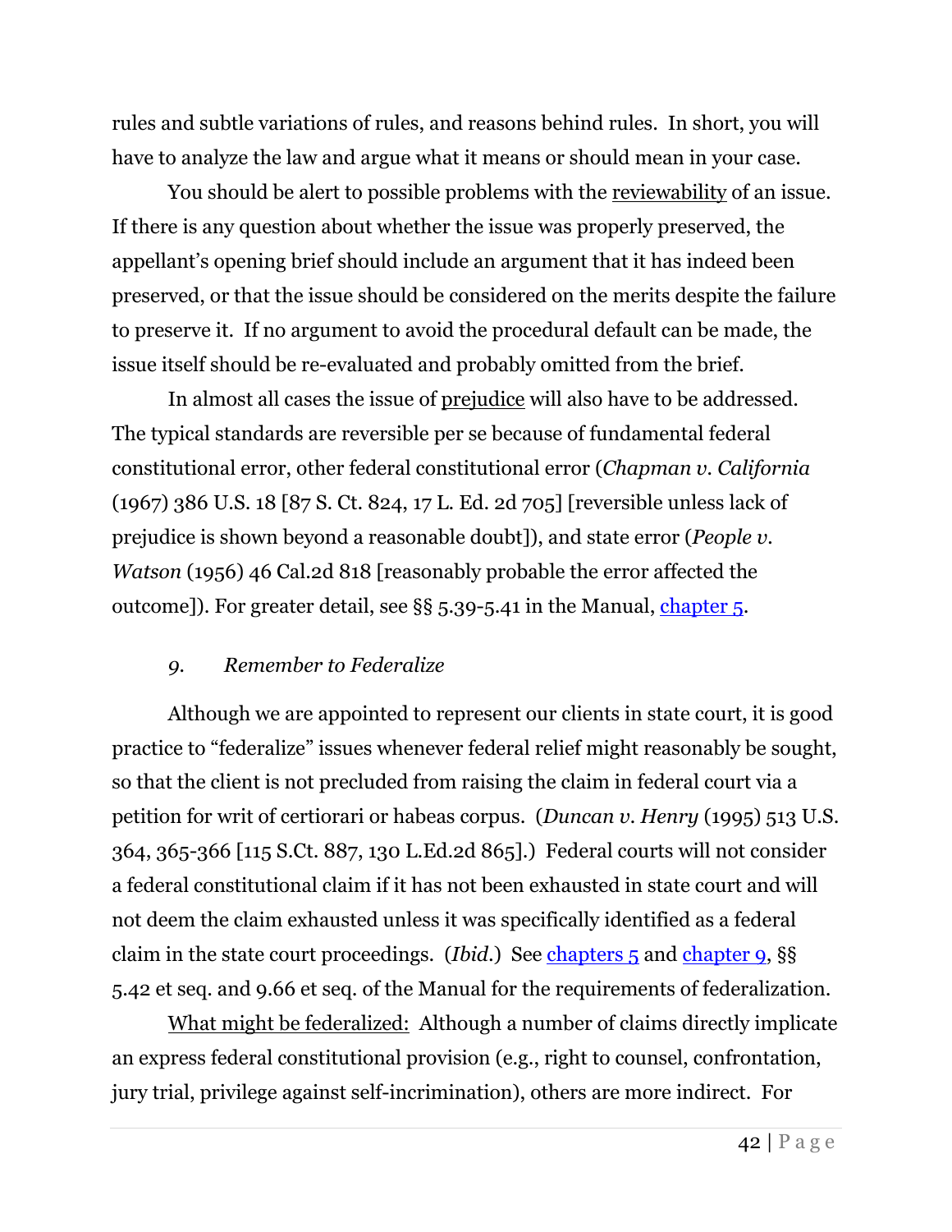rules and subtle variations of rules, and reasons behind rules. In short, you will have to analyze the law and argue what it means or should mean in your case.

You should be alert to possible problems with the reviewability of an issue. If there is any question about whether the issue was properly preserved, the appellant's opening brief should include an argument that it has indeed been preserved, or that the issue should be considered on the merits despite the failure to preserve it. If no argument to avoid the procedural default can be made, the issue itself should be re-evaluated and probably omitted from the brief.

In almost all cases the issue of prejudice will also have to be addressed. The typical standards are reversible per se because of fundamental federal constitutional error, other federal constitutional error (*Chapman v. California* (1967) 386 U.S. 18 [87 S. Ct. 824, 17 L. Ed. 2d 705] [reversible unless lack of prejudice is shown beyond a reasonable doubt]), and state error (*People v. Watson* (1956) 46 Cal.2d 818 [reasonably probable the error affected the outcome]). For greater detail, see §§ 5.39-5.41 in the Manual, chapter 5.

### *9. Remember to Federalize*

Although we are appointed to represent our clients in state court, it is good practice to "federalize" issues whenever federal relief might reasonably be sought, so that the client is not precluded from raising the claim in federal court via a petition for writ of certiorari or habeas corpus. (*Duncan v. Henry* (1995) 513 U.S. 364, 365-366 [115 S.Ct. 887, 130 L.Ed.2d 865].) Federal courts will not consider a federal constitutional claim if it has not been exhausted in state court and will not deem the claim exhausted unless it was specifically identified as a federal claim in the state court proceedings. (*Ibid.*) See chapters 5 and chapter 9, §§ 5.42 et seq. and 9.66 et seq. of the Manual for the requirements of federalization.

What might be federalized: Although a number of claims directly implicate an express federal constitutional provision (e.g., right to counsel, confrontation, jury trial, privilege against self-incrimination), others are more indirect. For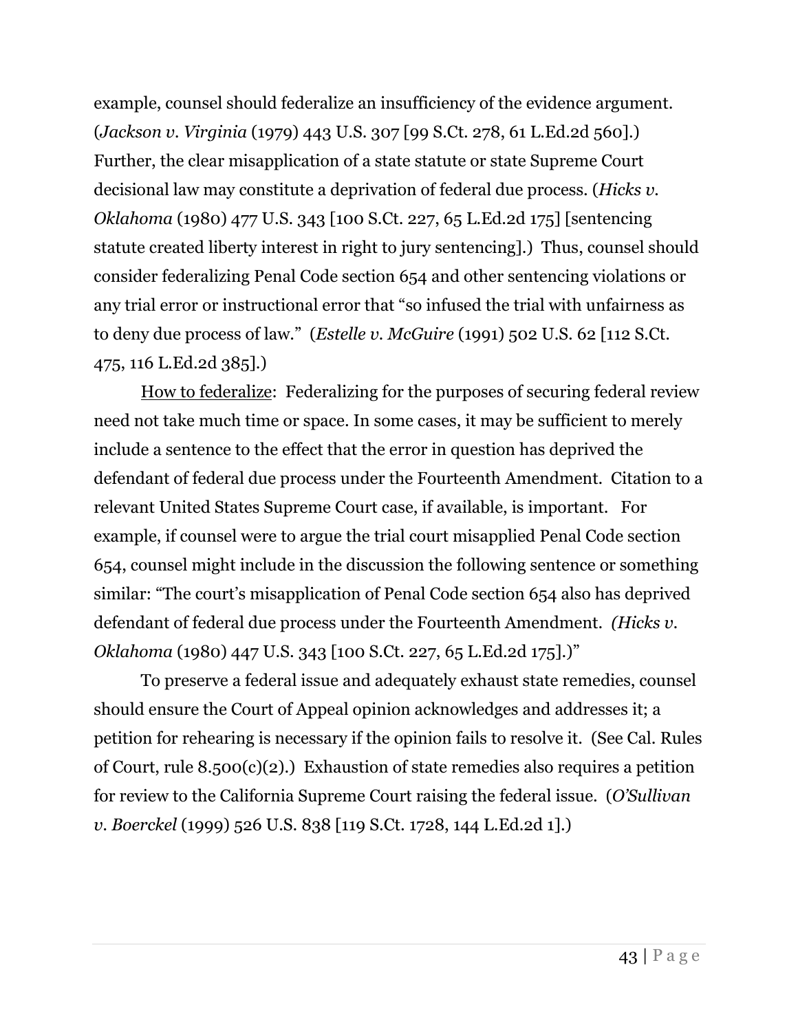example, counsel should federalize an insufficiency of the evidence argument. (*Jackson v. Virginia* (1979) 443 U.S. 307 [99 S.Ct. 278, 61 L.Ed.2d 560].) Further, the clear misapplication of a state statute or state Supreme Court decisional law may constitute a deprivation of federal due process. (*Hicks v. Oklahoma* (1980) 477 U.S. 343 [100 S.Ct. 227, 65 L.Ed.2d 175] [sentencing statute created liberty interest in right to jury sentencing].) Thus, counsel should consider federalizing Penal Code section 654 and other sentencing violations or any trial error or instructional error that "so infused the trial with unfairness as to deny due process of law." (*Estelle v. McGuire* (1991) 502 U.S. 62 [112 S.Ct. 475, 116 L.Ed.2d 385].)

How to federalize: Federalizing for the purposes of securing federal review need not take much time or space. In some cases, it may be sufficient to merely include a sentence to the effect that the error in question has deprived the defendant of federal due process under the Fourteenth Amendment. Citation to a relevant United States Supreme Court case, if available, is important. For example, if counsel were to argue the trial court misapplied Penal Code section 654, counsel might include in the discussion the following sentence or something similar: "The court's misapplication of Penal Code section 654 also has deprived defendant of federal due process under the Fourteenth Amendment. *(Hicks v. Oklahoma* (1980) 447 U.S. 343 [100 S.Ct. 227, 65 L.Ed.2d 175].)"

To preserve a federal issue and adequately exhaust state remedies, counsel should ensure the Court of Appeal opinion acknowledges and addresses it; a petition for rehearing is necessary if the opinion fails to resolve it. (See Cal. Rules of Court, rule 8.500(c)(2).) Exhaustion of state remedies also requires a petition for review to the California Supreme Court raising the federal issue. (*O'Sullivan v. Boerckel* (1999) 526 U.S. 838 [119 S.Ct. 1728, 144 L.Ed.2d 1].)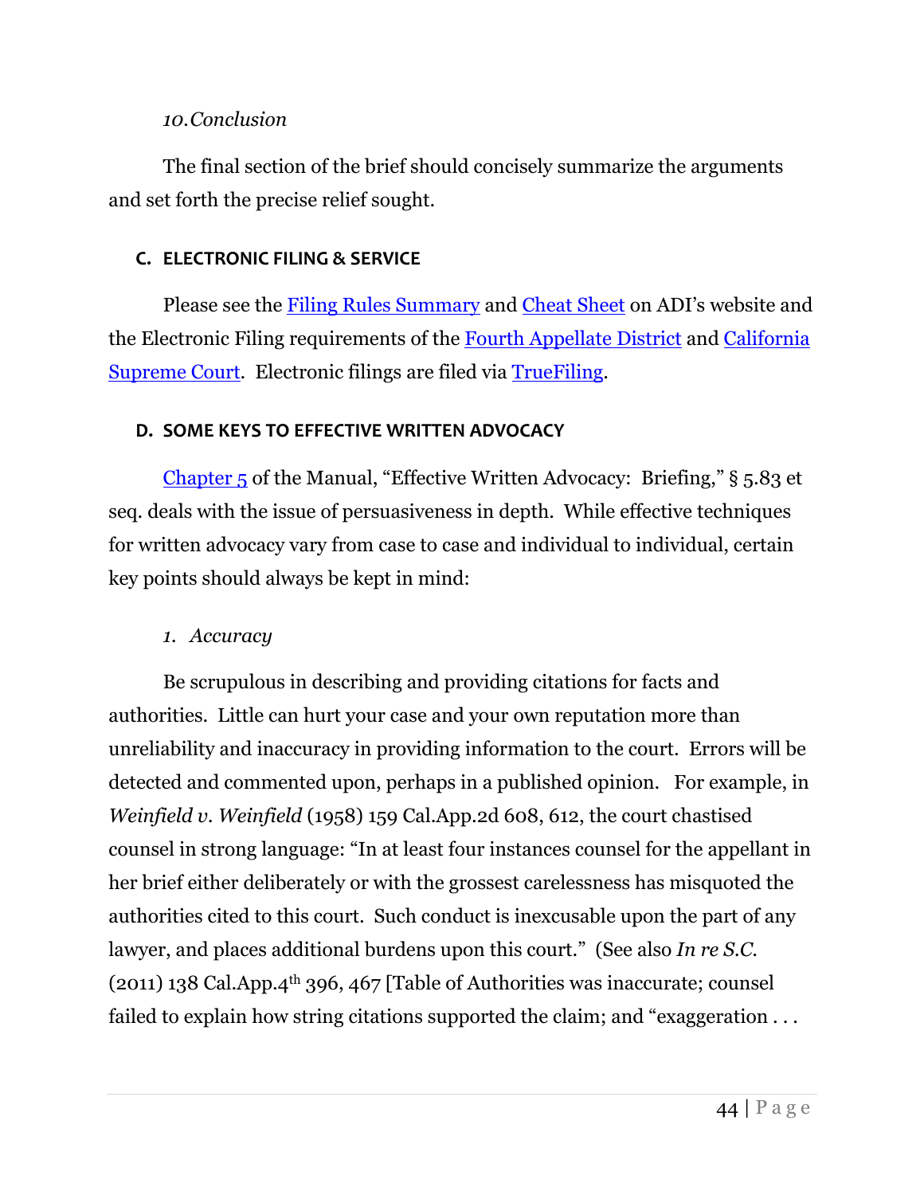*10.Conclusion*

The final section of the brief should concisely summarize the arguments and set forth the precise relief sought.

### C. ELECTRONIC FILING & SERVICE

Please see the Filing Rules Summary and Cheat Sheet on ADI's website and the Electronic Filing requirements of the Fourth Appellate District and California Supreme Court. Electronic filings are filed via TrueFiling.

### D. SOME KEYS TO EFFECTIVE WRITTEN ADVOCACY

Chapter 5 of the Manual, "Effective Written Advocacy: Briefing," § 5.83 et seq. deals with the issue of persuasiveness in depth. While effective techniques for written advocacy vary from case to case and individual to individual, certain key points should always be kept in mind:

*1. Accuracy*

Be scrupulous in describing and providing citations for facts and authorities. Little can hurt your case and your own reputation more than unreliability and inaccuracy in providing information to the court. Errors will be detected and commented upon, perhaps in a published opinion. For example, in *Weinfield v. Weinfield* (1958) 159 Cal.App.2d 608, 612, the court chastised counsel in strong language: "In at least four instances counsel for the appellant in her brief either deliberately or with the grossest carelessness has misquoted the authorities cited to this court. Such conduct is inexcusable upon the part of any lawyer, and places additional burdens upon this court." (See also *In re S.C.* (2011) 138 Cal.App.4th 396, 467 [Table of Authorities was inaccurate; counsel failed to explain how string citations supported the claim; and "exaggeration . . .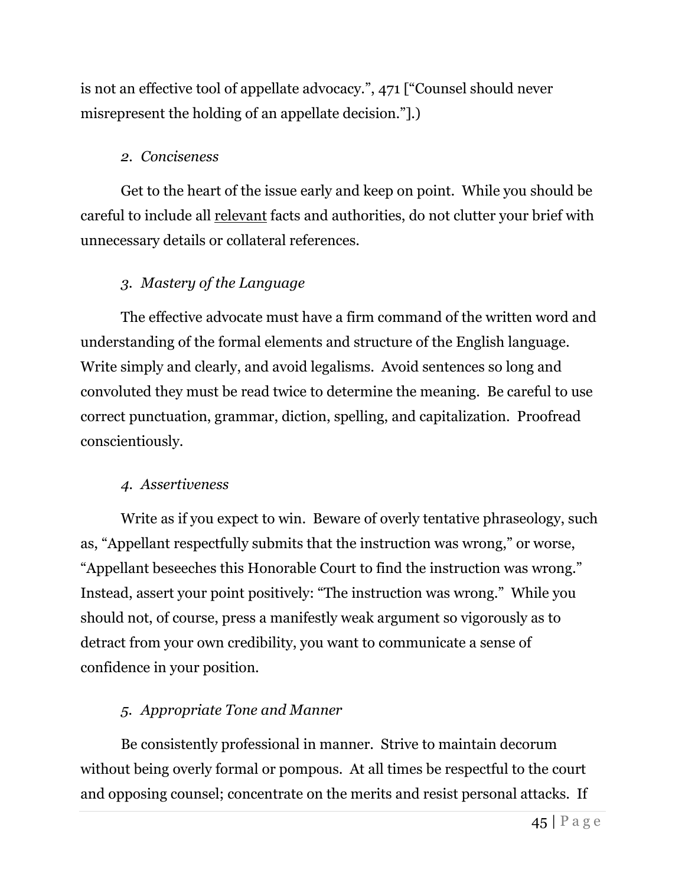is not an effective tool of appellate advocacy.", 471 ["Counsel should never misrepresent the holding of an appellate decision."].)

### *2. Conciseness*

Get to the heart of the issue early and keep on point. While you should be careful to include all <u>relevant</u> facts and authorities, do not clutter your brief with unnecessary details or collateral references.

### *3. Mastery of the Language*

The effective advocate must have a firm command of the written word and understanding of the formal elements and structure of the English language. Write simply and clearly, and avoid legalisms. Avoid sentences so long and convoluted they must be read twice to determine the meaning. Be careful to use correct punctuation, grammar, diction, spelling, and capitalization. Proofread conscientiously.

### *4. Assertiveness*

Write as if you expect to win. Beware of overly tentative phraseology, such as, "Appellant respectfully submits that the instruction was wrong," or worse, "Appellant beseeches this Honorable Court to find the instruction was wrong." Instead, assert your point positively: "The instruction was wrong." While you should not, of course, press a manifestly weak argument so vigorously as to detract from your own credibility, you want to communicate a sense of confidence in your position.

### *5. Appropriate Tone and Manner*

Be consistently professional in manner. Strive to maintain decorum without being overly formal or pompous. At all times be respectful to the court and opposing counsel; concentrate on the merits and resist personal attacks. If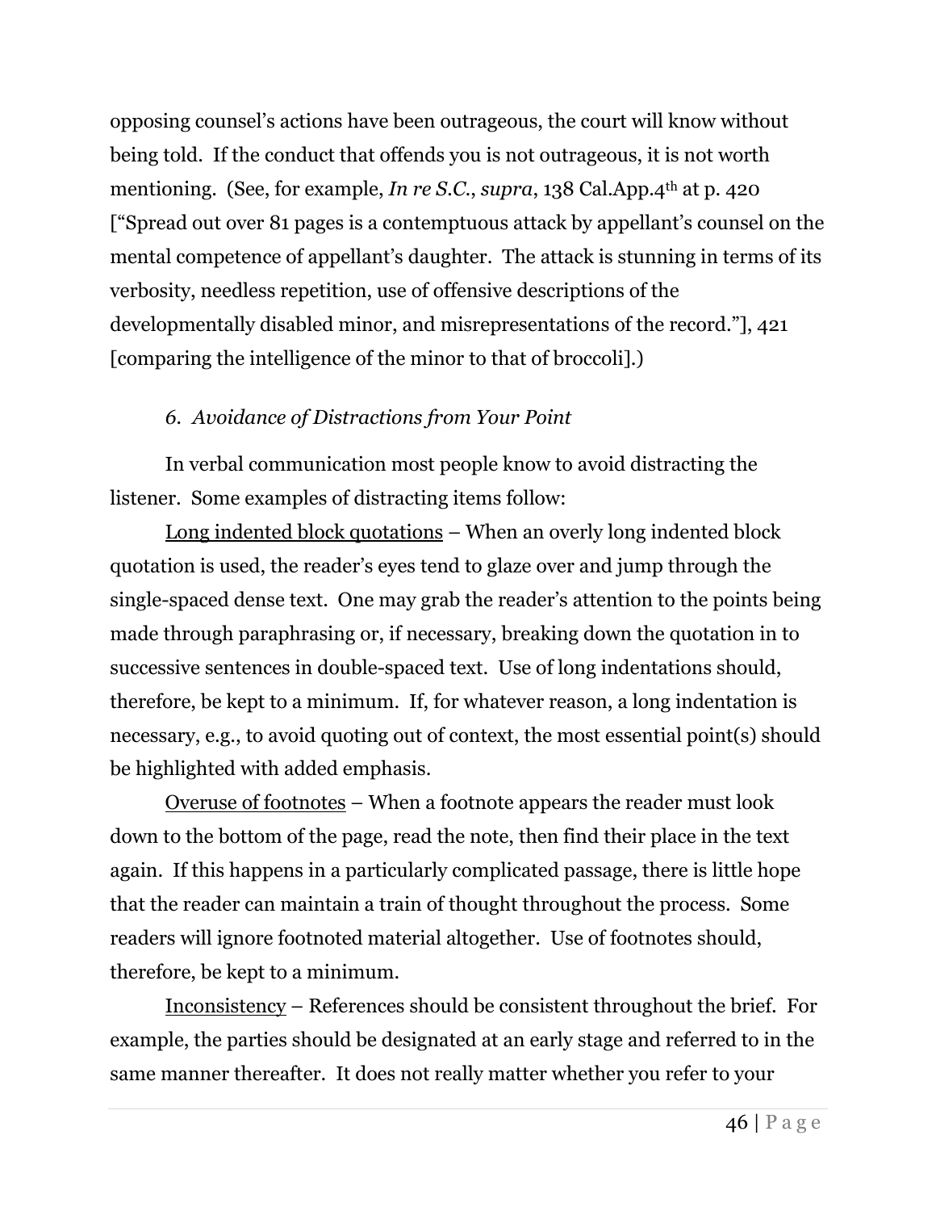opposing counsel's actions have been outrageous, the court will know without being told. If the conduct that offends you is not outrageous, it is not worth mentioning. (See, for example, *In re S.C.*, *supra*, 138 Cal.App.4th at p. 420 ["Spread out over 81 pages is a contemptuous attack by appellant's counsel on the mental competence of appellant's daughter. The attack is stunning in terms of its verbosity, needless repetition, use of offensive descriptions of the developmentally disabled minor, and misrepresentations of the record."], 421 [comparing the intelligence of the minor to that of broccoli].)

### *6. Avoidance of Distractions from Your Point*

In verbal communication most people know to avoid distracting the listener. Some examples of distracting items follow:

<u>Long indented block quotations</u> – When an overly long indented block quotation is used, the reader's eyes tend to glaze over and jump through the single-spaced dense text. One may grab the reader's attention to the points being made through paraphrasing or, if necessary, breaking down the quotation in to successive sentences in double-spaced text. Use of long indentations should, therefore, be kept to a minimum. If, for whatever reason, a long indentation is necessary, e.g., to avoid quoting out of context, the most essential point(s) should be highlighted with added emphasis.

<u>Overuse of footnotes</u> – When a footnote appears the reader must look down to the bottom of the page, read the note, then find their place in the text again. If this happens in a particularly complicated passage, there is little hope that the reader can maintain a train of thought throughout the process. Some readers will ignore footnoted material altogether. Use of footnotes should, therefore, be kept to a minimum.

<u>Inconsistency</u> – References should be consistent throughout the brief. For example, the parties should be designated at an early stage and referred to in the same manner thereafter. It does not really matter whether you refer to your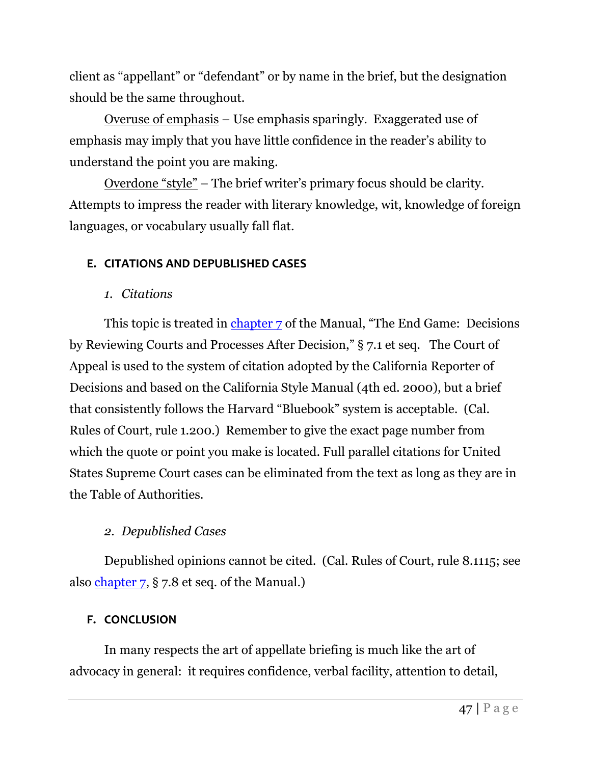client as "appellant" or "defendant" or by name in the brief, but the designation should be the same throughout.

Overuse of emphasis – Use emphasis sparingly. Exaggerated use of emphasis may imply that you have little confidence in the reader's ability to understand the point you are making.

Overdone "style" – The brief writer's primary focus should be clarity. Attempts to impress the reader with literary knowledge, wit, knowledge of foreign languages, or vocabulary usually fall flat.

### E. CITATIONS AND DEPUBLISHED CASES

#### *1. Citations*

This topic is treated in [chapter 7] of the Manual, "The End Game: Decisions by Reviewing Courts and Processes After Decision," § 7.1 et seq. The Court of Appeal is used to the system of citation adopted by the California Reporter of Decisions and based on the California Style Manual (4th ed. 2000), but a brief that consistently follows the Harvard "Bluebook" system is acceptable. (Cal. Rules of Court, rule 1.200.) Remember to give the exact page number from which the quote or point you make is located. Full parallel citations for United States Supreme Court cases can be eliminated from the text as long as they are in the Table of Authorities.

#### *2. Depublished Cases*

Depublished opinions cannot be cited. (Cal. Rules of Court, rule 8.1115; see also [chapter 7], § 7.8 et seq. of the Manual.)

### F. CONCLUSION

In many respects the art of appellate briefing is much like the art of advocacy in general: it requires confidence, verbal facility, attention to detail,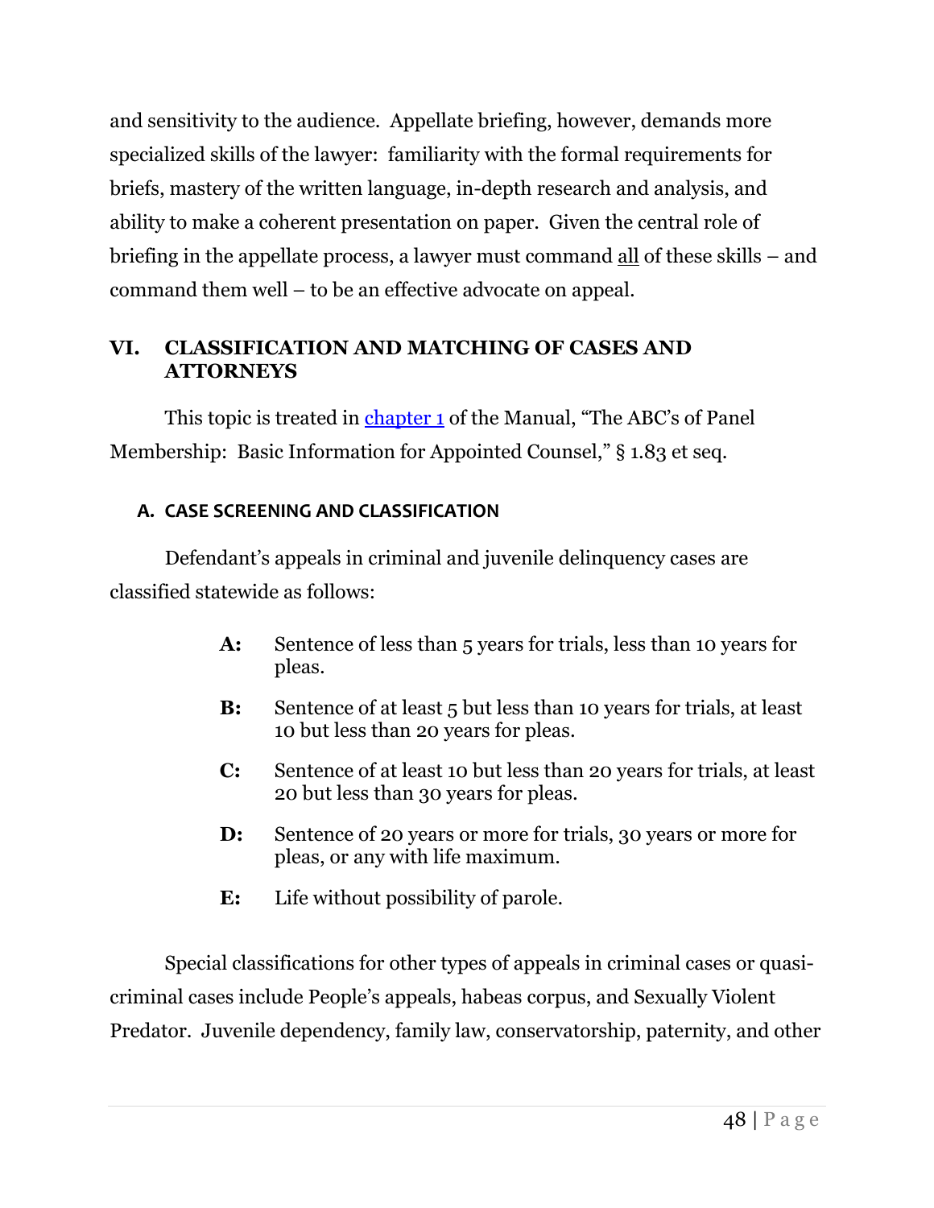and sensitivity to the audience. Appellate briefing, however, demands more specialized skills of the lawyer: familiarity with the formal requirements for briefs, mastery of the written language, in-depth research and analysis, and ability to make a coherent presentation on paper. Given the central role of briefing in the appellate process, a lawyer must command all of these skills – and command them well – to be an effective advocate on appeal.

## VI. CLASSIFICATION AND MATCHING OF CASES AND ATTORNEYS

This topic is treated in chapter 1 of the Manual, "The ABC's of Panel Membership: Basic Information for Appointed Counsel," § 1.83 et seq.

### A. CASE SCREENING AND CLASSIFICATION

Defendant's appeals in criminal and juvenile delinquency cases are classified statewide as follows:

- **A:** Sentence of less than 5 years for trials, less than 10 years for pleas.
- **B:** Sentence of at least 5 but less than 10 years for trials, at least 10 but less than 20 years for pleas.
- **C:** Sentence of at least 10 but less than 20 years for trials, at least 20 but less than 30 years for pleas.
- **D:** Sentence of 20 years or more for trials, 30 years or more for pleas, or any with life maximum.
- **E:** Life without possibility of parole.

Special classifications for other types of appeals in criminal cases or quasi-criminal cases include People's appeals, habeas corpus, and Sexually Violent Predator. Juvenile dependency, family law, conservatorship, paternity, and other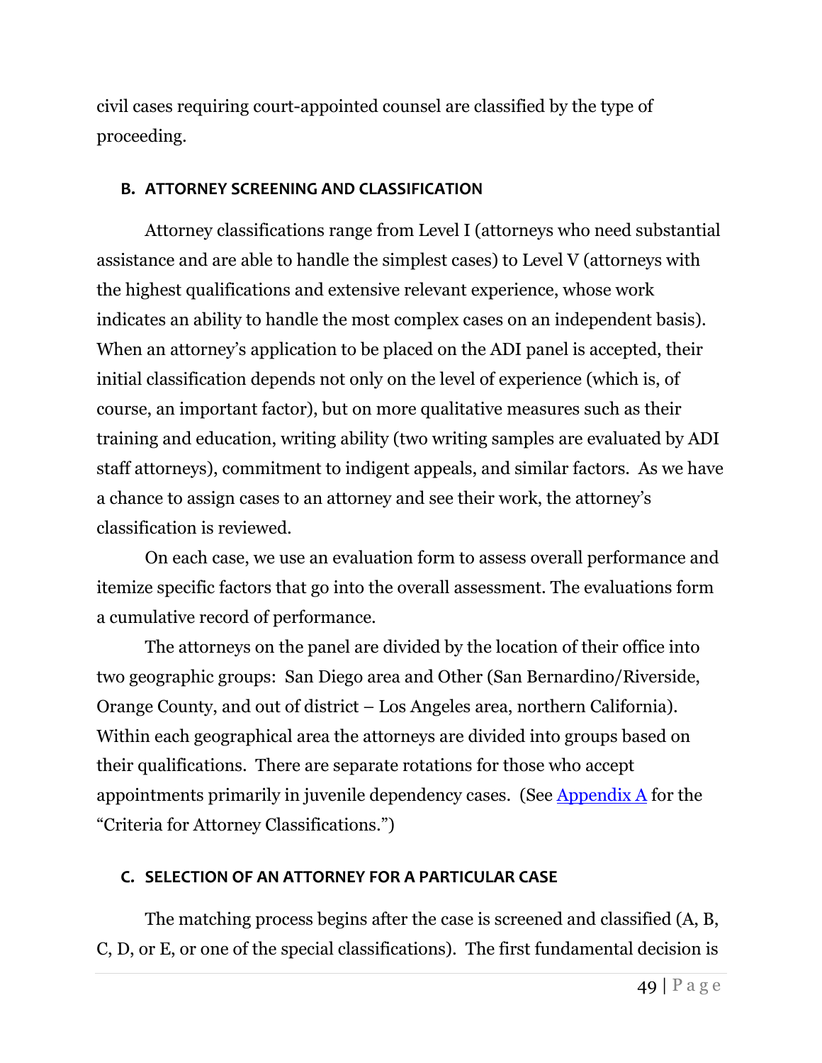civil cases requiring court-appointed counsel are classified by the type of proceeding.

### B. ATTORNEY SCREENING AND CLASSIFICATION

Attorney classifications range from Level I (attorneys who need substantial assistance and are able to handle the simplest cases) to Level V (attorneys with the highest qualifications and extensive relevant experience, whose work indicates an ability to handle the most complex cases on an independent basis). When an attorney's application to be placed on the ADI panel is accepted, their initial classification depends not only on the level of experience (which is, of course, an important factor), but on more qualitative measures such as their training and education, writing ability (two writing samples are evaluated by ADI staff attorneys), commitment to indigent appeals, and similar factors. As we have a chance to assign cases to an attorney and see their work, the attorney's classification is reviewed.

On each case, we use an evaluation form to assess overall performance and itemize specific factors that go into the overall assessment. The evaluations form a cumulative record of performance.

The attorneys on the panel are divided by the location of their office into two geographic groups: San Diego area and Other (San Bernardino/Riverside, Orange County, and out of district – Los Angeles area, northern California). Within each geographical area the attorneys are divided into groups based on their qualifications. There are separate rotations for those who accept appointments primarily in juvenile dependency cases. (See [Appendix A] for the "Criteria for Attorney Classifications.")

### C. SELECTION OF AN ATTORNEY FOR A PARTICULAR CASE

The matching process begins after the case is screened and classified (A, B, C, D, or E, or one of the special classifications). The first fundamental decision is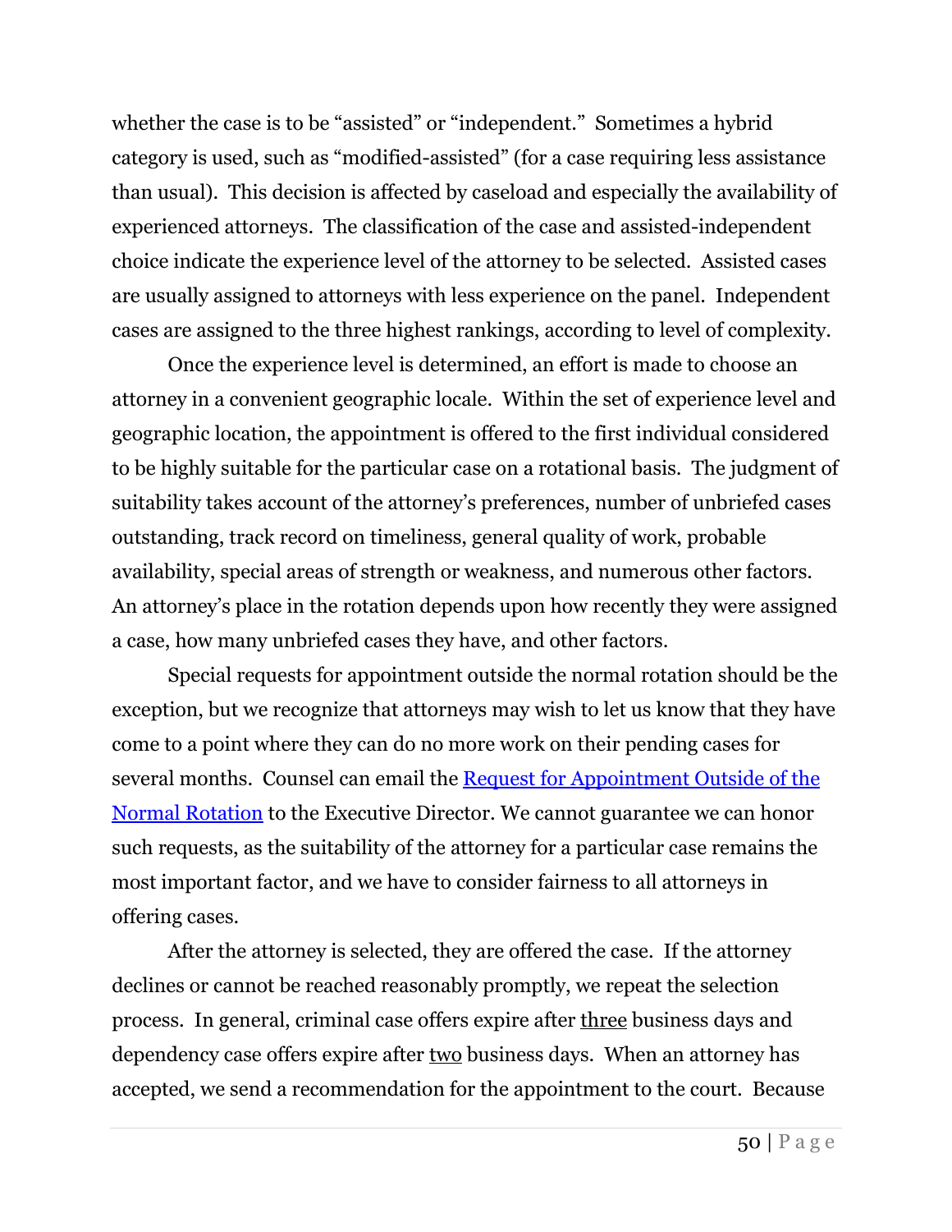whether the case is to be "assisted" or "independent." Sometimes a hybrid category is used, such as "modified-assisted" (for a case requiring less assistance than usual). This decision is affected by caseload and especially the availability of experienced attorneys. The classification of the case and assisted-independent choice indicate the experience level of the attorney to be selected. Assisted cases are usually assigned to attorneys with less experience on the panel. Independent cases are assigned to the three highest rankings, according to level of complexity.

Once the experience level is determined, an effort is made to choose an attorney in a convenient geographic locale. Within the set of experience level and geographic location, the appointment is offered to the first individual considered to be highly suitable for the particular case on a rotational basis. The judgment of suitability takes account of the attorney's preferences, number of unbriefed cases outstanding, track record on timeliness, general quality of work, probable availability, special areas of strength or weakness, and numerous other factors. An attorney's place in the rotation depends upon how recently they were assigned a case, how many unbriefed cases they have, and other factors.

Special requests for appointment outside the normal rotation should be the exception, but we recognize that attorneys may wish to let us know that they have come to a point where they can do no more work on their pending cases for several months. Counsel can email the [Request for Appointment Outside of the Normal Rotation] to the Executive Director. We cannot guarantee we can honor such requests, as the suitability of the attorney for a particular case remains the most important factor, and we have to consider fairness to all attorneys in offering cases.

After the attorney is selected, they are offered the case. If the attorney declines or cannot be reached reasonably promptly, we repeat the selection process. In general, criminal case offers expire after <u>three</u> business days and dependency case offers expire after <u>two</u> business days. When an attorney has accepted, we send a recommendation for the appointment to the court. Because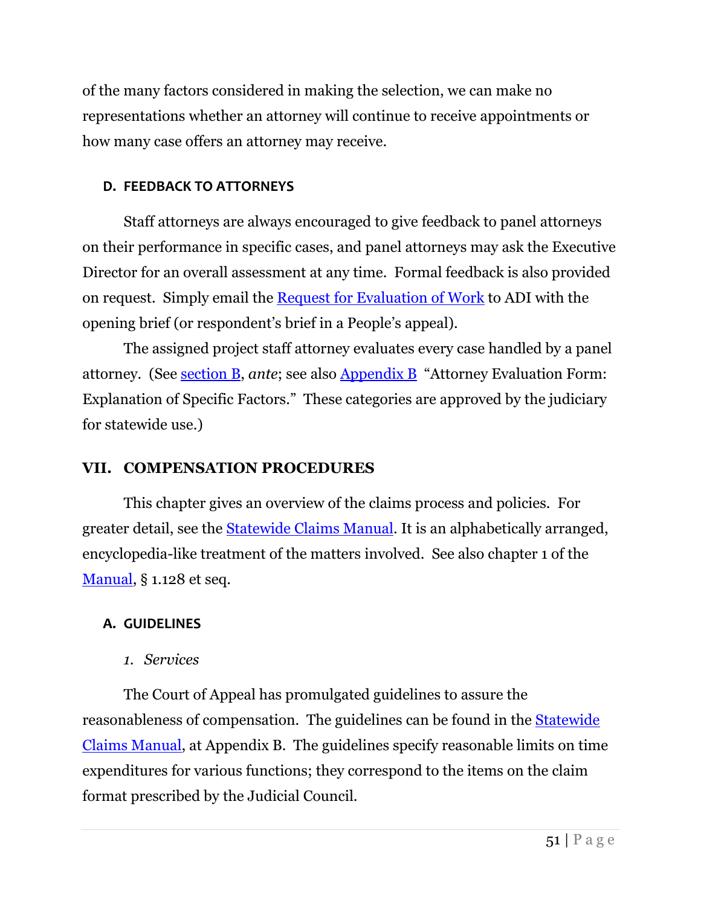of the many factors considered in making the selection, we can make no representations whether an attorney will continue to receive appointments or how many case offers an attorney may receive.

### D. FEEDBACK TO ATTORNEYS

Staff attorneys are always encouraged to give feedback to panel attorneys on their performance in specific cases, and panel attorneys may ask the Executive Director for an overall assessment at any time. Formal feedback is also provided on request. Simply email the Request for Evaluation of Work to ADI with the opening brief (or respondent's brief in a People's appeal).

The assigned project staff attorney evaluates every case handled by a panel attorney. (See section B, *ante*; see also Appendix B "Attorney Evaluation Form: Explanation of Specific Factors." These categories are approved by the judiciary for statewide use.)

## VII. COMPENSATION PROCEDURES

This chapter gives an overview of the claims process and policies. For greater detail, see the Statewide Claims Manual. It is an alphabetically arranged, encyclopedia-like treatment of the matters involved. See also chapter 1 of the Manual, § 1.128 et seq.

### A. GUIDELINES

*1. Services*

The Court of Appeal has promulgated guidelines to assure the reasonableness of compensation. The guidelines can be found in the Statewide Claims Manual, at Appendix B. The guidelines specify reasonable limits on time expenditures for various functions; they correspond to the items on the claim format prescribed by the Judicial Council.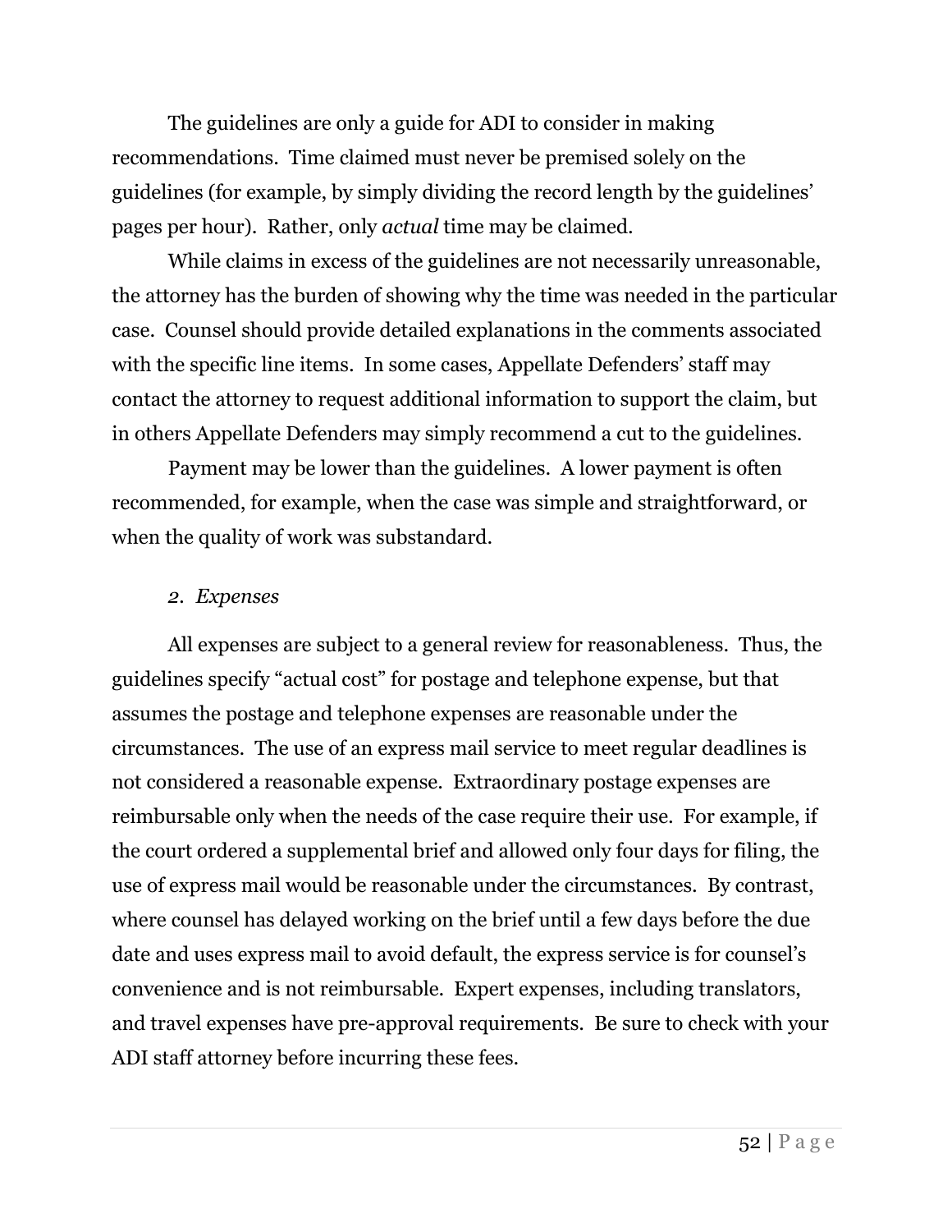The guidelines are only a guide for ADI to consider in making recommendations. Time claimed must never be premised solely on the guidelines (for example, by simply dividing the record length by the guidelines' pages per hour). Rather, only *actual* time may be claimed.

While claims in excess of the guidelines are not necessarily unreasonable, the attorney has the burden of showing why the time was needed in the particular case. Counsel should provide detailed explanations in the comments associated with the specific line items. In some cases, Appellate Defenders' staff may contact the attorney to request additional information to support the claim, but in others Appellate Defenders may simply recommend a cut to the guidelines.

Payment may be lower than the guidelines. A lower payment is often recommended, for example, when the case was simple and straightforward, or when the quality of work was substandard.

*2. Expenses*

All expenses are subject to a general review for reasonableness. Thus, the guidelines specify "actual cost" for postage and telephone expense, but that assumes the postage and telephone expenses are reasonable under the circumstances. The use of an express mail service to meet regular deadlines is not considered a reasonable expense. Extraordinary postage expenses are reimbursable only when the needs of the case require their use. For example, if the court ordered a supplemental brief and allowed only four days for filing, the use of express mail would be reasonable under the circumstances. By contrast, where counsel has delayed working on the brief until a few days before the due date and uses express mail to avoid default, the express service is for counsel's convenience and is not reimbursable. Expert expenses, including translators, and travel expenses have pre-approval requirements. Be sure to check with your ADI staff attorney before incurring these fees.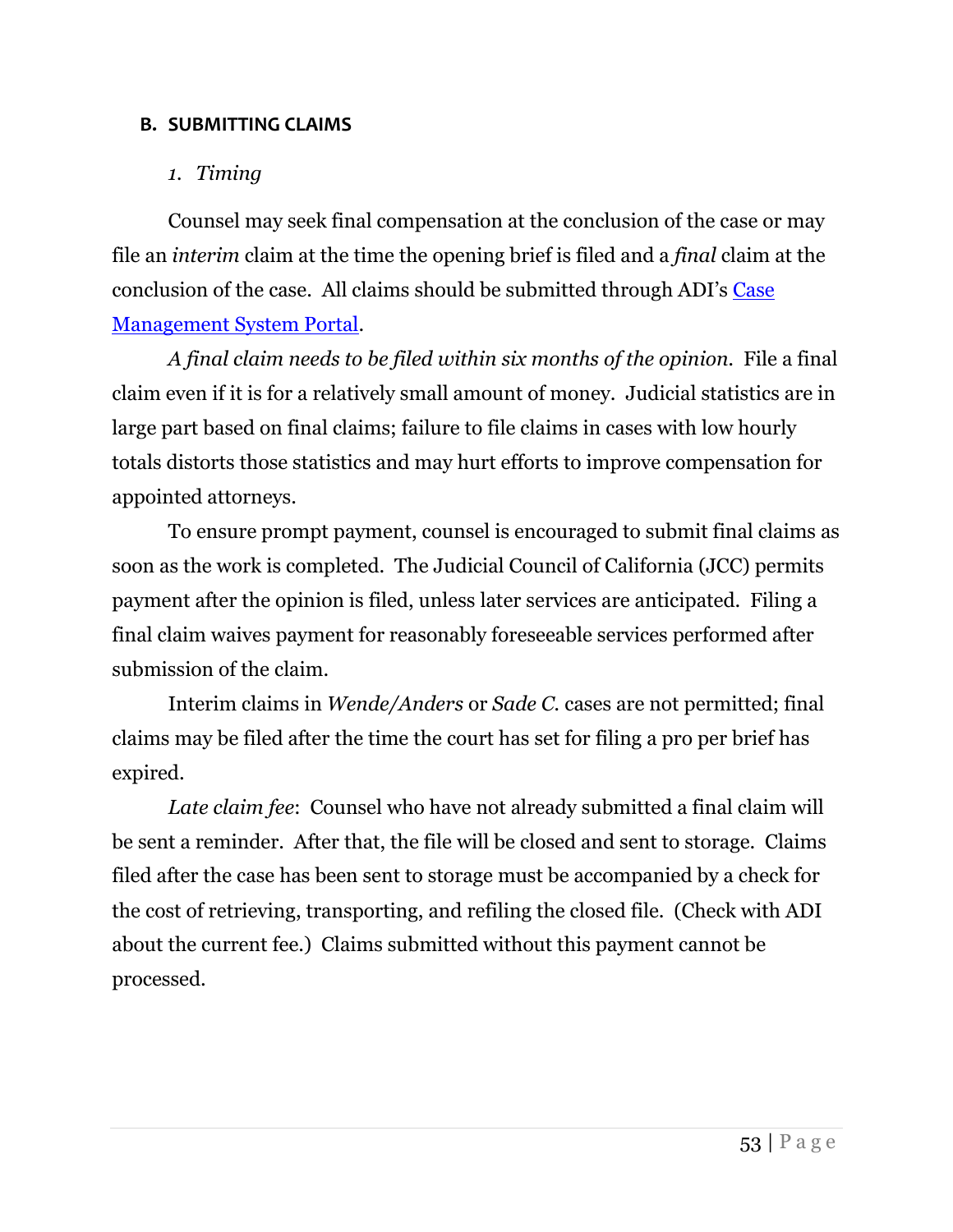## B. SUBMITTING CLAIMS

### *1. Timing*

Counsel may seek final compensation at the conclusion of the case or may file an *interim* claim at the time the opening brief is filed and a *final* claim at the conclusion of the case. All claims should be submitted through ADI's [Case Management System Portal](#).

*A final claim needs to be filed within six months of the opinion.* File a final claim even if it is for a relatively small amount of money. Judicial statistics are in large part based on final claims; failure to file claims in cases with low hourly totals distorts those statistics and may hurt efforts to improve compensation for appointed attorneys.

To ensure prompt payment, counsel is encouraged to submit final claims as soon as the work is completed. The Judicial Council of California (JCC) permits payment after the opinion is filed, unless later services are anticipated. Filing a final claim waives payment for reasonably foreseeable services performed after submission of the claim.

Interim claims in *Wende/Anders* or *Sade C.* cases are not permitted; final claims may be filed after the time the court has set for filing a pro per brief has expired.

*Late claim fee*: Counsel who have not already submitted a final claim will be sent a reminder. After that, the file will be closed and sent to storage. Claims filed after the case has been sent to storage must be accompanied by a check for the cost of retrieving, transporting, and refiling the closed file. (Check with ADI about the current fee.) Claims submitted without this payment cannot be processed.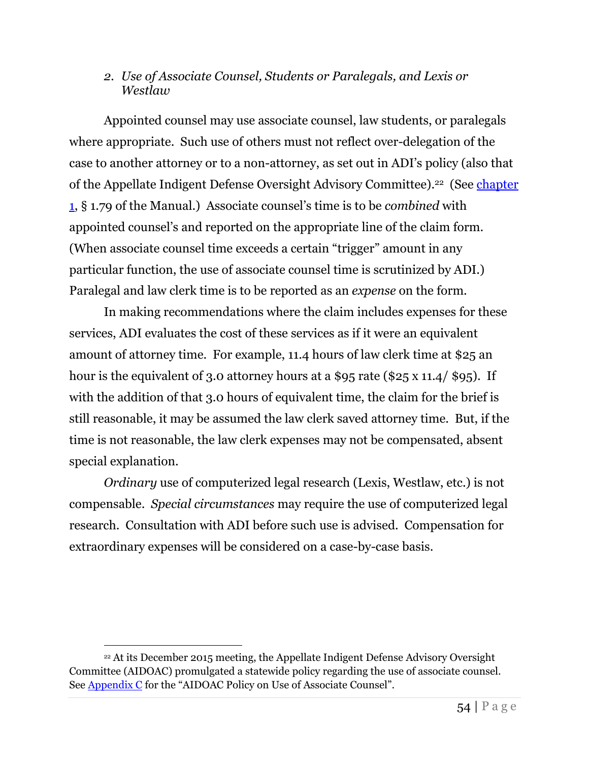### 2. *Use of Associate Counsel, Students or Paralegals, and Lexis or Westlaw*

Appointed counsel may use associate counsel, law students, or paralegals where appropriate. Such use of others must not reflect over-delegation of the case to another attorney or to a non-attorney, as set out in ADI's policy (also that of the Appellate Indigent Defense Oversight Advisory Committee).[22] (See chapter 1, § 1.79 of the Manual.) Associate counsel's time is to be *combined* with appointed counsel's and reported on the appropriate line of the claim form. (When associate counsel time exceeds a certain "trigger" amount in any particular function, the use of associate counsel time is scrutinized by ADI.) Paralegal and law clerk time is to be reported as an *expense* on the form.

In making recommendations where the claim includes expenses for these services, ADI evaluates the cost of these services as if it were an equivalent amount of attorney time. For example, 11.4 hours of law clerk time at $25 an hour is the equivalent of 3.0 attorney hours at a $95 rate ($25 x 11.4/ $95). If with the addition of that 3.0 hours of equivalent time, the claim for the brief is still reasonable, it may be assumed the law clerk saved attorney time. But, if the time is not reasonable, the law clerk expenses may not be compensated, absent special explanation.

*Ordinary* use of computerized legal research (Lexis, Westlaw, etc.) is not compensable. *Special circumstances* may require the use of computerized legal research. Consultation with ADI before such use is advised. Compensation for extraordinary expenses will be considered on a case-by-case basis.

---

[22] At its December 2015 meeting, the Appellate Indigent Defense Advisory Oversight Committee (AIDOAC) promulgated a statewide policy regarding the use of associate counsel. See Appendix C for the "AIDOAC Policy on Use of Associate Counsel".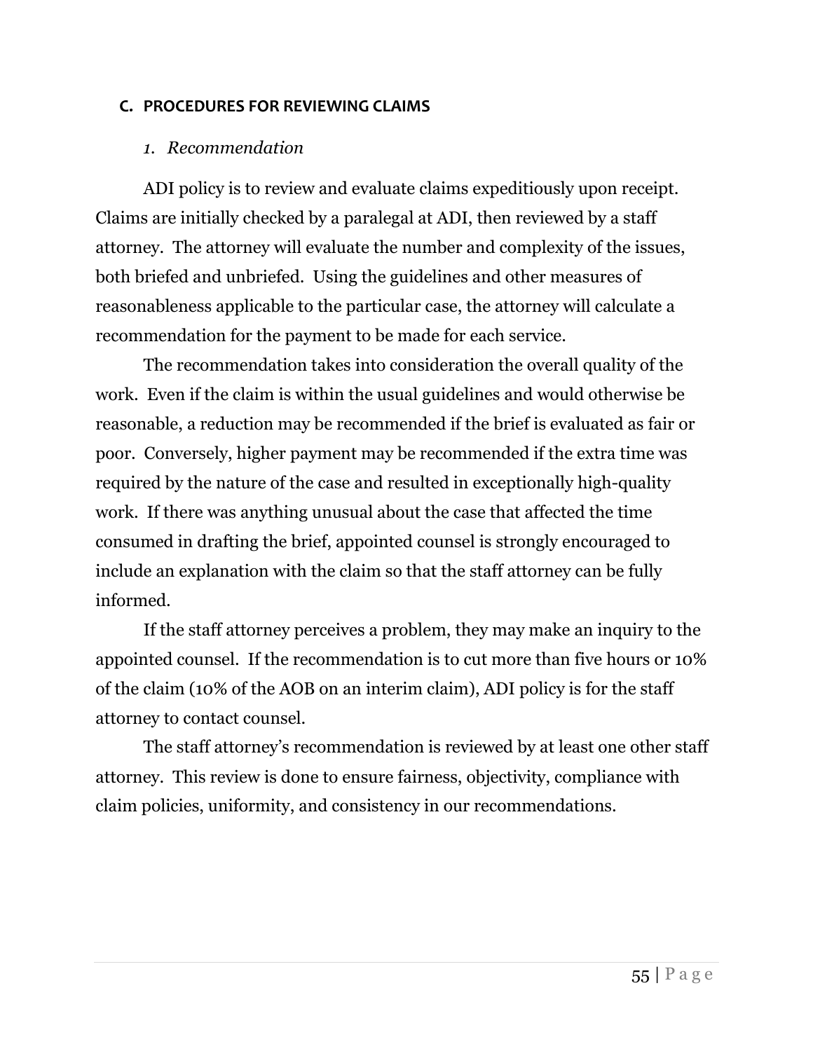### C. PROCEDURES FOR REVIEWING CLAIMS

#### *1. Recommendation*

ADI policy is to review and evaluate claims expeditiously upon receipt. Claims are initially checked by a paralegal at ADI, then reviewed by a staff attorney. The attorney will evaluate the number and complexity of the issues, both briefed and unbriefed. Using the guidelines and other measures of reasonableness applicable to the particular case, the attorney will calculate a recommendation for the payment to be made for each service.

The recommendation takes into consideration the overall quality of the work. Even if the claim is within the usual guidelines and would otherwise be reasonable, a reduction may be recommended if the brief is evaluated as fair or poor. Conversely, higher payment may be recommended if the extra time was required by the nature of the case and resulted in exceptionally high-quality work. If there was anything unusual about the case that affected the time consumed in drafting the brief, appointed counsel is strongly encouraged to include an explanation with the claim so that the staff attorney can be fully informed.

If the staff attorney perceives a problem, they may make an inquiry to the appointed counsel. If the recommendation is to cut more than five hours or 10% of the claim (10% of the AOB on an interim claim), ADI policy is for the staff attorney to contact counsel.

The staff attorney's recommendation is reviewed by at least one other staff attorney. This review is done to ensure fairness, objectivity, compliance with claim policies, uniformity, and consistency in our recommendations.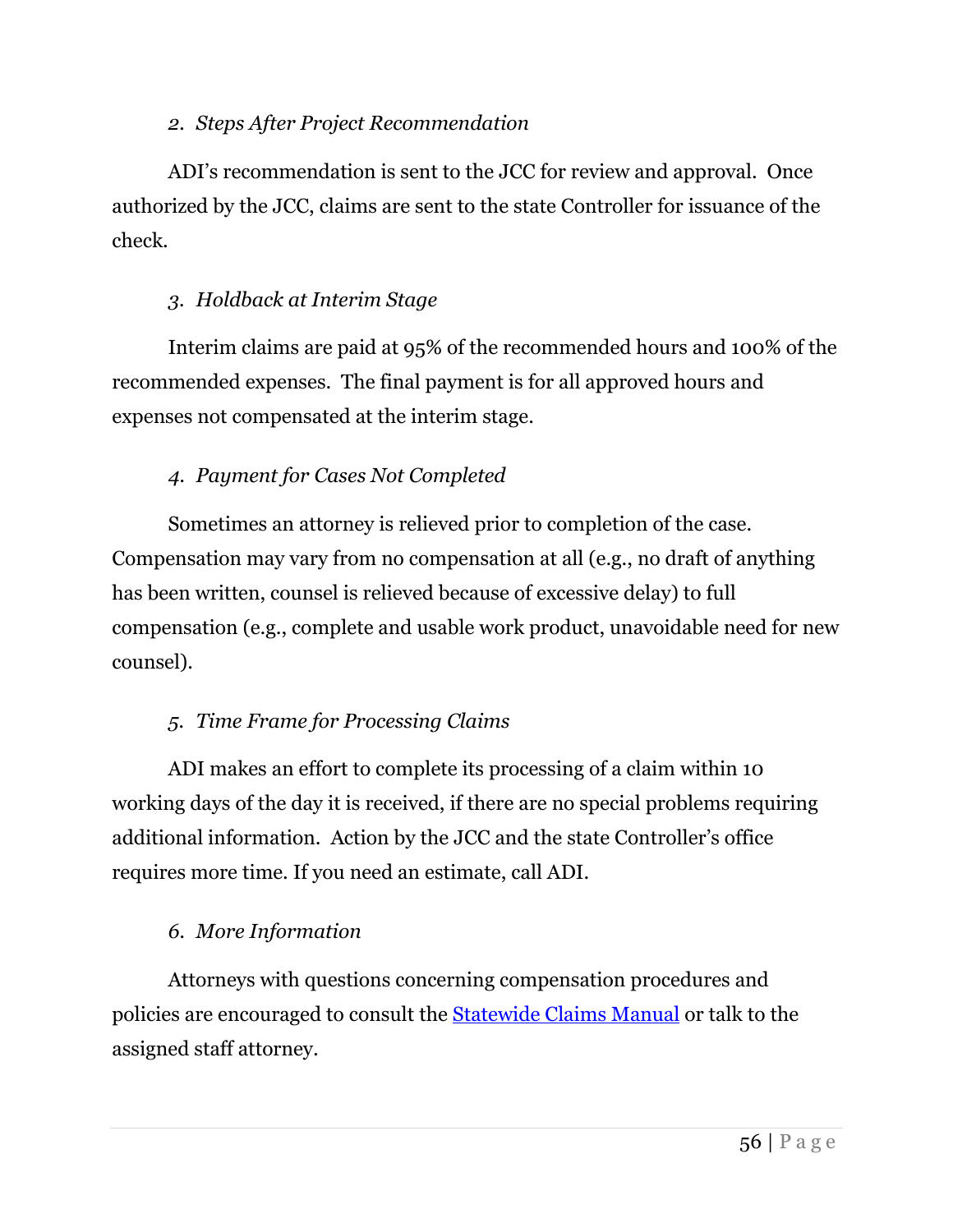*2. Steps After Project Recommendation*

ADI's recommendation is sent to the JCC for review and approval. Once authorized by the JCC, claims are sent to the state Controller for issuance of the check.

*3. Holdback at Interim Stage*

Interim claims are paid at 95% of the recommended hours and 100% of the recommended expenses. The final payment is for all approved hours and expenses not compensated at the interim stage.

*4. Payment for Cases Not Completed*

Sometimes an attorney is relieved prior to completion of the case. Compensation may vary from no compensation at all (e.g., no draft of anything has been written, counsel is relieved because of excessive delay) to full compensation (e.g., complete and usable work product, unavoidable need for new counsel).

*5. Time Frame for Processing Claims*

ADI makes an effort to complete its processing of a claim within 10 working days of the day it is received, if there are no special problems requiring additional information. Action by the JCC and the state Controller's office requires more time. If you need an estimate, call ADI.

*6. More Information*

Attorneys with questions concerning compensation procedures and policies are encouraged to consult the Statewide Claims Manual or talk to the assigned staff attorney.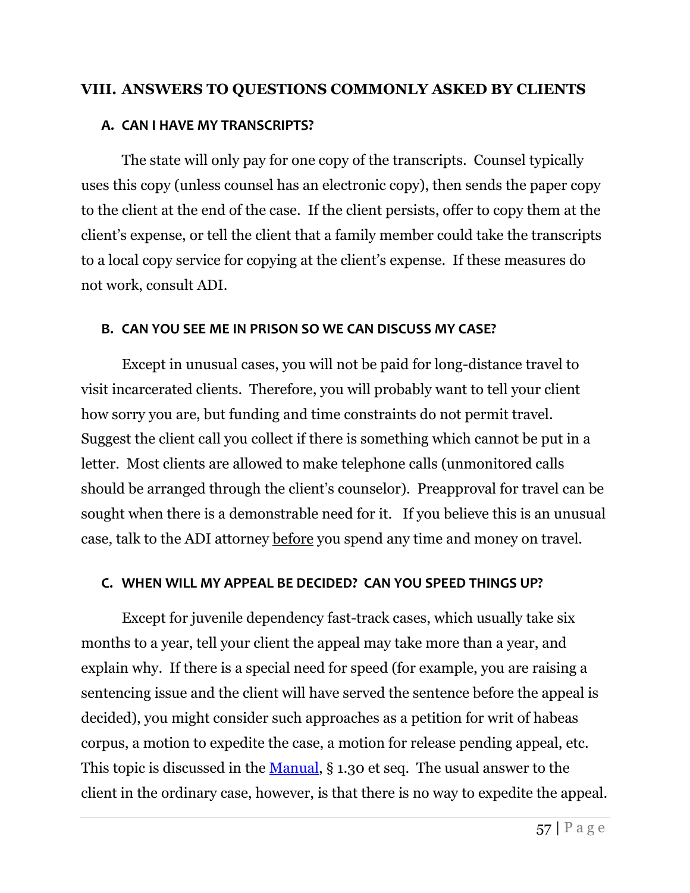# VIII. ANSWERS TO QUESTIONS COMMONLY ASKED BY CLIENTS

## A. CAN I HAVE MY TRANSCRIPTS?

The state will only pay for one copy of the transcripts. Counsel typically uses this copy (unless counsel has an electronic copy), then sends the paper copy to the client at the end of the case. If the client persists, offer to copy them at the client's expense, or tell the client that a family member could take the transcripts to a local copy service for copying at the client's expense. If these measures do not work, consult ADI.

## B. CAN YOU SEE ME IN PRISON SO WE CAN DISCUSS MY CASE?

Except in unusual cases, you will not be paid for long-distance travel to visit incarcerated clients. Therefore, you will probably want to tell your client how sorry you are, but funding and time constraints do not permit travel. Suggest the client call you collect if there is something which cannot be put in a letter. Most clients are allowed to make telephone calls (unmonitored calls should be arranged through the client's counselor). Preapproval for travel can be sought when there is a demonstrable need for it. If you believe this is an unusual case, talk to the ADI attorney <u>before</u> you spend any time and money on travel.

## C. WHEN WILL MY APPEAL BE DECIDED? CAN YOU SPEED THINGS UP?

Except for juvenile dependency fast-track cases, which usually take six months to a year, tell your client the appeal may take more than a year, and explain why. If there is a special need for speed (for example, you are raising a sentencing issue and the client will have served the sentence before the appeal is decided), you might consider such approaches as a petition for writ of habeas corpus, a motion to expedite the case, a motion for release pending appeal, etc. This topic is discussed in the Manual, § 1.30 et seq. The usual answer to the client in the ordinary case, however, is that there is no way to expedite the appeal.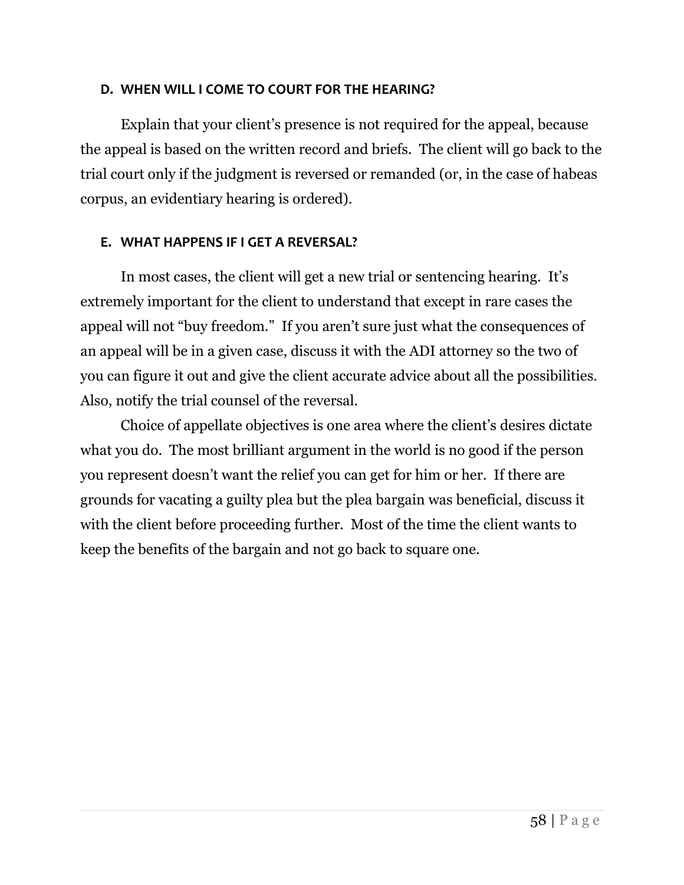### D. WHEN WILL I COME TO COURT FOR THE HEARING?

Explain that your client's presence is not required for the appeal, because the appeal is based on the written record and briefs. The client will go back to the trial court only if the judgment is reversed or remanded (or, in the case of habeas corpus, an evidentiary hearing is ordered).

### E. WHAT HAPPENS IF I GET A REVERSAL?

In most cases, the client will get a new trial or sentencing hearing. It's extremely important for the client to understand that except in rare cases the appeal will not "buy freedom." If you aren't sure just what the consequences of an appeal will be in a given case, discuss it with the ADI attorney so the two of you can figure it out and give the client accurate advice about all the possibilities. Also, notify the trial counsel of the reversal.

Choice of appellate objectives is one area where the client's desires dictate what you do. The most brilliant argument in the world is no good if the person you represent doesn't want the relief you can get for him or her. If there are grounds for vacating a guilty plea but the plea bargain was beneficial, discuss it with the client before proceeding further. Most of the time the client wants to keep the benefits of the bargain and not go back to square one.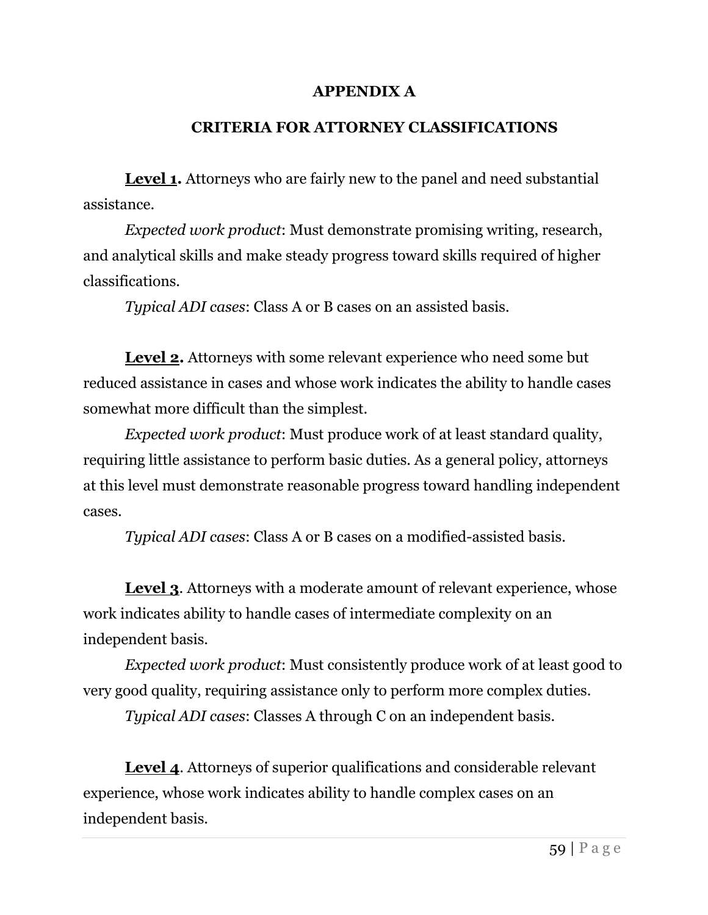# APPENDIX A

## CRITERIA FOR ATTORNEY CLASSIFICATIONS

**<u>Level 1</u>.** Attorneys who are fairly new to the panel and need substantial assistance.

*Expected work product*: Must demonstrate promising writing, research, and analytical skills and make steady progress toward skills required of higher classifications.

*Typical ADI cases*: Class A or B cases on an assisted basis.

**<u>Level 2</u>.** Attorneys with some relevant experience who need some but reduced assistance in cases and whose work indicates the ability to handle cases somewhat more difficult than the simplest.

*Expected work product*: Must produce work of at least standard quality, requiring little assistance to perform basic duties. As a general policy, attorneys at this level must demonstrate reasonable progress toward handling independent cases.

*Typical ADI cases*: Class A or B cases on a modified-assisted basis.

**<u>Level 3</u>**. Attorneys with a moderate amount of relevant experience, whose work indicates ability to handle cases of intermediate complexity on an independent basis.

*Expected work product*: Must consistently produce work of at least good to very good quality, requiring assistance only to perform more complex duties.

*Typical ADI cases*: Classes A through C on an independent basis.

**<u>Level 4</u>**. Attorneys of superior qualifications and considerable relevant experience, whose work indicates ability to handle complex cases on an independent basis.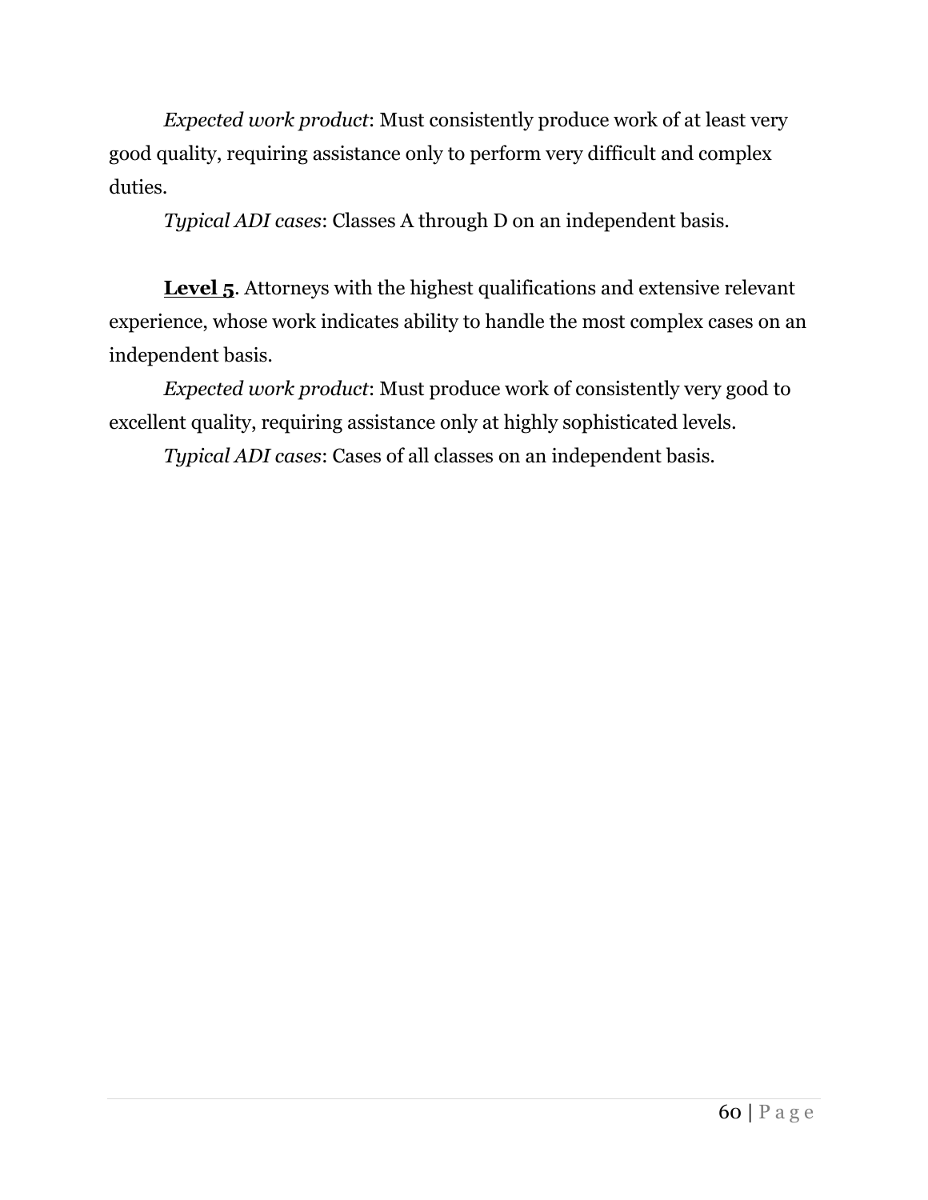*Expected work product*: Must consistently produce work of at least very good quality, requiring assistance only to perform very difficult and complex duties.

*Typical ADI cases*: Classes A through D on an independent basis.

**Level 5**. Attorneys with the highest qualifications and extensive relevant experience, whose work indicates ability to handle the most complex cases on an independent basis.

*Expected work product*: Must produce work of consistently very good to excellent quality, requiring assistance only at highly sophisticated levels.

*Typical ADI cases*: Cases of all classes on an independent basis.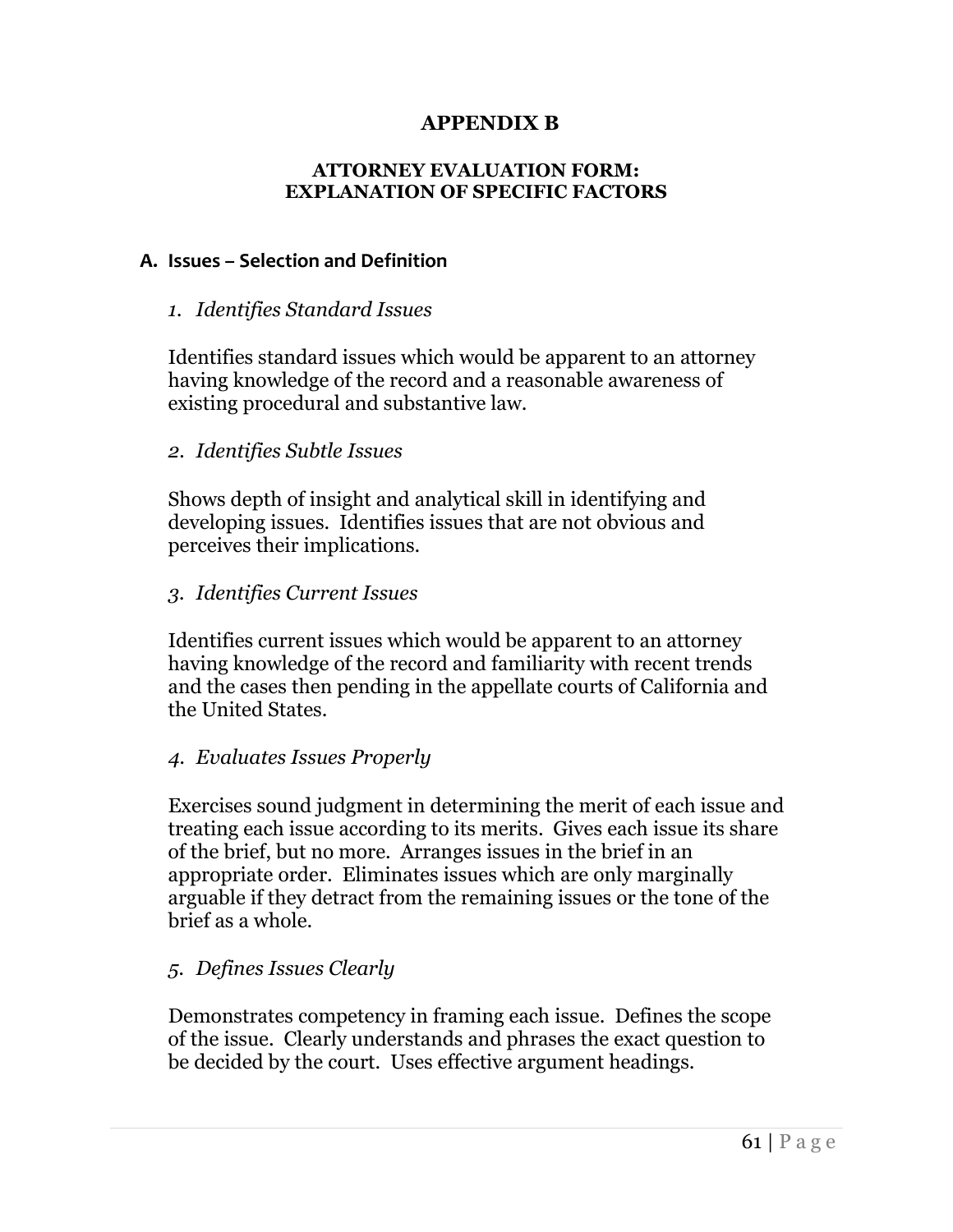# APPENDIX B

### ATTORNEY EVALUATION FORM: EXPLANATION OF SPECIFIC FACTORS

## A. Issues – Selection and Definition

*1. Identifies Standard Issues*

Identifies standard issues which would be apparent to an attorney having knowledge of the record and a reasonable awareness of existing procedural and substantive law.

*2. Identifies Subtle Issues*

Shows depth of insight and analytical skill in identifying and developing issues. Identifies issues that are not obvious and perceives their implications.

*3. Identifies Current Issues*

Identifies current issues which would be apparent to an attorney having knowledge of the record and familiarity with recent trends and the cases then pending in the appellate courts of California and the United States.

*4. Evaluates Issues Properly*

Exercises sound judgment in determining the merit of each issue and treating each issue according to its merits. Gives each issue its share of the brief, but no more. Arranges issues in the brief in an appropriate order. Eliminates issues which are only marginally arguable if they detract from the remaining issues or the tone of the brief as a whole.

*5. Defines Issues Clearly*

Demonstrates competency in framing each issue. Defines the scope of the issue. Clearly understands and phrases the exact question to be decided by the court. Uses effective argument headings.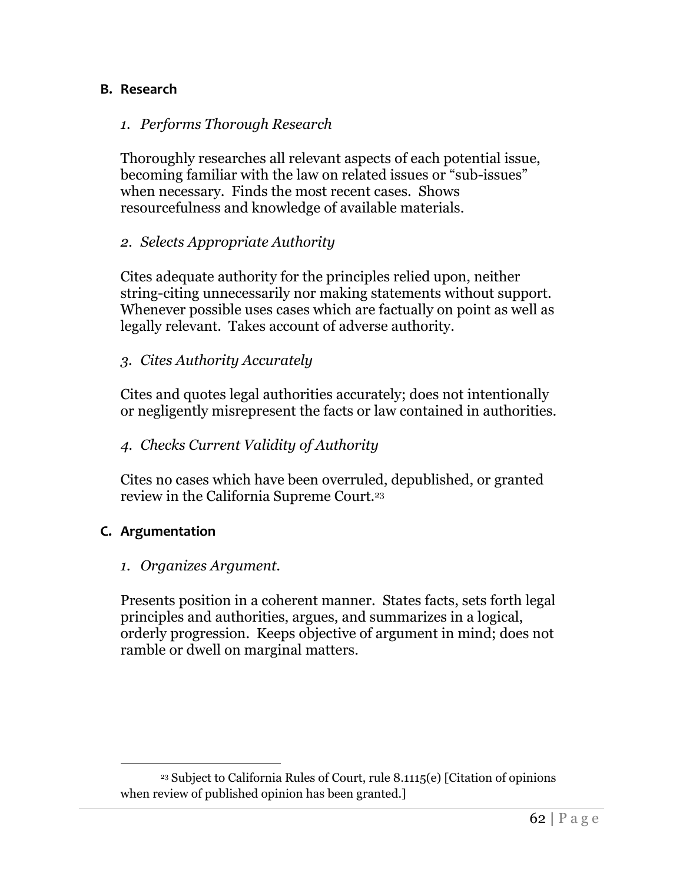### B. Research

*1. Performs Thorough Research*

Thoroughly researches all relevant aspects of each potential issue, becoming familiar with the law on related issues or "sub-issues" when necessary. Finds the most recent cases. Shows resourcefulness and knowledge of available materials.

*2. Selects Appropriate Authority*

Cites adequate authority for the principles relied upon, neither string-citing unnecessarily nor making statements without support. Whenever possible uses cases which are factually on point as well as legally relevant. Takes account of adverse authority.

*3. Cites Authority Accurately*

Cites and quotes legal authorities accurately; does not intentionally or negligently misrepresent the facts or law contained in authorities.

*4. Checks Current Validity of Authority*

Cites no cases which have been overruled, depublished, or granted review in the California Supreme Court.[23]

### C. Argumentation

*1. Organizes Argument.*

Presents position in a coherent manner. States facts, sets forth legal principles and authorities, argues, and summarizes in a logical, orderly progression. Keeps objective of argument in mind; does not ramble or dwell on marginal matters.

---

[23] Subject to California Rules of Court, rule 8.1115(e) [Citation of opinions when review of published opinion has been granted.]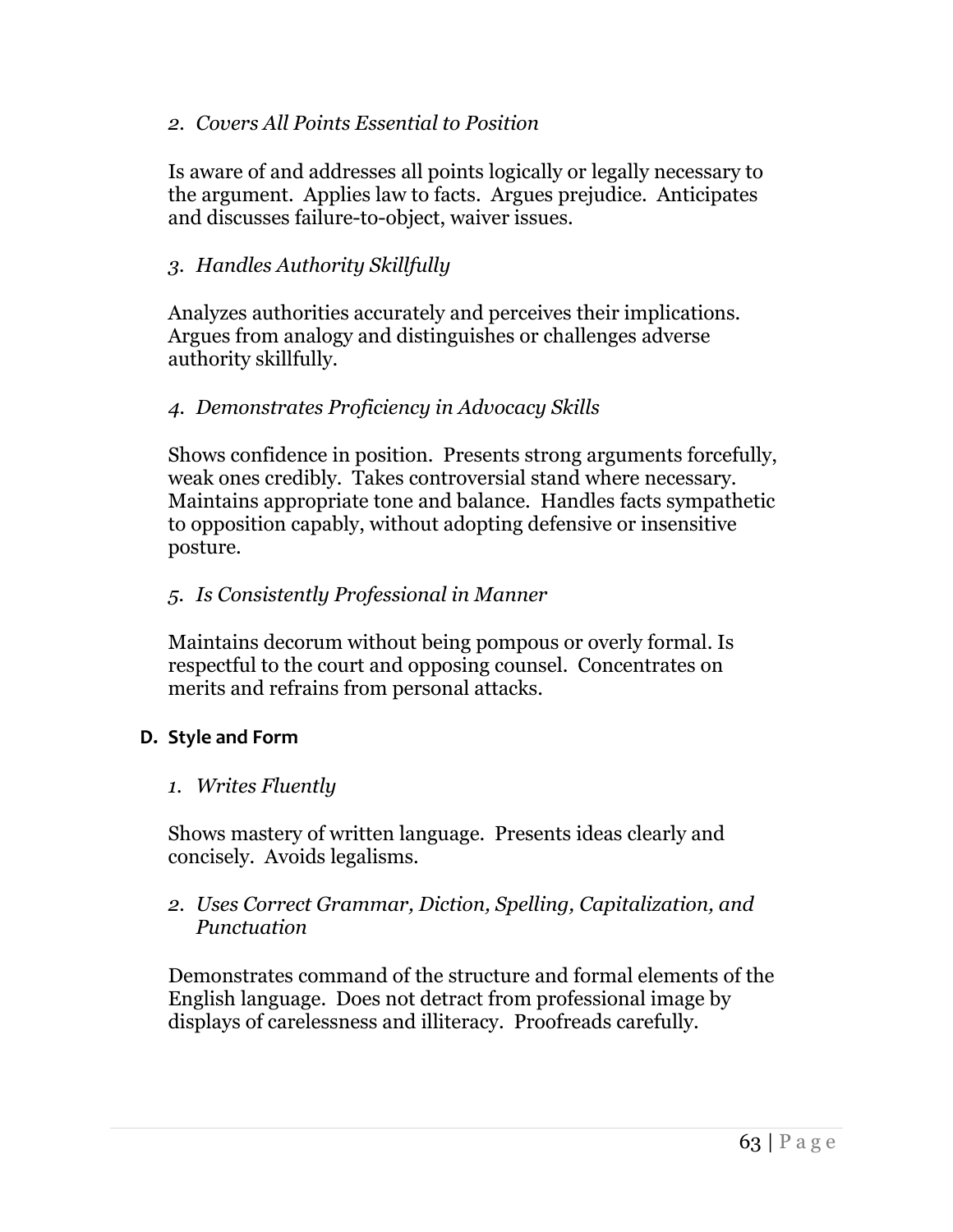*2. Covers All Points Essential to Position*

Is aware of and addresses all points logically or legally necessary to the argument. Applies law to facts. Argues prejudice. Anticipates and discusses failure-to-object, waiver issues.

*3. Handles Authority Skillfully*

Analyzes authorities accurately and perceives their implications. Argues from analogy and distinguishes or challenges adverse authority skillfully.

*4. Demonstrates Proficiency in Advocacy Skills*

Shows confidence in position. Presents strong arguments forcefully, weak ones credibly. Takes controversial stand where necessary. Maintains appropriate tone and balance. Handles facts sympathetic to opposition capably, without adopting defensive or insensitive posture.

*5. Is Consistently Professional in Manner*

Maintains decorum without being pompous or overly formal. Is respectful to the court and opposing counsel. Concentrates on merits and refrains from personal attacks.

### D. Style and Form

*1. Writes Fluently*

Shows mastery of written language. Presents ideas clearly and concisely. Avoids legalisms.

*2. Uses Correct Grammar, Diction, Spelling, Capitalization, and Punctuation*

Demonstrates command of the structure and formal elements of the English language. Does not detract from professional image by displays of carelessness and illiteracy. Proofreads carefully.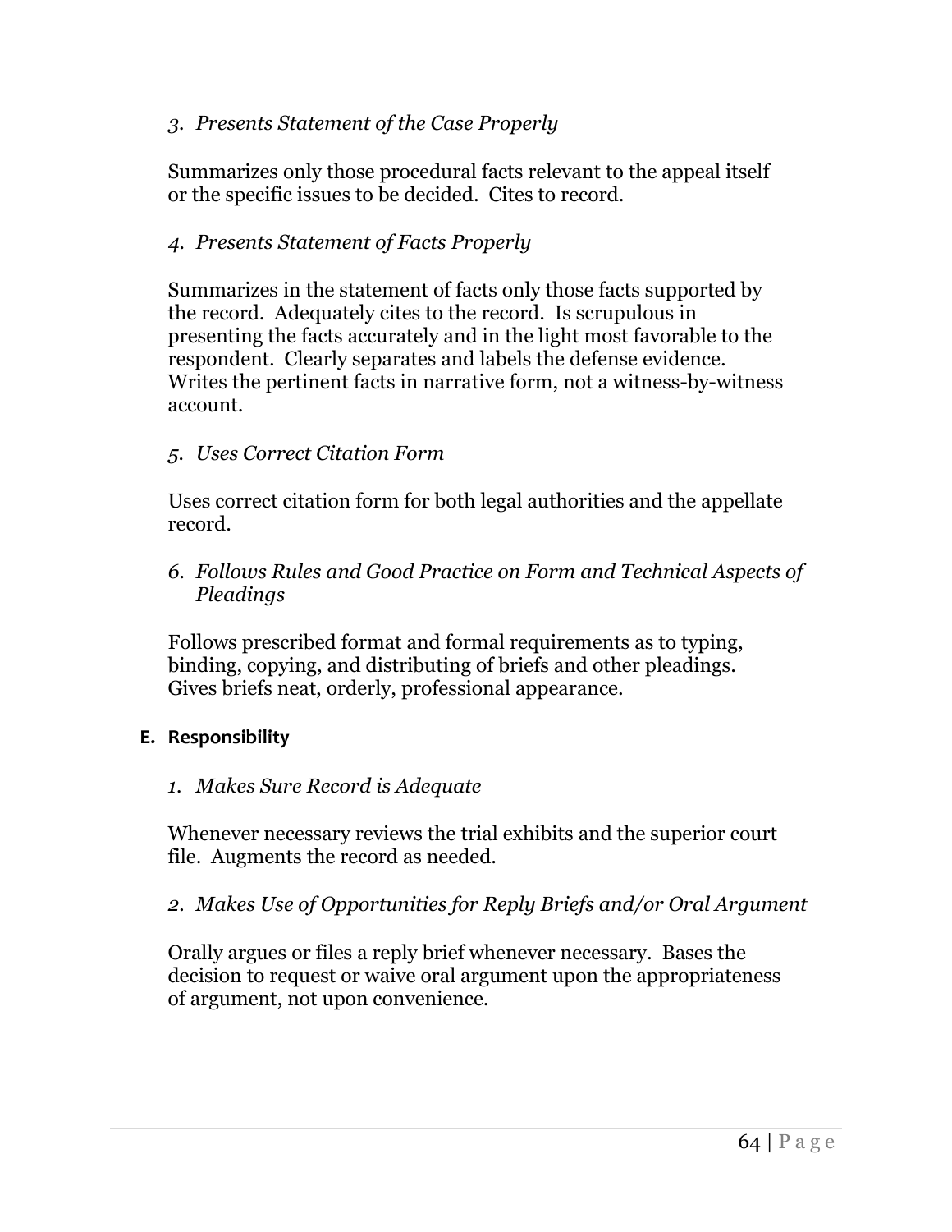*3. Presents Statement of the Case Properly*

Summarizes only those procedural facts relevant to the appeal itself or the specific issues to be decided. Cites to record.

*4. Presents Statement of Facts Properly*

Summarizes in the statement of facts only those facts supported by the record. Adequately cites to the record. Is scrupulous in presenting the facts accurately and in the light most favorable to the respondent. Clearly separates and labels the defense evidence. Writes the pertinent facts in narrative form, not a witness-by-witness account.

*5. Uses Correct Citation Form*

Uses correct citation form for both legal authorities and the appellate record.

*6. Follows Rules and Good Practice on Form and Technical Aspects of Pleadings*

Follows prescribed format and formal requirements as to typing, binding, copying, and distributing of briefs and other pleadings. Gives briefs neat, orderly, professional appearance.

### E. Responsibility

*1. Makes Sure Record is Adequate*

Whenever necessary reviews the trial exhibits and the superior court file. Augments the record as needed.

*2. Makes Use of Opportunities for Reply Briefs and/or Oral Argument*

Orally argues or files a reply brief whenever necessary. Bases the decision to request or waive oral argument upon the appropriateness of argument, not upon convenience.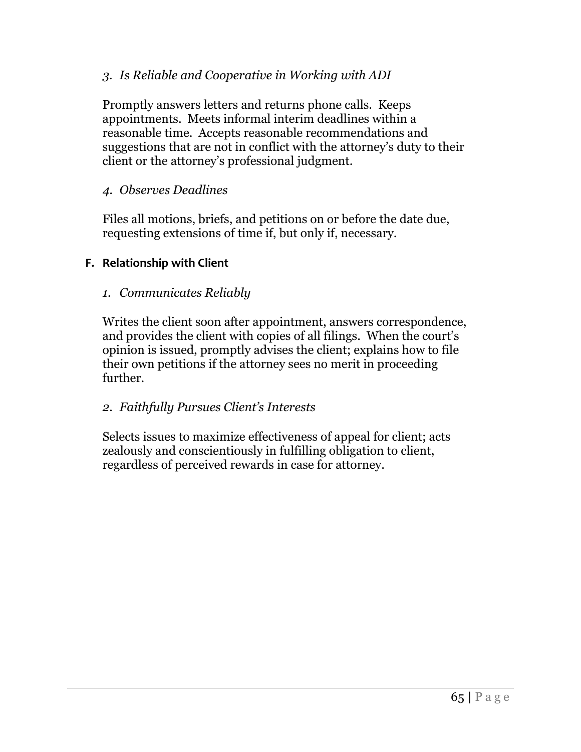*3. Is Reliable and Cooperative in Working with ADI*

Promptly answers letters and returns phone calls. Keeps appointments. Meets informal interim deadlines within a reasonable time. Accepts reasonable recommendations and suggestions that are not in conflict with the attorney's duty to their client or the attorney's professional judgment.

*4. Observes Deadlines*

Files all motions, briefs, and petitions on or before the date due, requesting extensions of time if, but only if, necessary.

### F. Relationship with Client

*1. Communicates Reliably*

Writes the client soon after appointment, answers correspondence, and provides the client with copies of all filings. When the court's opinion is issued, promptly advises the client; explains how to file their own petitions if the attorney sees no merit in proceeding further.

*2. Faithfully Pursues Client's Interests*

Selects issues to maximize effectiveness of appeal for client; acts zealously and conscientiously in fulfilling obligation to client, regardless of perceived rewards in case for attorney.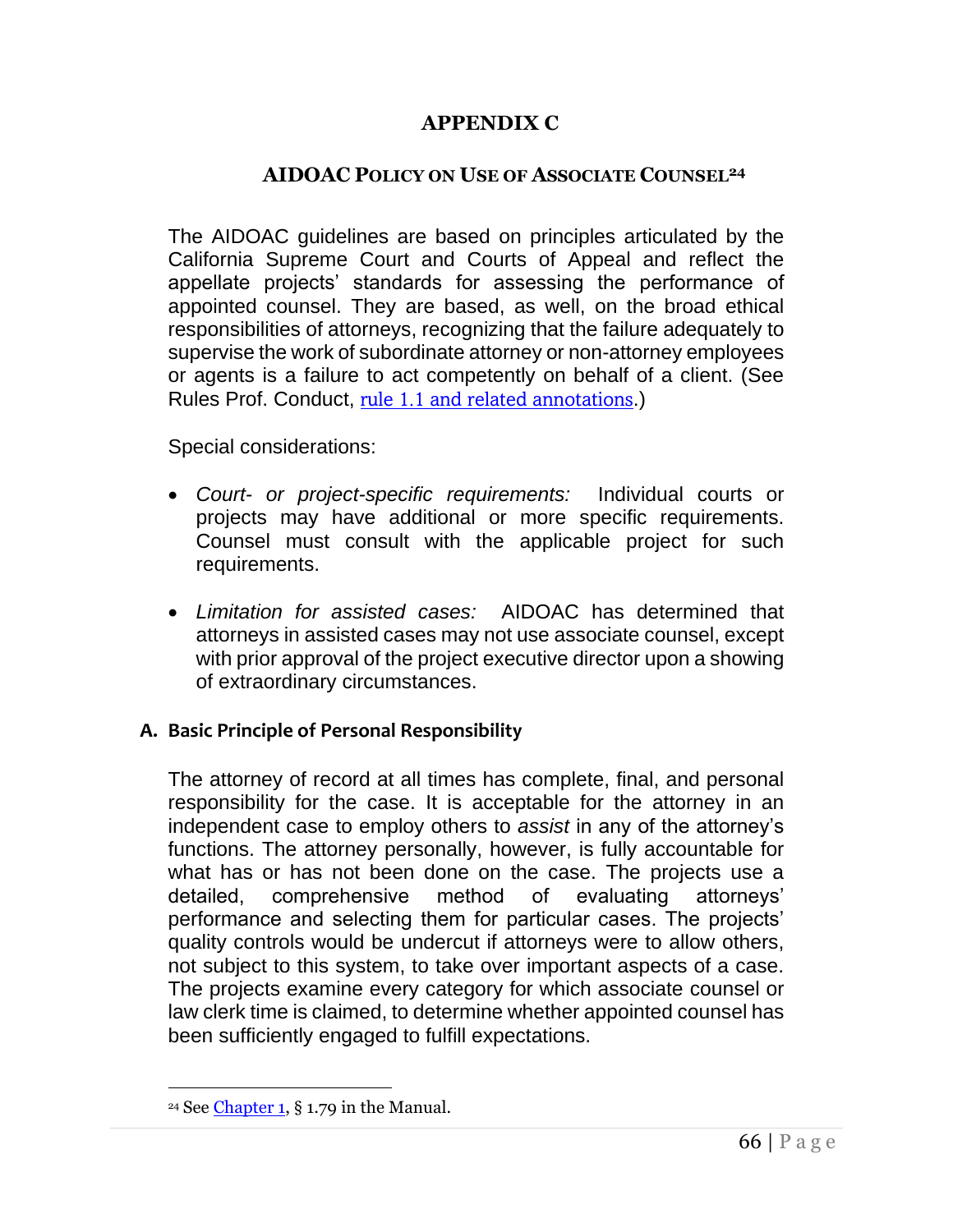# APPENDIX C

## AIDOAC POLICY ON USE OF ASSOCIATE COUNSEL[24]

The AIDOAC guidelines are based on principles articulated by the California Supreme Court and Courts of Appeal and reflect the appellate projects' standards for assessing the performance of appointed counsel. They are based, as well, on the broad ethical responsibilities of attorneys, recognizing that the failure adequately to supervise the work of subordinate attorney or non-attorney employees or agents is a failure to act competently on behalf of a client. (See Rules Prof. Conduct, rule 1.1 and related annotations.)

Special considerations:

- *Court- or project-specific requirements:* Individual courts or projects may have additional or more specific requirements. Counsel must consult with the applicable project for such requirements.
- *Limitation for assisted cases:* AIDOAC has determined that attorneys in assisted cases may not use associate counsel, except with prior approval of the project executive director upon a showing of extraordinary circumstances.

### A. Basic Principle of Personal Responsibility

The attorney of record at all times has complete, final, and personal responsibility for the case. It is acceptable for the attorney in an independent case to employ others to *assist* in any of the attorney's functions. The attorney personally, however, is fully accountable for what has or has not been done on the case. The projects use a detailed, comprehensive method of evaluating attorneys' performance and selecting them for particular cases. The projects' quality controls would be undercut if attorneys were to allow others, not subject to this system, to take over important aspects of a case. The projects examine every category for which associate counsel or law clerk time is claimed, to determine whether appointed counsel has been sufficiently engaged to fulfill expectations.

[24] See Chapter 1, § 1.79 in the Manual.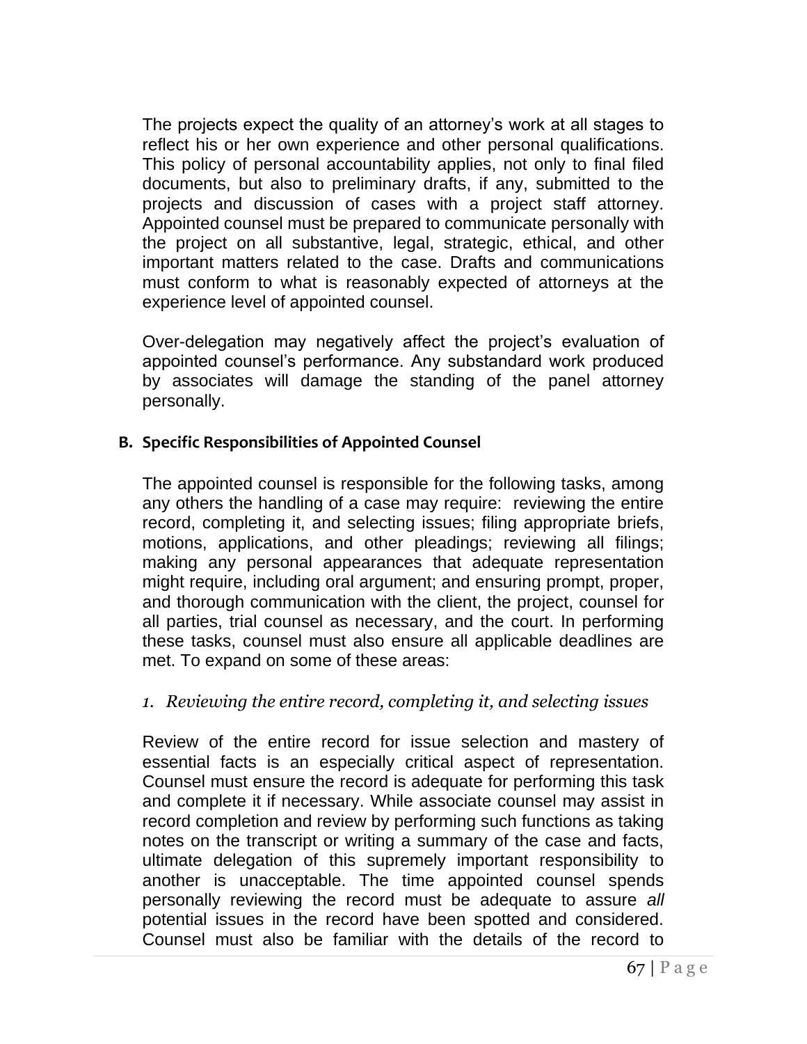The projects expect the quality of an attorney's work at all stages to reflect his or her own experience and other personal qualifications. This policy of personal accountability applies, not only to final filed documents, but also to preliminary drafts, if any, submitted to the projects and discussion of cases with a project staff attorney. Appointed counsel must be prepared to communicate personally with the project on all substantive, legal, strategic, ethical, and other important matters related to the case. Drafts and communications must conform to what is reasonably expected of attorneys at the experience level of appointed counsel.

Over-delegation may negatively affect the project's evaluation of appointed counsel's performance. Any substandard work produced by associates will damage the standing of the panel attorney personally.

## B. Specific Responsibilities of Appointed Counsel

The appointed counsel is responsible for the following tasks, among any others the handling of a case may require: reviewing the entire record, completing it, and selecting issues; filing appropriate briefs, motions, applications, and other pleadings; reviewing all filings; making any personal appearances that adequate representation might require, including oral argument; and ensuring prompt, proper, and thorough communication with the client, the project, counsel for all parties, trial counsel as necessary, and the court. In performing these tasks, counsel must also ensure all applicable deadlines are met. To expand on some of these areas:

### *1. Reviewing the entire record, completing it, and selecting issues*

Review of the entire record for issue selection and mastery of essential facts is an especially critical aspect of representation. Counsel must ensure the record is adequate for performing this task and complete it if necessary. While associate counsel may assist in record completion and review by performing such functions as taking notes on the transcript or writing a summary of the case and facts, ultimate delegation of this supremely important responsibility to another is unacceptable. The time appointed counsel spends personally reviewing the record must be adequate to assure *all* potential issues in the record have been spotted and considered. Counsel must also be familiar with the details of the record to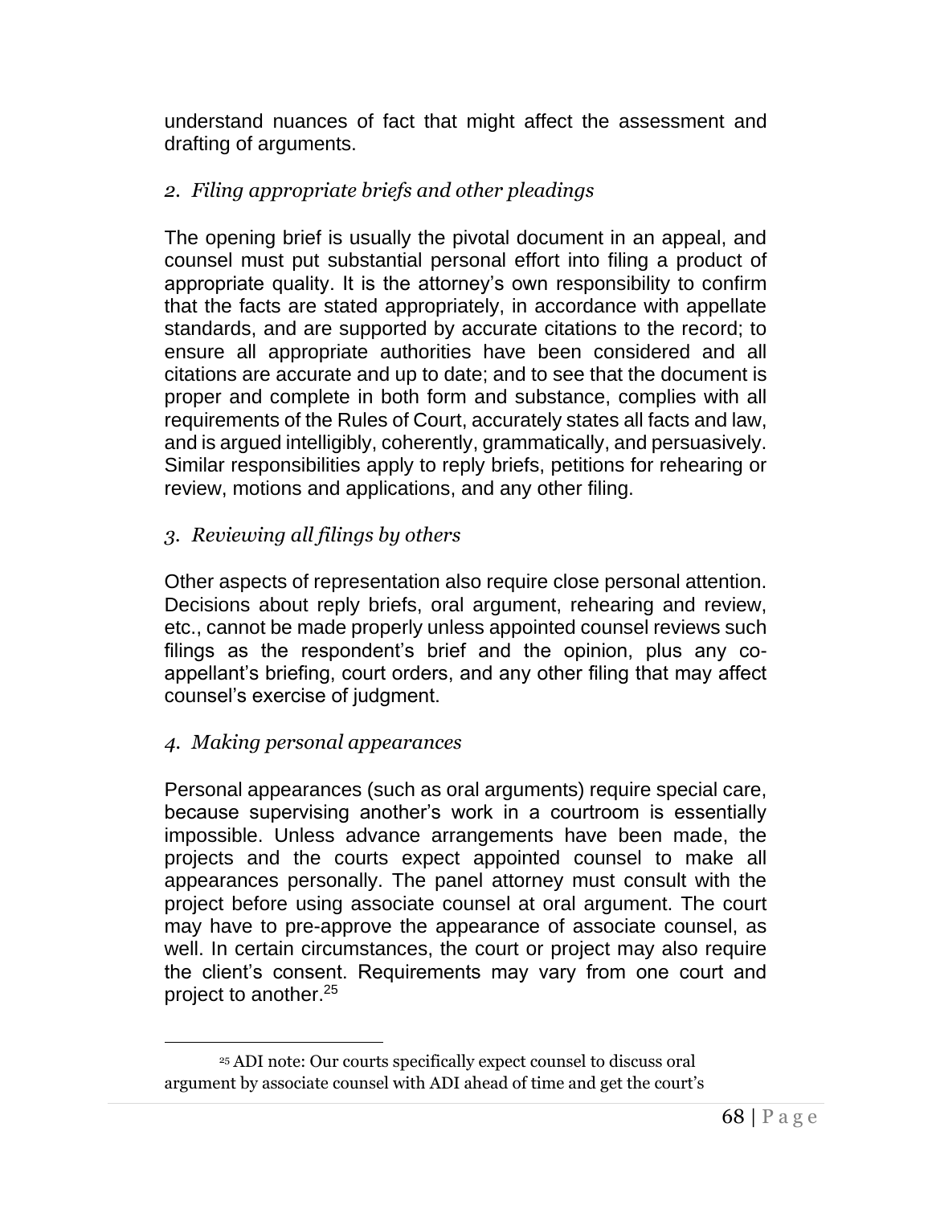understand nuances of fact that might affect the assessment and drafting of arguments.

### *2. Filing appropriate briefs and other pleadings*

The opening brief is usually the pivotal document in an appeal, and counsel must put substantial personal effort into filing a product of appropriate quality. It is the attorney's own responsibility to confirm that the facts are stated appropriately, in accordance with appellate standards, and are supported by accurate citations to the record; to ensure all appropriate authorities have been considered and all citations are accurate and up to date; and to see that the document is proper and complete in both form and substance, complies with all requirements of the Rules of Court, accurately states all facts and law, and is argued intelligibly, coherently, grammatically, and persuasively. Similar responsibilities apply to reply briefs, petitions for rehearing or review, motions and applications, and any other filing.

### *3. Reviewing all filings by others*

Other aspects of representation also require close personal attention. Decisions about reply briefs, oral argument, rehearing and review, etc., cannot be made properly unless appointed counsel reviews such filings as the respondent's brief and the opinion, plus any co-appellant's briefing, court orders, and any other filing that may affect counsel's exercise of judgment.

### *4. Making personal appearances*

Personal appearances (such as oral arguments) require special care, because supervising another's work in a courtroom is essentially impossible. Unless advance arrangements have been made, the projects and the courts expect appointed counsel to make all appearances personally. The panel attorney must consult with the project before using associate counsel at oral argument. The court may have to pre-approve the appearance of associate counsel, as well. In certain circumstances, the court or project may also require the client's consent. Requirements may vary from one court and project to another.[25]

---

[25] ADI note: Our courts specifically expect counsel to discuss oral argument by associate counsel with ADI ahead of time and get the court's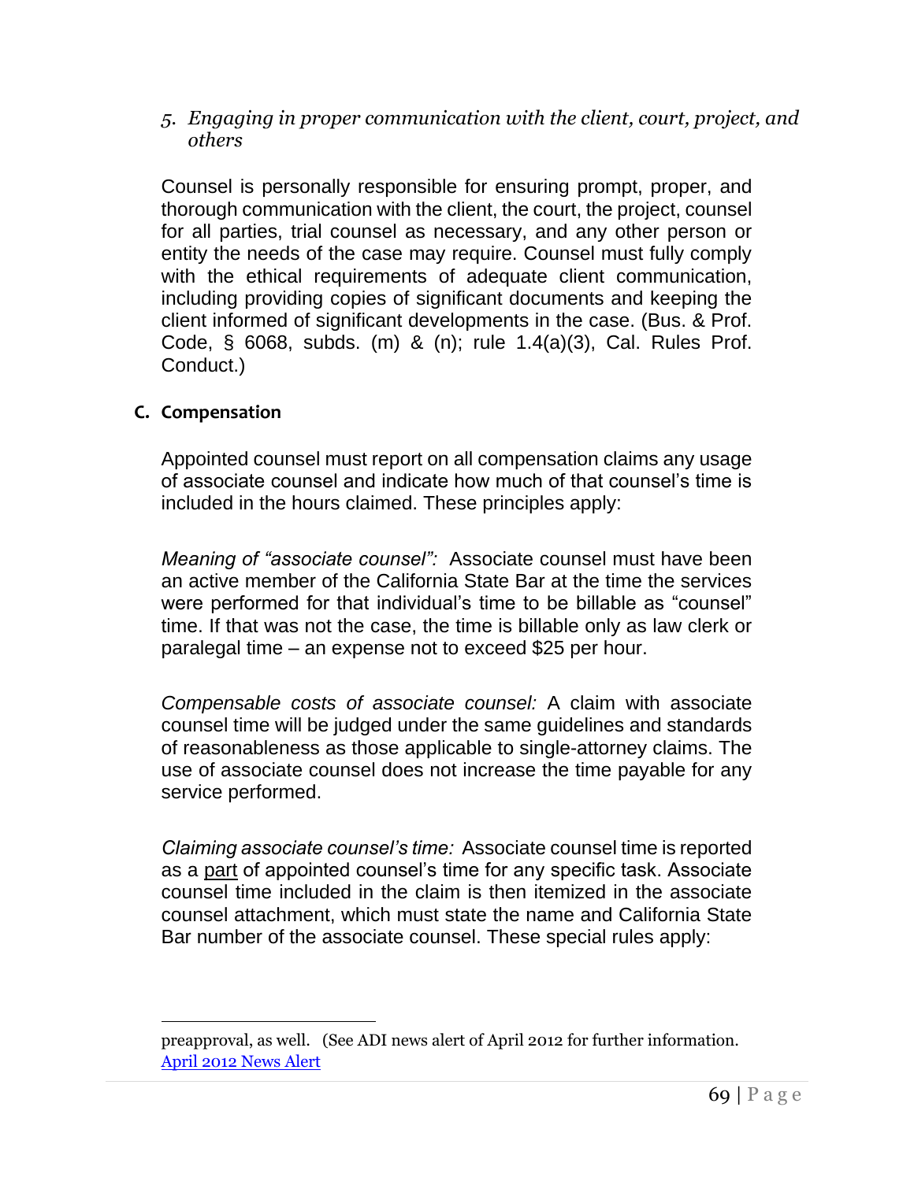*5. Engaging in proper communication with the client, court, project, and others*

Counsel is personally responsible for ensuring prompt, proper, and thorough communication with the client, the court, the project, counsel for all parties, trial counsel as necessary, and any other person or entity the needs of the case may require. Counsel must fully comply with the ethical requirements of adequate client communication, including providing copies of significant documents and keeping the client informed of significant developments in the case. (Bus. & Prof. Code, § 6068, subds. (m) & (n); rule 1.4(a)(3), Cal. Rules Prof. Conduct.)

## C. Compensation

Appointed counsel must report on all compensation claims any usage of associate counsel and indicate how much of that counsel's time is included in the hours claimed. These principles apply:

*Meaning of "associate counsel":* Associate counsel must have been an active member of the California State Bar at the time the services were performed for that individual's time to be billable as "counsel" time. If that was not the case, the time is billable only as law clerk or paralegal time – an expense not to exceed $25 per hour.

*Compensable costs of associate counsel:* A claim with associate counsel time will be judged under the same guidelines and standards of reasonableness as those applicable to single-attorney claims. The use of associate counsel does not increase the time payable for any service performed.

*Claiming associate counsel's time:* Associate counsel time is reported as a part of appointed counsel's time for any specific task. Associate counsel time included in the claim is then itemized in the associate counsel attachment, which must state the name and California State Bar number of the associate counsel. These special rules apply:

---

preapproval, as well. (See ADI news alert of April 2012 for further information. [April 2012 News Alert](April 2012 News Alert)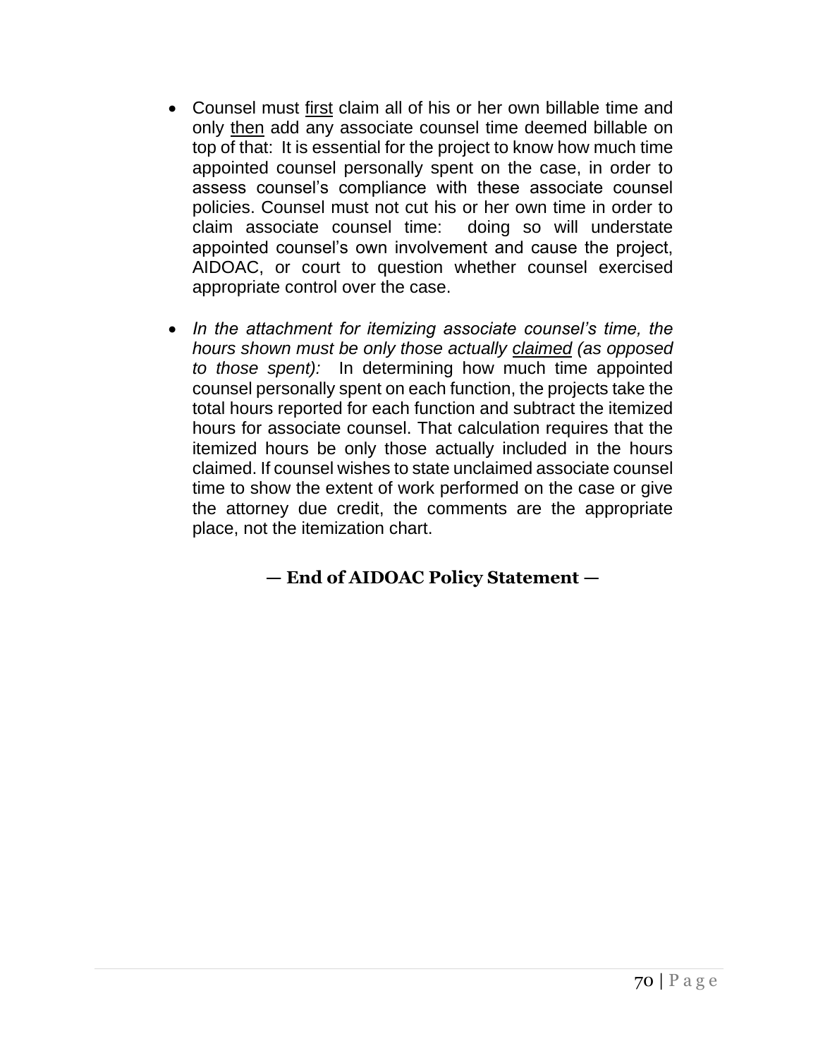- Counsel must <u>first</u> claim all of his or her own billable time and only <u>then</u> add any associate counsel time deemed billable on top of that: It is essential for the project to know how much time appointed counsel personally spent on the case, in order to assess counsel's compliance with these associate counsel policies. Counsel must not cut his or her own time in order to claim associate counsel time: doing so will understate appointed counsel's own involvement and cause the project, AIDOAC, or court to question whether counsel exercised appropriate control over the case.

- *In the attachment for itemizing associate counsel's time, the hours shown must be only those actually <u>claimed</u> (as opposed to those spent):* In determining how much time appointed counsel personally spent on each function, the projects take the total hours reported for each function and subtract the itemized hours for associate counsel. That calculation requires that the itemized hours be only those actually included in the hours claimed. If counsel wishes to state unclaimed associate counsel time to show the extent of work performed on the case or give the attorney due credit, the comments are the appropriate place, not the itemization chart.

**— End of AIDOAC Policy Statement —**